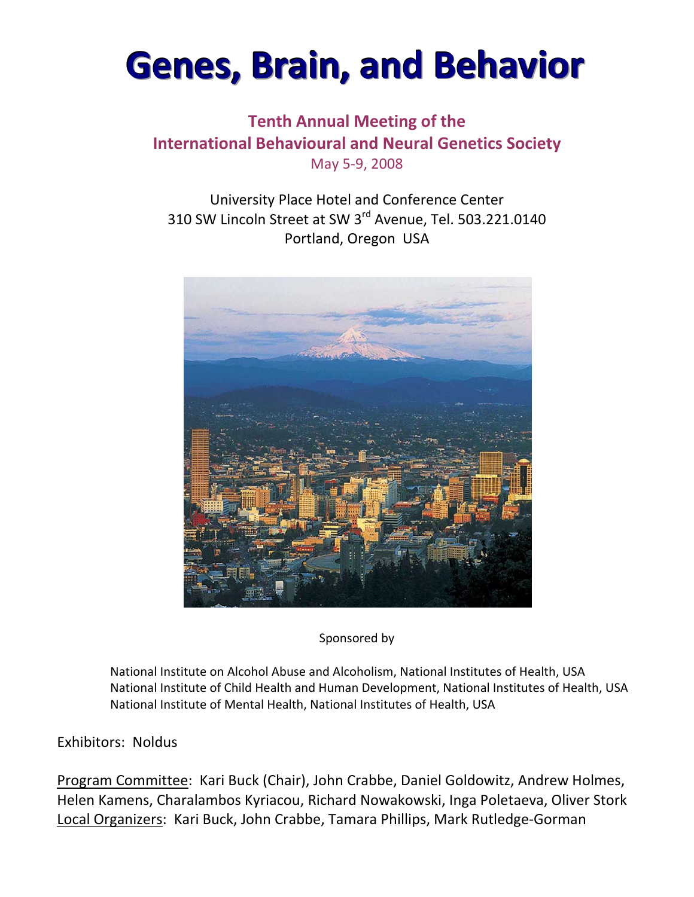# Genes, Brain, and Behavior

## Tenth Annual Meeting of the International Behavioural and Neural Genetics Society

May 5-9, 2008

University Place Hotel and Conference Center
310 SW Lincoln Street at SW 3rd Avenue, Tel. 503.221.0140
Portland, Oregon USA

Sponsored by

National Institute on Alcohol Abuse and Alcoholism, National Institutes of Health, USA
National Institute of Child Health and Human Development, National Institutes of Health, USA
National Institute of Mental Health, National Institutes of Health, USA

Exhibitors: Noldus

Program Committee: Kari Buck (Chair), John Crabbe, Daniel Goldowitz, Andrew Holmes, Helen Kamens, Charalambos Kyriacou, Richard Nowakowski, Inga Poletaeva, Oliver Stork
Local Organizers: Kari Buck, John Crabbe, Tamara Phillips, Mark Rutledge-Gorman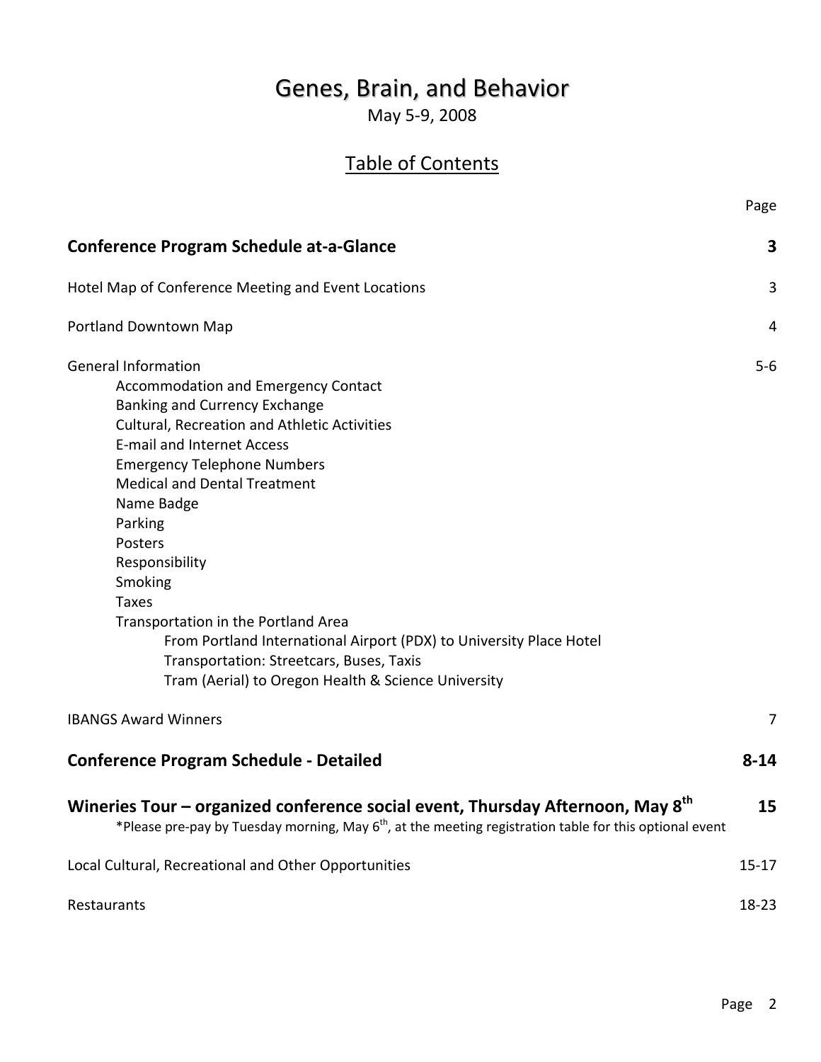# Genes, Brain, and Behavior

May 5-9, 2008

## Table of Contents

| | Page |
|---|---|
| **Conference Program Schedule at-a-Glance** | **3** |
| Hotel Map of Conference Meeting and Event Locations | 3 |
| Portland Downtown Map | 4 |
| General Information | 5-6 |
| Accommodation and Emergency Contact | |
| Banking and Currency Exchange | |
| Cultural, Recreation and Athletic Activities | |
| E-mail and Internet Access | |
| Emergency Telephone Numbers | |
| Medical and Dental Treatment | |
| Name Badge | |
| Parking | |
| Posters | |
| Responsibility | |
| Smoking | |
| Taxes | |
| Transportation in the Portland Area | |
| From Portland International Airport (PDX) to University Place Hotel | |
| Transportation: Streetcars, Buses, Taxis | |
| Tram (Aerial) to Oregon Health & Science University | |
| IBANGS Award Winners | 7 |
| **Conference Program Schedule - Detailed** | **8-14** |
| **Wineries Tour – organized conference social event, Thursday Afternoon, May 8th** *Please pre-pay by Tuesday morning, May 6th, at the meeting registration table for this optional event | **15** |
| Local Cultural, Recreational and Other Opportunities | 15-17 |
| Restaurants | 18-23 |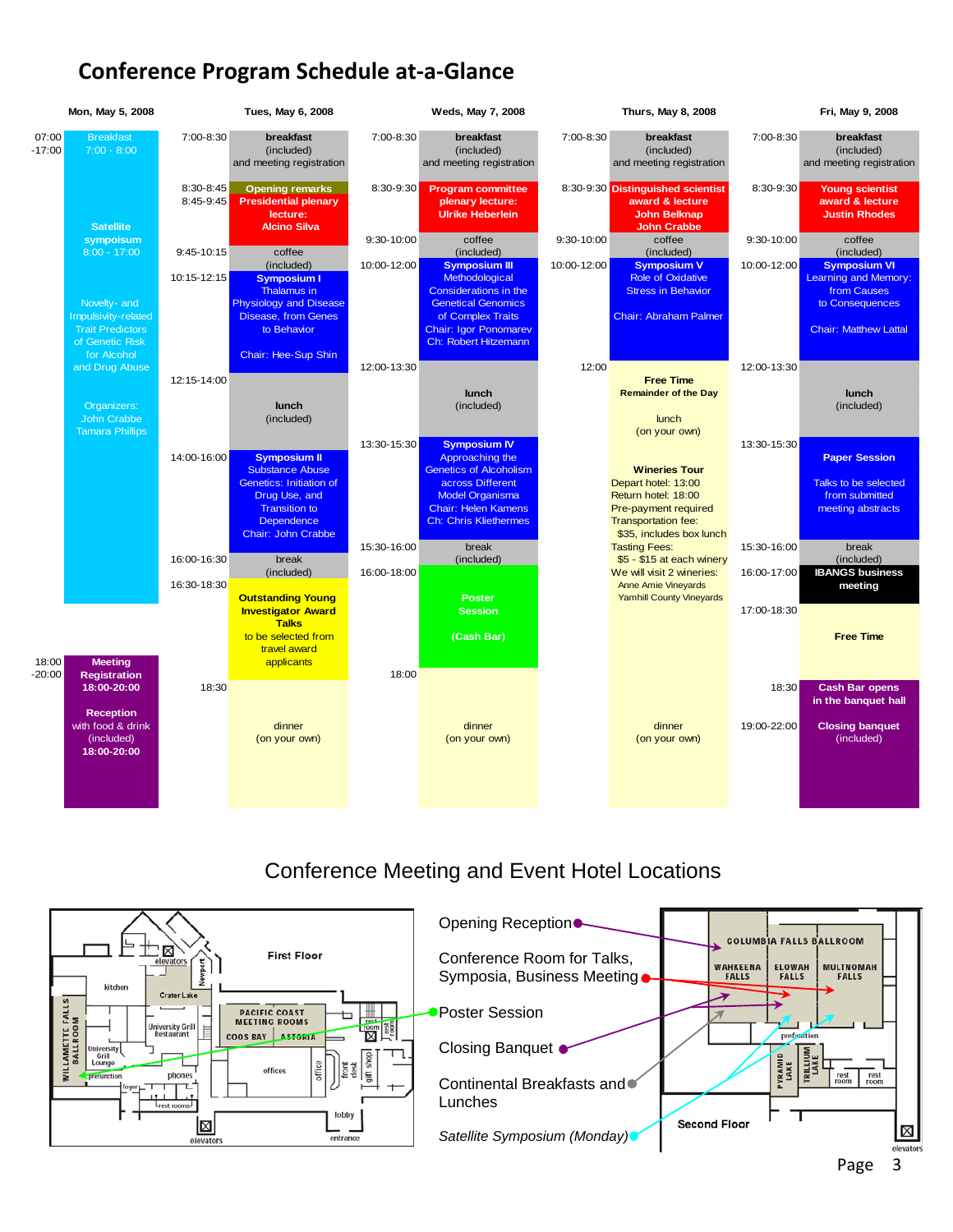# Conference Program Schedule at-a-Glance

## Mon, May 5, 2008

| Time | Event |
|---|---|
| 07:00-17:00 | Breakfast 7:00 - 8:00 |
| | **Satellite symposium** 8:00 - 17:00 |
| | Novelty- and Impulsivity-related Trait Predictors of Genetic Risk for Alcohol and Drug Abuse |
| | Organizers: John Crabbe, Tamara Phillips |
| 18:00-20:00 | **Meeting Registration 18:00-20:00** |
| | **Reception** with food & drink (included) **18:00-20:00** |

## Tues, May 6, 2008

| Time | Event |
|---|---|
| 7:00-8:30 | **breakfast** (included) and meeting registration |
| 8:30-8:45 | **Opening remarks** |
| 8:45-9:45 | **Presidential plenary lecture: Alcino Silva** |
| 9:45-10:15 | coffee (included) |
| 10:15-12:15 | **Symposium I** Thalamus in Physiology and Disease Disease, from Genes to Behavior. Chair: Hee-Sup Shin |
| 12:15-14:00 | **lunch** (included) |
| 14:00-16:00 | **Symposium II** Substance Abuse Genetics: Initiation of Drug Use, and Transition to Dependence. Chair: John Crabbe |
| 16:00-16:30 | break (included) |
| 16:30-18:30 | **Outstanding Young Investigator Award Talks** to be selected from travel award applicants |
| 18:30 | dinner (on your own) |

## Weds, May 7, 2008

| Time | Event |
|---|---|
| 7:00-8:30 | **breakfast** (included) and meeting registration |
| 8:30-9:30 | **Program committee plenary lecture: Ulrike Heberlein** |
| 9:30-10:00 | coffee (included) |
| 10:00-12:00 | **Symposium III** Methodological Considerations in the Genetical Genomics of Complex Traits. Chair: Igor Ponomarev, Ch: Robert Hitzemann |
| 12:00-13:30 | **lunch** (included) |
| 13:30-15:30 | **Symposium IV** Approaching the Genetics of Alcoholism across Different Model Organisma. Chair: Helen Kamens, Ch: Chris Kliethermes |
| 15:30-16:00 | break (included) |
| 16:00-18:00 | **Poster Session** (Cash Bar) |
| 18:00 | dinner (on your own) |

## Thurs, May 8, 2008

| Time | Event |
|---|---|
| 7:00-8:30 | **breakfast** (included) and meeting registration |
| 8:30-9:30 | **Distinguished scientist award & lecture John Belknap, John Crabbe** |
| 9:30-10:00 | coffee (included) |
| 10:00-12:00 | **Symposium V** Role of Oxidative Stress in Behavior. Chair: Abraham Palmer |
| 12:00 | **Free Time** **Remainder of the Day** |
| | lunch (on your own) |
| | **Wineries Tour** Depart hotel: 13:00; Return hotel: 18:00; Pre-payment required; Transportation fee: $35, includes box lunch; Tasting Fees: $5 - $15 at each winery; We will visit 2 wineries: Anne Amie Vineyards, Yamhill County Vineyards |
| | dinner (on your own) |

## Fri, May 9, 2008

| Time | Event |
|---|---|
| 7:00-8:30 | **breakfast** (included) and meeting registration |
| 8:30-9:30 | **Young scientist award & lecture Justin Rhodes** |
| 9:30-10:00 | coffee (included) |
| 10:00-12:00 | **Symposium VI** Learning and Memory: from Causes to Consequences. Chair: Matthew Lattal |
| 12:00-13:30 | **lunch** (included) |
| 13:30-15:30 | **Paper Session** Talks to be selected from submitted meeting abstracts |
| 15:30-16:00 | break (included) |
| 16:00-17:00 | **IBANGS business meeting** |
| 17:00-18:30 | **Free Time** |
| 18:30 | **Cash Bar opens in the banquet hall** |
| 19:00-22:00 | **Closing banquet** (included) |

# Conference Meeting and Event Hotel Locations

- Opening Reception — Columbia Falls Ballroom (Second Floor)
- Conference Room for Talks, Symposia, Business Meeting — Elowah Falls / Multnomah Falls (Second Floor)
- Poster Session — Willamette Falls Ballroom (First Floor)
- Closing Banquet — Wahkeena Falls (Second Floor)
- Continental Breakfasts and Lunches — Wahkeena Falls (Second Floor)
- *Satellite Symposium (Monday)* — Elowah Falls / Multnomah Falls (Second Floor)

First Floor: Willamette Falls Ballroom, kitchen, Crater Lake, elevators, Newport, University Grill Restaurant, University Grill Lounge, prefunction, foyer, rest rooms, phones, Pacific Coast Meeting Rooms (Coos Bay, Astoria), offices, office, front desk, gift shop, rest room, lobby, entrance.

Second Floor: Columbia Falls Ballroom (Wahkeena Falls, Elowah Falls, Multnomah Falls), prefunction, Pyramid Lake, Trillium Lake, rest room, rest room, elevators.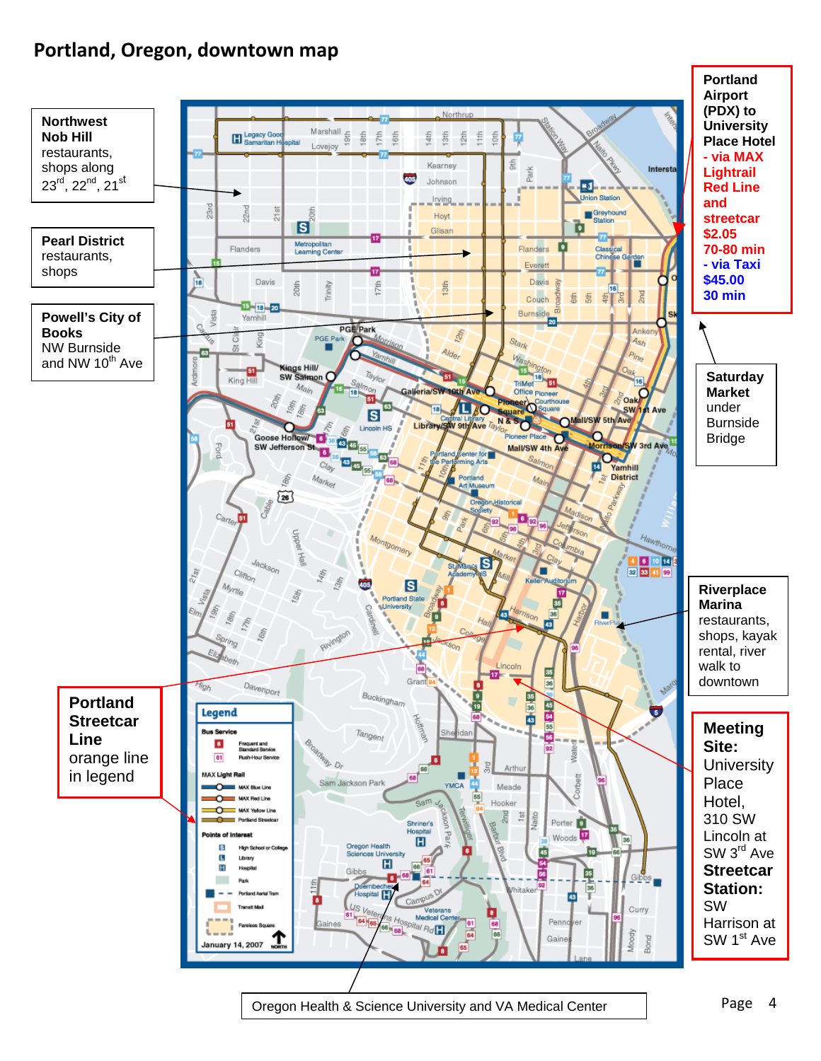# Portland, Oregon, downtown map

**Northwest Nob Hill** restaurants, shops along 23rd, 22nd, 21st

**Pearl District** restaurants, shops

**Powell's City of Books** NW Burnside and NW 10th Ave

**Portland Streetcar Line** orange line in legend

**Portland Airport (PDX) to University Place Hotel**
- via MAX Lightrail Red Line and streetcar $2.05 70-80 min
- via Taxi $45.00 30 min

**Saturday Market** under Burnside Bridge

**Riverplace Marina** restaurants, shops, kayak rental, river walk to downtown

**Meeting Site:** University Place Hotel, 310 SW Lincoln at SW 3rd Ave
**Streetcar Station:** SW Harrison at SW 1st Ave

Oregon Health & Science University and VA Medical Center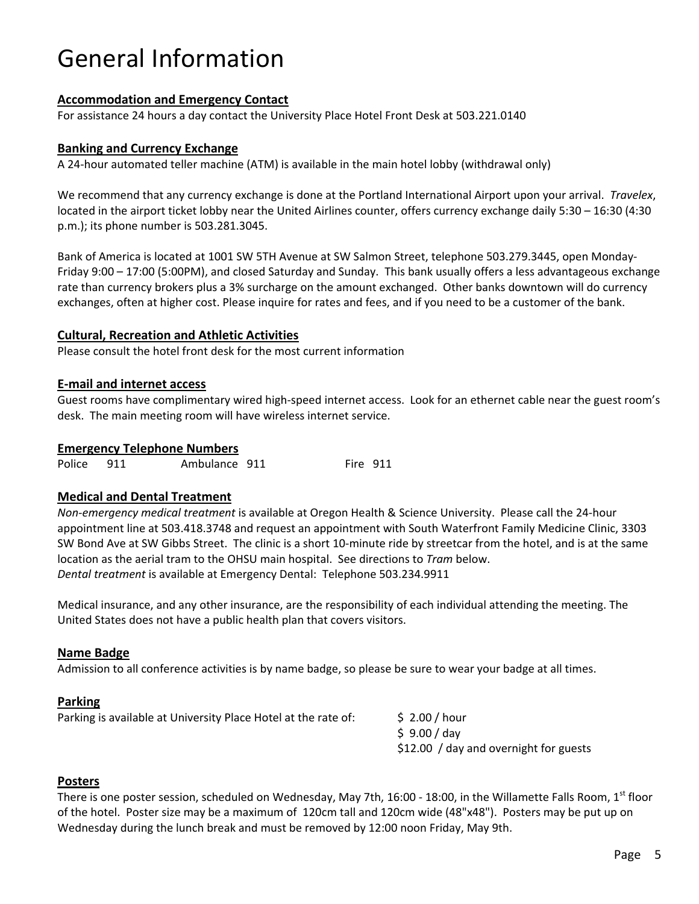# General Information

**Accommodation and Emergency Contact**

For assistance 24 hours a day contact the University Place Hotel Front Desk at 503.221.0140

**Banking and Currency Exchange**

A 24-hour automated teller machine (ATM) is available in the main hotel lobby (withdrawal only)

We recommend that any currency exchange is done at the Portland International Airport upon your arrival. *Travelex*, located in the airport ticket lobby near the United Airlines counter, offers currency exchange daily 5:30 – 16:30 (4:30 p.m.); its phone number is 503.281.3045.

Bank of America is located at 1001 SW 5TH Avenue at SW Salmon Street, telephone 503.279.3445, open Monday-Friday 9:00 – 17:00 (5:00PM), and closed Saturday and Sunday. This bank usually offers a less advantageous exchange rate than currency brokers plus a 3% surcharge on the amount exchanged. Other banks downtown will do currency exchanges, often at higher cost. Please inquire for rates and fees, and if you need to be a customer of the bank.

**Cultural, Recreation and Athletic Activities**

Please consult the hotel front desk for the most current information

**E-mail and internet access**

Guest rooms have complimentary wired high-speed internet access. Look for an ethernet cable near the guest room's desk. The main meeting room will have wireless internet service.

**Emergency Telephone Numbers**

Police 911 Ambulance 911 Fire 911

**Medical and Dental Treatment**

*Non-emergency medical treatment* is available at Oregon Health & Science University. Please call the 24-hour appointment line at 503.418.3748 and request an appointment with South Waterfront Family Medicine Clinic, 3303 SW Bond Ave at SW Gibbs Street. The clinic is a short 10-minute ride by streetcar from the hotel, and is at the same location as the aerial tram to the OHSU main hospital. See directions to *Tram* below.
*Dental treatment* is available at Emergency Dental: Telephone 503.234.9911

Medical insurance, and any other insurance, are the responsibility of each individual attending the meeting. The United States does not have a public health plan that covers visitors.

**Name Badge**

Admission to all conference activities is by name badge, so please be sure to wear your badge at all times.

**Parking**

Parking is available at University Place Hotel at the rate of:

$ 2.00 / hour
$ 9.00 / day
$12.00 / day and overnight for guests

**Posters**

There is one poster session, scheduled on Wednesday, May 7th, 16:00 - 18:00, in the Willamette Falls Room, 1st floor of the hotel. Poster size may be a maximum of 120cm tall and 120cm wide (48"x48"). Posters may be put up on Wednesday during the lunch break and must be removed by 12:00 noon Friday, May 9th.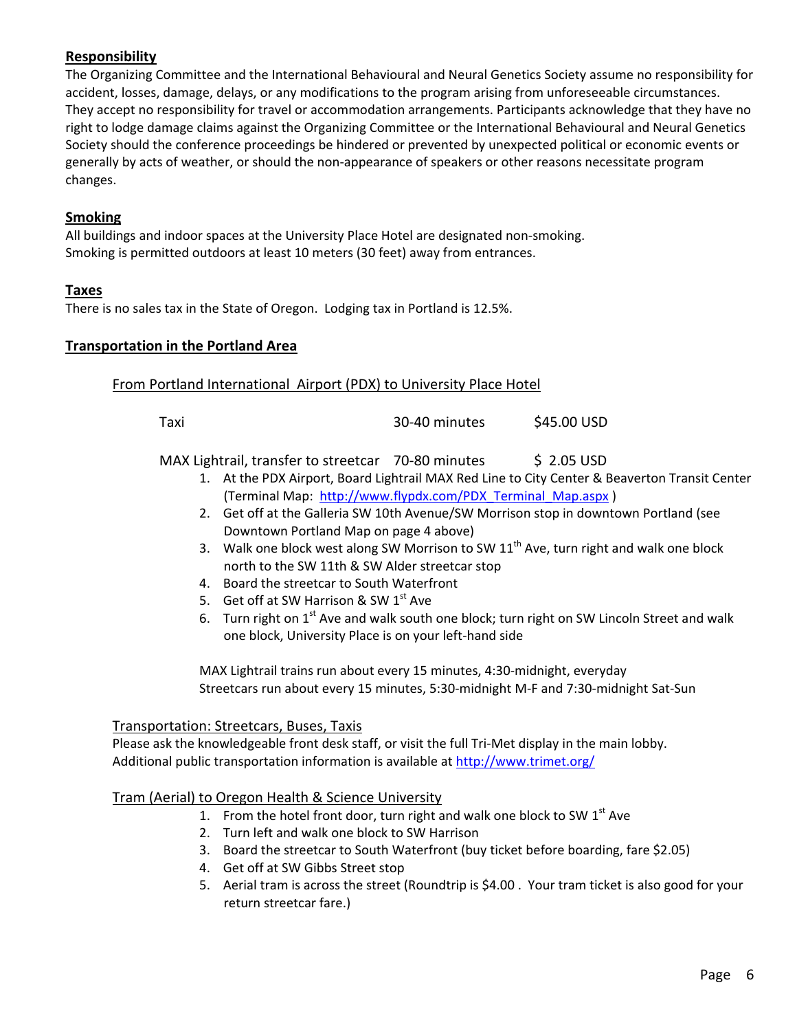## Responsibility

The Organizing Committee and the International Behavioural and Neural Genetics Society assume no responsibility for accident, losses, damage, delays, or any modifications to the program arising from unforeseeable circumstances. They accept no responsibility for travel or accommodation arrangements. Participants acknowledge that they have no right to lodge damage claims against the Organizing Committee or the International Behavioural and Neural Genetics Society should the conference proceedings be hindered or prevented by unexpected political or economic events or generally by acts of weather, or should the non-appearance of speakers or other reasons necessitate program changes.

## Smoking

All buildings and indoor spaces at the University Place Hotel are designated non-smoking.
Smoking is permitted outdoors at least 10 meters (30 feet) away from entrances.

## Taxes

There is no sales tax in the State of Oregon. Lodging tax in Portland is 12.5%.

## Transportation in the Portland Area

### From Portland International Airport (PDX) to University Place Hotel

| | | |
|---|---|---|
| Taxi | 30-40 minutes | $45.00 USD |
| MAX Lightrail, transfer to streetcar | 70-80 minutes | $ 2.05 USD |

1. At the PDX Airport, Board Lightrail MAX Red Line to City Center & Beaverton Transit Center (Terminal Map: http://www.flypdx.com/PDX_Terminal_Map.aspx )
2. Get off at the Galleria SW 10th Avenue/SW Morrison stop in downtown Portland (see Downtown Portland Map on page 4 above)
3. Walk one block west along SW Morrison to SW 11th Ave, turn right and walk one block north to the SW 11th & SW Alder streetcar stop
4. Board the streetcar to South Waterfront
5. Get off at SW Harrison & SW 1st Ave
6. Turn right on 1st Ave and walk south one block; turn right on SW Lincoln Street and walk one block, University Place is on your left-hand side

MAX Lightrail trains run about every 15 minutes, 4:30-midnight, everyday
Streetcars run about every 15 minutes, 5:30-midnight M-F and 7:30-midnight Sat-Sun

### Transportation: Streetcars, Buses, Taxis

Please ask the knowledgeable front desk staff, or visit the full Tri-Met display in the main lobby.
Additional public transportation information is available at http://www.trimet.org/

### Tram (Aerial) to Oregon Health & Science University

1. From the hotel front door, turn right and walk one block to SW 1st Ave
2. Turn left and walk one block to SW Harrison
3. Board the streetcar to South Waterfront (buy ticket before boarding, fare $2.05)
4. Get off at SW Gibbs Street stop
5. Aerial tram is across the street (Roundtrip is $4.00 . Your tram ticket is also good for your return streetcar fare.)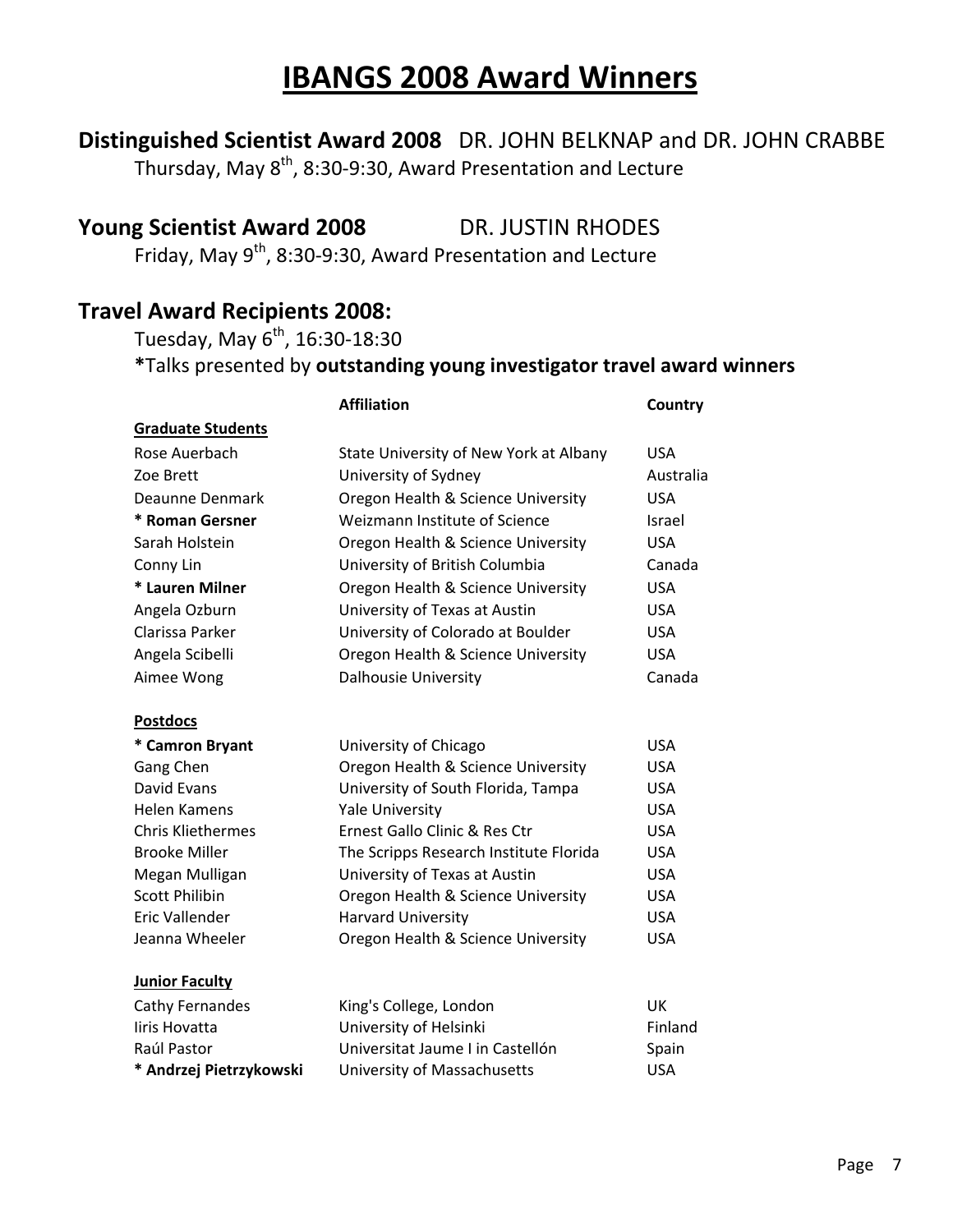# IBANGS 2008 Award Winners

## Distinguished Scientist Award 2008 DR. JOHN BELKNAP and DR. JOHN CRABBE

Thursday, May 8th, 8:30-9:30, Award Presentation and Lecture

## Young Scientist Award 2008 DR. JUSTIN RHODES

Friday, May 9th, 8:30-9:30, Award Presentation and Lecture

## Travel Award Recipients 2008:

Tuesday, May 6th, 16:30-18:30

**\***Talks presented by **outstanding young investigator travel award winners**

| | Affiliation | Country |
|---|---|---|
| **Graduate Students** | | |
| Rose Auerbach | State University of New York at Albany | USA |
| Zoe Brett | University of Sydney | Australia |
| Deaunne Denmark | Oregon Health & Science University | USA |
| **\* Roman Gersner** | Weizmann Institute of Science | Israel |
| Sarah Holstein | Oregon Health & Science University | USA |
| Conny Lin | University of British Columbia | Canada |
| **\* Lauren Milner** | Oregon Health & Science University | USA |
| Angela Ozburn | University of Texas at Austin | USA |
| Clarissa Parker | University of Colorado at Boulder | USA |
| Angela Scibelli | Oregon Health & Science University | USA |
| Aimee Wong | Dalhousie University | Canada |
| **Postdocs** | | |
| **\* Camron Bryant** | University of Chicago | USA |
| Gang Chen | Oregon Health & Science University | USA |
| David Evans | University of South Florida, Tampa | USA |
| Helen Kamens | Yale University | USA |
| Chris Kliethermes | Ernest Gallo Clinic & Res Ctr | USA |
| Brooke Miller | The Scripps Research Institute Florida | USA |
| Megan Mulligan | University of Texas at Austin | USA |
| Scott Philibin | Oregon Health & Science University | USA |
| Eric Vallender | Harvard University | USA |
| Jeanna Wheeler | Oregon Health & Science University | USA |
| **Junior Faculty** | | |
| Cathy Fernandes | King's College, London | UK |
| Iiris Hovatta | University of Helsinki | Finland |
| Raúl Pastor | Universitat Jaume I in Castellón | Spain |
| **\* Andrzej Pietrzykowski** | University of Massachusetts | USA |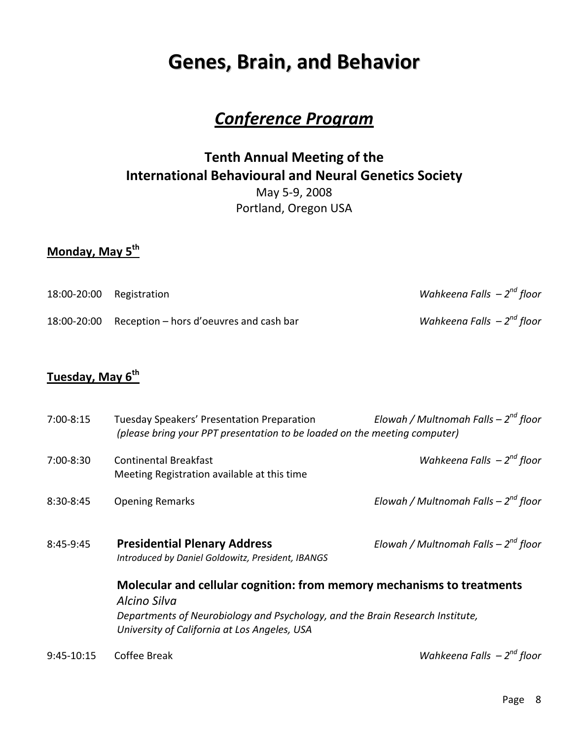# Genes, Brain, and Behavior

## *Conference Program*

### Tenth Annual Meeting of the International Behavioural and Neural Genetics Society

May 5-9, 2008
Portland, Oregon USA

## Monday, May 5th

18:00-20:00 Registration — *Wahkeena Falls – 2nd floor*

18:00-20:00 Reception – hors d'oeuvres and cash bar — *Wahkeena Falls – 2nd floor*

## Tuesday, May 6th

7:00-8:15 Tuesday Speakers' Presentation Preparation — *Elowah / Multnomah Falls – 2nd floor*
*(please bring your PPT presentation to be loaded on the meeting computer)*

7:00-8:30 Continental Breakfast — *Wahkeena Falls – 2nd floor*
Meeting Registration available at this time

8:30-8:45 Opening Remarks — *Elowah / Multnomah Falls – 2nd floor*

8:45-9:45 **Presidential Plenary Address** — *Elowah / Multnomah Falls – 2nd floor*
*Introduced by Daniel Goldowitz, President, IBANGS*

**Molecular and cellular cognition: from memory mechanisms to treatments**
*Alcino Silva*
*Departments of Neurobiology and Psychology, and the Brain Research Institute, University of California at Los Angeles, USA*

9:45-10:15 Coffee Break — *Wahkeena Falls – 2nd floor*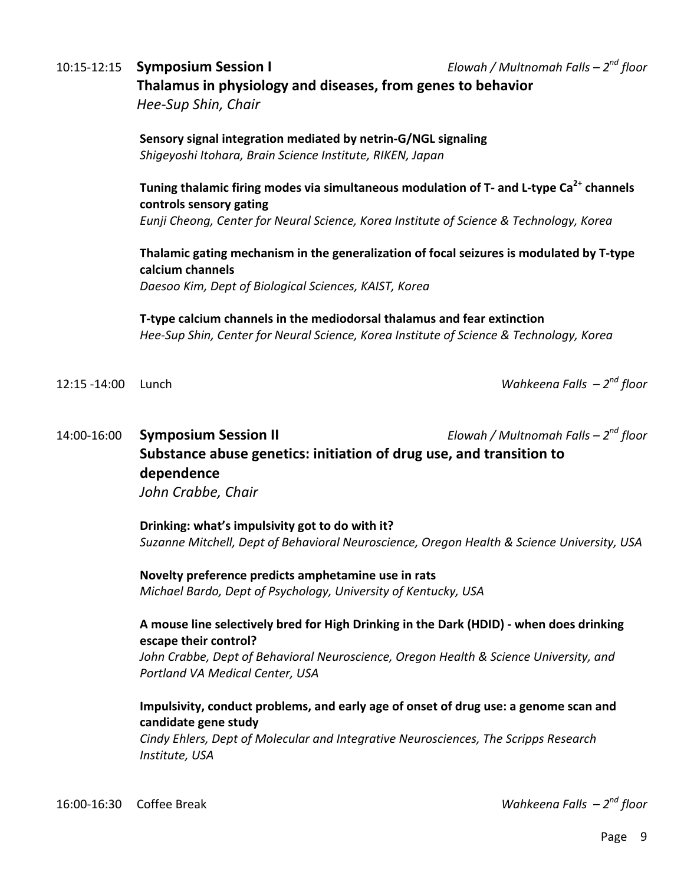10:15-12:15 **Symposium Session I** *Elowah / Multnomah Falls – 2nd floor*

**Thalamus in physiology and diseases, from genes to behavior**
*Hee-Sup Shin, Chair*

**Sensory signal integration mediated by netrin-G/NGL signaling**
*Shigeyoshi Itohara, Brain Science Institute, RIKEN, Japan*

**Tuning thalamic firing modes via simultaneous modulation of T- and L-type $Ca^{2+}$ channels controls sensory gating**
*Eunji Cheong, Center for Neural Science, Korea Institute of Science & Technology, Korea*

**Thalamic gating mechanism in the generalization of focal seizures is modulated by T-type calcium channels**
*Daesoo Kim, Dept of Biological Sciences, KAIST, Korea*

**T-type calcium channels in the mediodorsal thalamus and fear extinction**
*Hee-Sup Shin, Center for Neural Science, Korea Institute of Science & Technology, Korea*

12:15 -14:00 Lunch *Wahkeena Falls – 2nd floor*

14:00-16:00 **Symposium Session II** *Elowah / Multnomah Falls – 2nd floor*

**Substance abuse genetics: initiation of drug use, and transition to dependence**
*John Crabbe, Chair*

**Drinking: what's impulsivity got to do with it?**
*Suzanne Mitchell, Dept of Behavioral Neuroscience, Oregon Health & Science University, USA*

**Novelty preference predicts amphetamine use in rats**
*Michael Bardo, Dept of Psychology, University of Kentucky, USA*

**A mouse line selectively bred for High Drinking in the Dark (HDID) - when does drinking escape their control?**
*John Crabbe, Dept of Behavioral Neuroscience, Oregon Health & Science University, and Portland VA Medical Center, USA*

**Impulsivity, conduct problems, and early age of onset of drug use: a genome scan and candidate gene study**
*Cindy Ehlers, Dept of Molecular and Integrative Neurosciences, The Scripps Research Institute, USA*

16:00-16:30 Coffee Break *Wahkeena Falls – 2nd floor*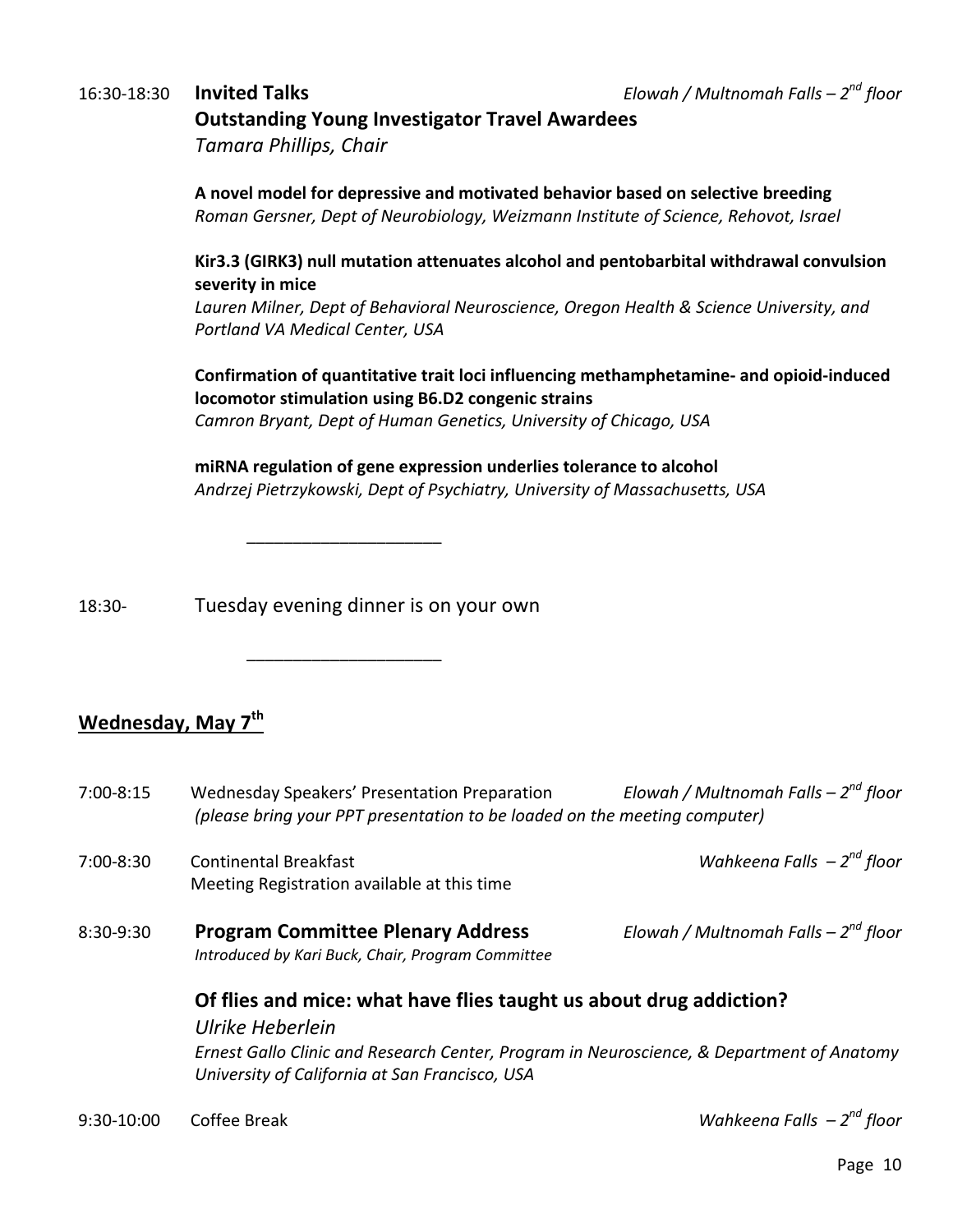16:30-18:30 **Invited Talks** *Elowah / Multnomah Falls – 2nd floor*

**Outstanding Young Investigator Travel Awardees**

*Tamara Phillips, Chair*

**A novel model for depressive and motivated behavior based on selective breeding**
*Roman Gersner, Dept of Neurobiology, Weizmann Institute of Science, Rehovot, Israel*

**Kir3.3 (GIRK3) null mutation attenuates alcohol and pentobarbital withdrawal convulsion severity in mice**
*Lauren Milner, Dept of Behavioral Neuroscience, Oregon Health & Science University, and Portland VA Medical Center, USA*

**Confirmation of quantitative trait loci influencing methamphetamine- and opioid-induced locomotor stimulation using B6.D2 congenic strains**
*Camron Bryant, Dept of Human Genetics, University of Chicago, USA*

**miRNA regulation of gene expression underlies tolerance to alcohol**
*Andrzej Pietrzykowski, Dept of Psychiatry, University of Massachusetts, USA*

---

18:30- Tuesday evening dinner is on your own

---

## Wednesday, May 7th

7:00-8:15 Wednesday Speakers' Presentation Preparation *Elowah / Multnomah Falls – 2nd floor*
*(please bring your PPT presentation to be loaded on the meeting computer)*

7:00-8:30 Continental Breakfast *Wahkeena Falls – 2nd floor*
Meeting Registration available at this time

8:30-9:30 **Program Committee Plenary Address** *Elowah / Multnomah Falls – 2nd floor*
*Introduced by Kari Buck, Chair, Program Committee*

**Of flies and mice: what have flies taught us about drug addiction?**

*Ulrike Heberlein*

*Ernest Gallo Clinic and Research Center, Program in Neuroscience, & Department of Anatomy University of California at San Francisco, USA*

9:30-10:00 Coffee Break *Wahkeena Falls – 2nd floor*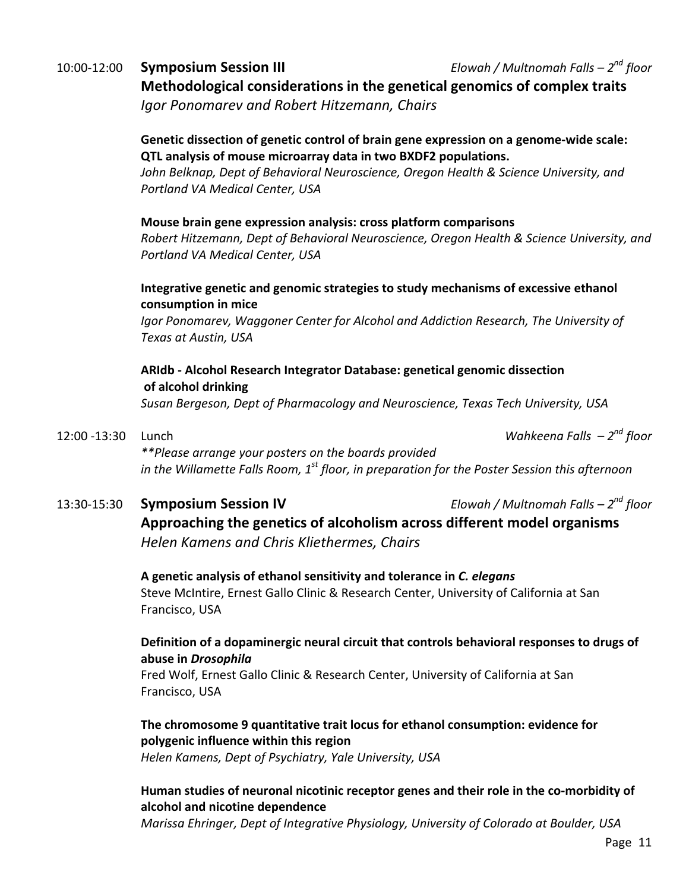10:00-12:00 **Symposium Session III** *Elowah / Multnomah Falls – 2nd floor*

**Methodological considerations in the genetical genomics of complex traits**

*Igor Ponomarev and Robert Hitzemann, Chairs*

**Genetic dissection of genetic control of brain gene expression on a genome-wide scale: QTL analysis of mouse microarray data in two BXDF2 populations.**
*John Belknap, Dept of Behavioral Neuroscience, Oregon Health & Science University, and Portland VA Medical Center, USA*

**Mouse brain gene expression analysis: cross platform comparisons**
*Robert Hitzemann, Dept of Behavioral Neuroscience, Oregon Health & Science University, and Portland VA Medical Center, USA*

**Integrative genetic and genomic strategies to study mechanisms of excessive ethanol consumption in mice**
*Igor Ponomarev, Waggoner Center for Alcohol and Addiction Research, The University of Texas at Austin, USA*

**ARIdb - Alcohol Research Integrator Database: genetical genomic dissection of alcohol drinking**
*Susan Bergeson, Dept of Pharmacology and Neuroscience, Texas Tech University, USA*

12:00 -13:30 Lunch *Wahkeena Falls – 2nd floor*

*\*\*Please arrange your posters on the boards provided in the Willamette Falls Room, 1st floor, in preparation for the Poster Session this afternoon*

13:30-15:30 **Symposium Session IV** *Elowah / Multnomah Falls – 2nd floor*

**Approaching the genetics of alcoholism across different model organisms**

*Helen Kamens and Chris Kliethermes, Chairs*

**A genetic analysis of ethanol sensitivity and tolerance in *C. elegans***
Steve McIntire, Ernest Gallo Clinic & Research Center, University of California at San Francisco, USA

**Definition of a dopaminergic neural circuit that controls behavioral responses to drugs of abuse in *Drosophila***
Fred Wolf, Ernest Gallo Clinic & Research Center, University of California at San Francisco, USA

**The chromosome 9 quantitative trait locus for ethanol consumption: evidence for polygenic influence within this region**
*Helen Kamens, Dept of Psychiatry, Yale University, USA*

**Human studies of neuronal nicotinic receptor genes and their role in the co-morbidity of alcohol and nicotine dependence**
*Marissa Ehringer, Dept of Integrative Physiology, University of Colorado at Boulder, USA*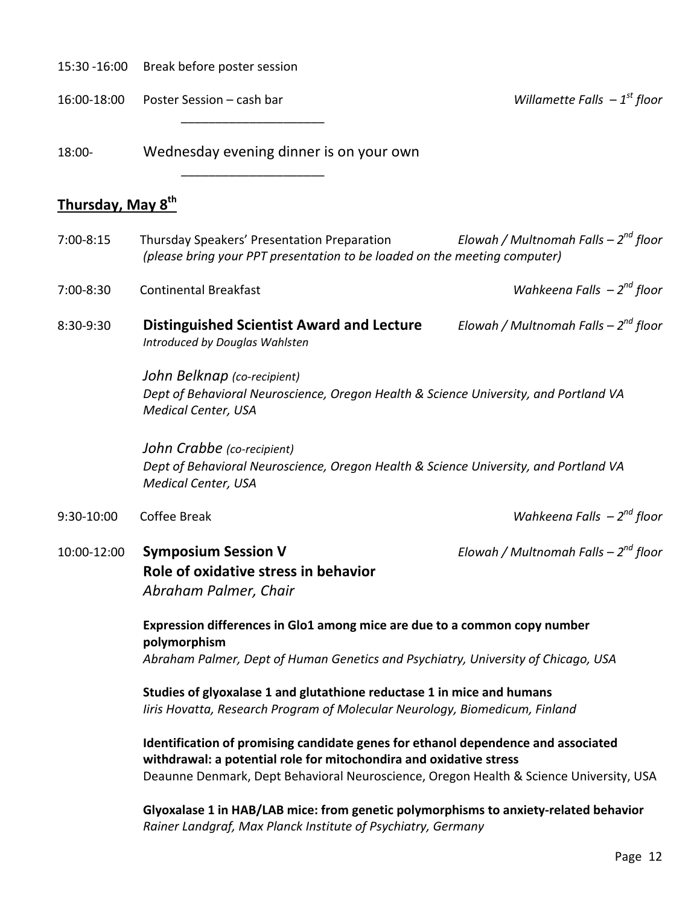15:30 -16:00 Break before poster session

16:00-18:00 Poster Session – cash bar *Willamette Falls – 1st floor*

---

18:00- Wednesday evening dinner is on your own

---

## Thursday, May 8th

7:00-8:15 Thursday Speakers' Presentation Preparation *Elowah / Multnomah Falls – 2nd floor*
*(please bring your PPT presentation to be loaded on the meeting computer)*

7:00-8:30 Continental Breakfast *Wahkeena Falls – 2nd floor*

8:30-9:30 **Distinguished Scientist Award and Lecture** *Elowah / Multnomah Falls – 2nd floor*
*Introduced by Douglas Wahlsten*

*John Belknap (co-recipient)*
*Dept of Behavioral Neuroscience, Oregon Health & Science University, and Portland VA Medical Center, USA*

*John Crabbe (co-recipient)*
*Dept of Behavioral Neuroscience, Oregon Health & Science University, and Portland VA Medical Center, USA*

9:30-10:00 Coffee Break *Wahkeena Falls – 2nd floor*

10:00-12:00 **Symposium Session V** *Elowah / Multnomah Falls – 2nd floor*
**Role of oxidative stress in behavior**
*Abraham Palmer, Chair*

**Expression differences in Glo1 among mice are due to a common copy number polymorphism**
*Abraham Palmer, Dept of Human Genetics and Psychiatry, University of Chicago, USA*

**Studies of glyoxalase 1 and glutathione reductase 1 in mice and humans**
*Iiris Hovatta, Research Program of Molecular Neurology, Biomedicum, Finland*

**Identification of promising candidate genes for ethanol dependence and associated withdrawal: a potential role for mitochondira and oxidative stress**
Deaunne Denmark, Dept Behavioral Neuroscience, Oregon Health & Science University, USA

**Glyoxalase 1 in HAB/LAB mice: from genetic polymorphisms to anxiety-related behavior**
*Rainer Landgraf, Max Planck Institute of Psychiatry, Germany*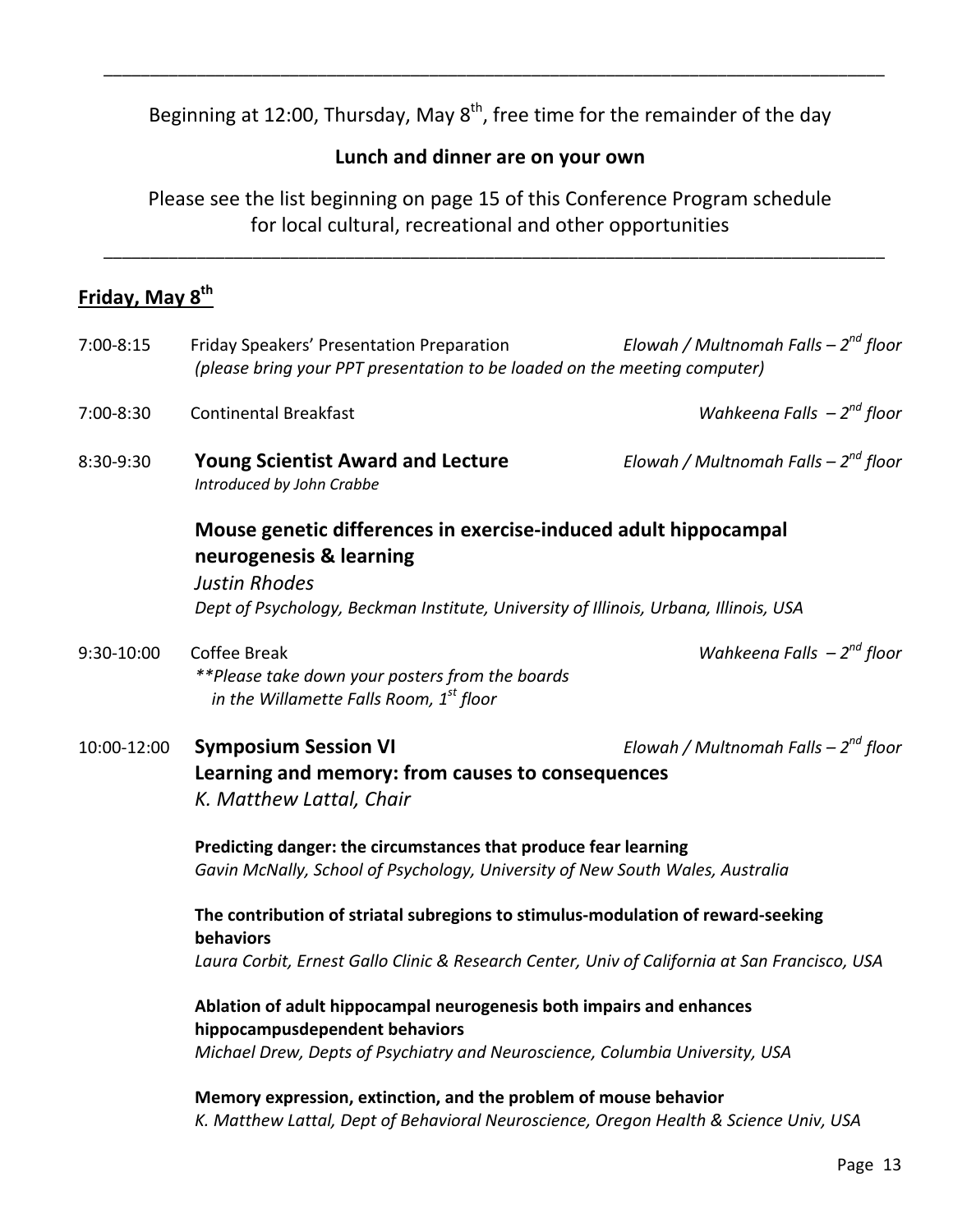---

Beginning at 12:00, Thursday, May 8th, free time for the remainder of the day

**Lunch and dinner are on your own**

Please see the list beginning on page 15 of this Conference Program schedule for local cultural, recreational and other opportunities

---

## Friday, May 8th

7:00-8:15 Friday Speakers' Presentation Preparation — *Elowah / Multnomah Falls – 2nd floor*
*(please bring your PPT presentation to be loaded on the meeting computer)*

7:00-8:30 Continental Breakfast — *Wahkeena Falls – 2nd floor*

8:30-9:30 **Young Scientist Award and Lecture** — *Elowah / Multnomah Falls – 2nd floor*
*Introduced by John Crabbe*

**Mouse genetic differences in exercise-induced adult hippocampal neurogenesis & learning**
*Justin Rhodes*
*Dept of Psychology, Beckman Institute, University of Illinois, Urbana, Illinois, USA*

9:30-10:00 Coffee Break — *Wahkeena Falls – 2nd floor*
*\*\*Please take down your posters from the boards in the Willamette Falls Room, 1st floor*

10:00-12:00 **Symposium Session VI** — *Elowah / Multnomah Falls – 2nd floor*
**Learning and memory: from causes to consequences**
*K. Matthew Lattal, Chair*

**Predicting danger: the circumstances that produce fear learning**
*Gavin McNally, School of Psychology, University of New South Wales, Australia*

**The contribution of striatal subregions to stimulus-modulation of reward-seeking behaviors**
*Laura Corbit, Ernest Gallo Clinic & Research Center, Univ of California at San Francisco, USA*

**Ablation of adult hippocampal neurogenesis both impairs and enhances hippocampusdependent behaviors**
*Michael Drew, Depts of Psychiatry and Neuroscience, Columbia University, USA*

**Memory expression, extinction, and the problem of mouse behavior**
*K. Matthew Lattal, Dept of Behavioral Neuroscience, Oregon Health & Science Univ, USA*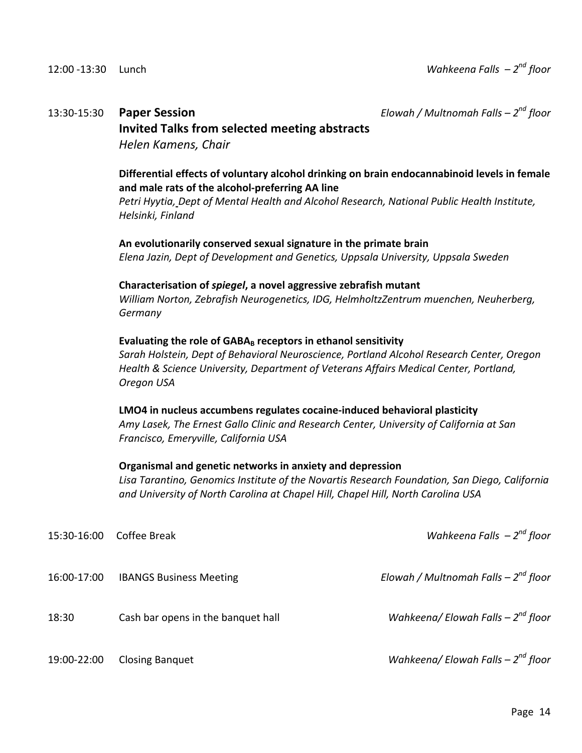12:00 -13:30 Lunch *Wahkeena Falls – 2nd floor*

13:30-15:30 **Paper Session** *Elowah / Multnomah Falls – 2nd floor*

**Invited Talks from selected meeting abstracts**

*Helen Kamens, Chair*

**Differential effects of voluntary alcohol drinking on brain endocannabinoid levels in female and male rats of the alcohol-preferring AA line**
*Petri Hyytia, Dept of Mental Health and Alcohol Research, National Public Health Institute, Helsinki, Finland*

**An evolutionarily conserved sexual signature in the primate brain**
*Elena Jazin, Dept of Development and Genetics, Uppsala University, Uppsala Sweden*

**Characterisation of *spiegel*, a novel aggressive zebrafish mutant**
*William Norton, Zebrafish Neurogenetics, IDG, HelmholtzZentrum muenchen, Neuherberg, Germany*

**Evaluating the role of $GABA_B$ receptors in ethanol sensitivity**
*Sarah Holstein, Dept of Behavioral Neuroscience, Portland Alcohol Research Center, Oregon Health & Science University, Department of Veterans Affairs Medical Center, Portland, Oregon USA*

**LMO4 in nucleus accumbens regulates cocaine-induced behavioral plasticity**
*Amy Lasek, The Ernest Gallo Clinic and Research Center, University of California at San Francisco, Emeryville, California USA*

**Organismal and genetic networks in anxiety and depression**
*Lisa Tarantino, Genomics Institute of the Novartis Research Foundation, San Diego, California and University of North Carolina at Chapel Hill, Chapel Hill, North Carolina USA*

15:30-16:00 Coffee Break *Wahkeena Falls – 2nd floor*

16:00-17:00 IBANGS Business Meeting *Elowah / Multnomah Falls – 2nd floor*

18:30 Cash bar opens in the banquet hall *Wahkeena/ Elowah Falls – 2nd floor*

19:00-22:00 Closing Banquet *Wahkeena/ Elowah Falls – 2nd floor*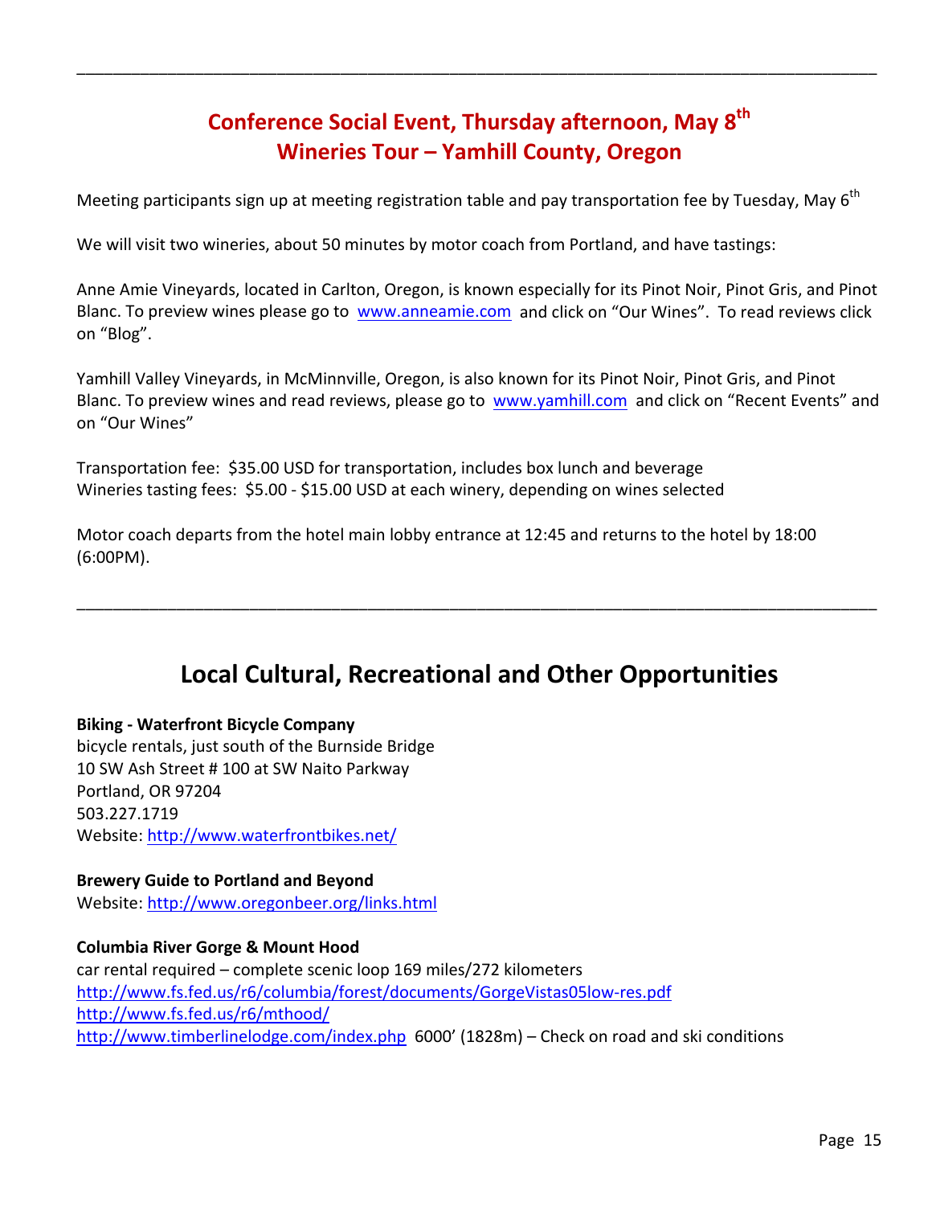---

## Conference Social Event, Thursday afternoon, May 8th
## Wineries Tour – Yamhill County, Oregon

Meeting participants sign up at meeting registration table and pay transportation fee by Tuesday, May 6th

We will visit two wineries, about 50 minutes by motor coach from Portland, and have tastings:

Anne Amie Vineyards, located in Carlton, Oregon, is known especially for its Pinot Noir, Pinot Gris, and Pinot Blanc. To preview wines please go to www.anneamie.com and click on "Our Wines". To read reviews click on "Blog".

Yamhill Valley Vineyards, in McMinnville, Oregon, is also known for its Pinot Noir, Pinot Gris, and Pinot Blanc. To preview wines and read reviews, please go to www.yamhill.com and click on "Recent Events" and on "Our Wines"

Transportation fee: $35.00 USD for transportation, includes box lunch and beverage
Wineries tasting fees: $5.00 - $15.00 USD at each winery, depending on wines selected

Motor coach departs from the hotel main lobby entrance at 12:45 and returns to the hotel by 18:00 (6:00PM).

---

# Local Cultural, Recreational and Other Opportunities

**Biking - Waterfront Bicycle Company**
bicycle rentals, just south of the Burnside Bridge
10 SW Ash Street # 100 at SW Naito Parkway
Portland, OR 97204
503.227.1719
Website: http://www.waterfrontbikes.net/

**Brewery Guide to Portland and Beyond**
Website: http://www.oregonbeer.org/links.html

**Columbia River Gorge & Mount Hood**
car rental required – complete scenic loop 169 miles/272 kilometers
http://www.fs.fed.us/r6/columbia/forest/documents/GorgeVistas05low-res.pdf
http://www.fs.fed.us/r6/mthood/
http://www.timberlinelodge.com/index.php 6000' (1828m) – Check on road and ski conditions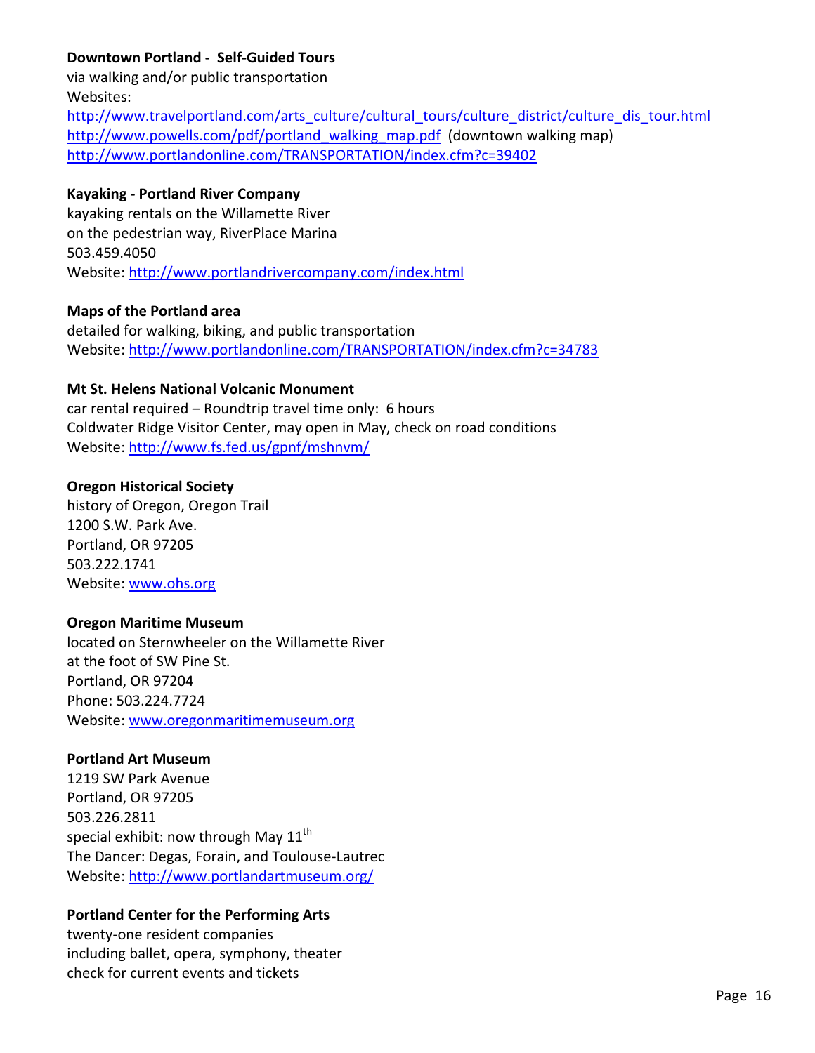**Downtown Portland - Self-Guided Tours**
via walking and/or public transportation
Websites:
http://www.travelportland.com/arts_culture/cultural_tours/culture_district/culture_dis_tour.html
http://www.powells.com/pdf/portland_walking_map.pdf (downtown walking map)
http://www.portlandonline.com/TRANSPORTATION/index.cfm?c=39402

**Kayaking - Portland River Company**
kayaking rentals on the Willamette River
on the pedestrian way, RiverPlace Marina
503.459.4050
Website: http://www.portlandrivercompany.com/index.html

**Maps of the Portland area**
detailed for walking, biking, and public transportation
Website: http://www.portlandonline.com/TRANSPORTATION/index.cfm?c=34783

**Mt St. Helens National Volcanic Monument**
car rental required – Roundtrip travel time only: 6 hours
Coldwater Ridge Visitor Center, may open in May, check on road conditions
Website: http://www.fs.fed.us/gpnf/mshnvm/

**Oregon Historical Society**
history of Oregon, Oregon Trail
1200 S.W. Park Ave.
Portland, OR 97205
503.222.1741
Website: www.ohs.org

**Oregon Maritime Museum**
located on Sternwheeler on the Willamette River
at the foot of SW Pine St.
Portland, OR 97204
Phone: 503.224.7724
Website: www.oregonmaritimemuseum.org

**Portland Art Museum**
1219 SW Park Avenue
Portland, OR 97205
503.226.2811
special exhibit: now through May 11th
The Dancer: Degas, Forain, and Toulouse-Lautrec
Website: http://www.portlandartmuseum.org/

**Portland Center for the Performing Arts**
twenty-one resident companies
including ballet, opera, symphony, theater
check for current events and tickets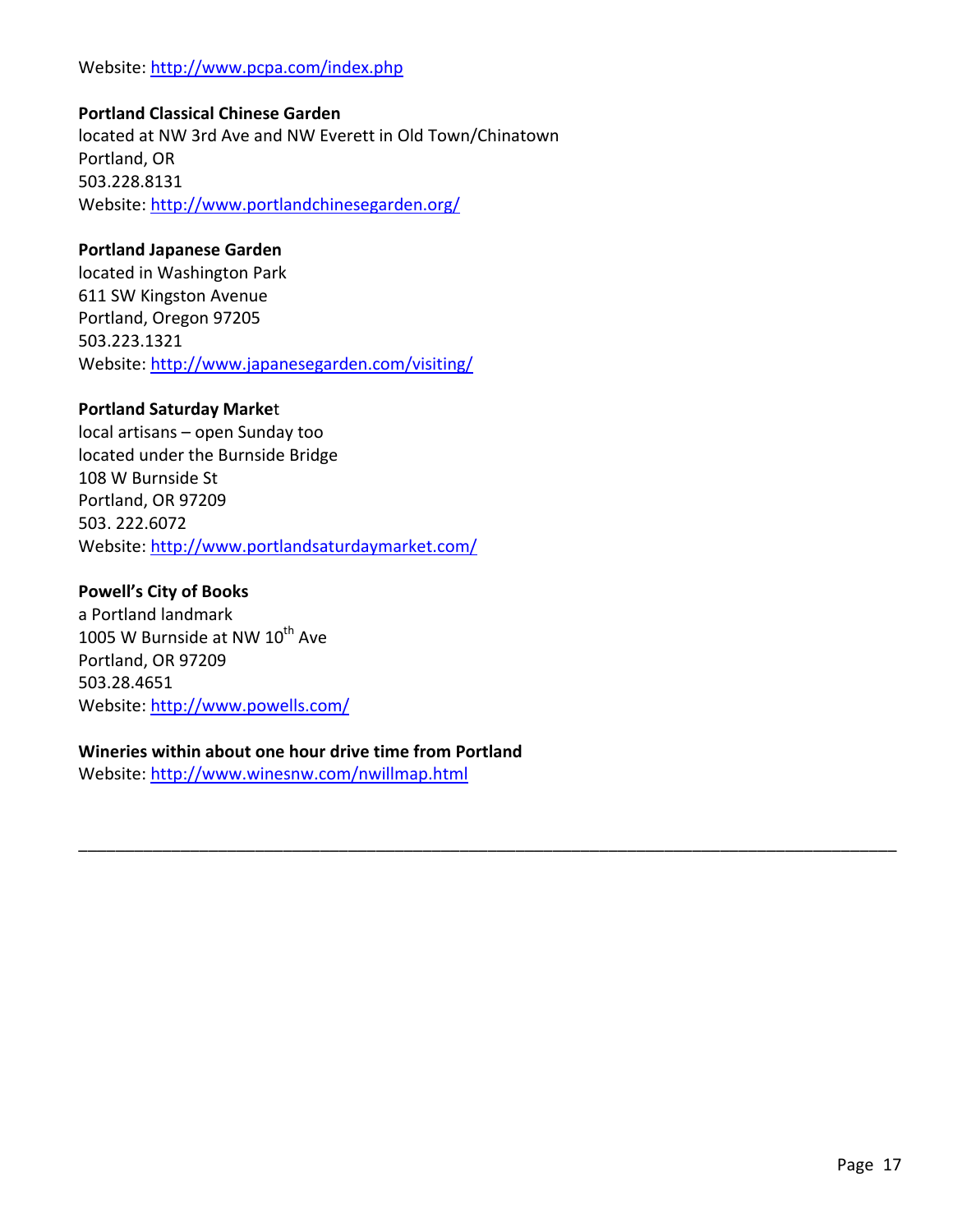Website: http://www.pcpa.com/index.php

**Portland Classical Chinese Garden**
located at NW 3rd Ave and NW Everett in Old Town/Chinatown
Portland, OR
503.228.8131
Website: http://www.portlandchinesegarden.org/

**Portland Japanese Garden**
located in Washington Park
611 SW Kingston Avenue
Portland, Oregon 97205
503.223.1321
Website: http://www.japanesegarden.com/visiting/

**Portland Saturday Market**
local artisans – open Sunday too
located under the Burnside Bridge
108 W Burnside St
Portland, OR 97209
503. 222.6072
Website: http://www.portlandsaturdaymarket.com/

**Powell's City of Books**
a Portland landmark
1005 W Burnside at NW 10th Ave
Portland, OR 97209
503.28.4651
Website: http://www.powells.com/

**Wineries within about one hour drive time from Portland**
Website: http://www.winesnw.com/nwillmap.html

---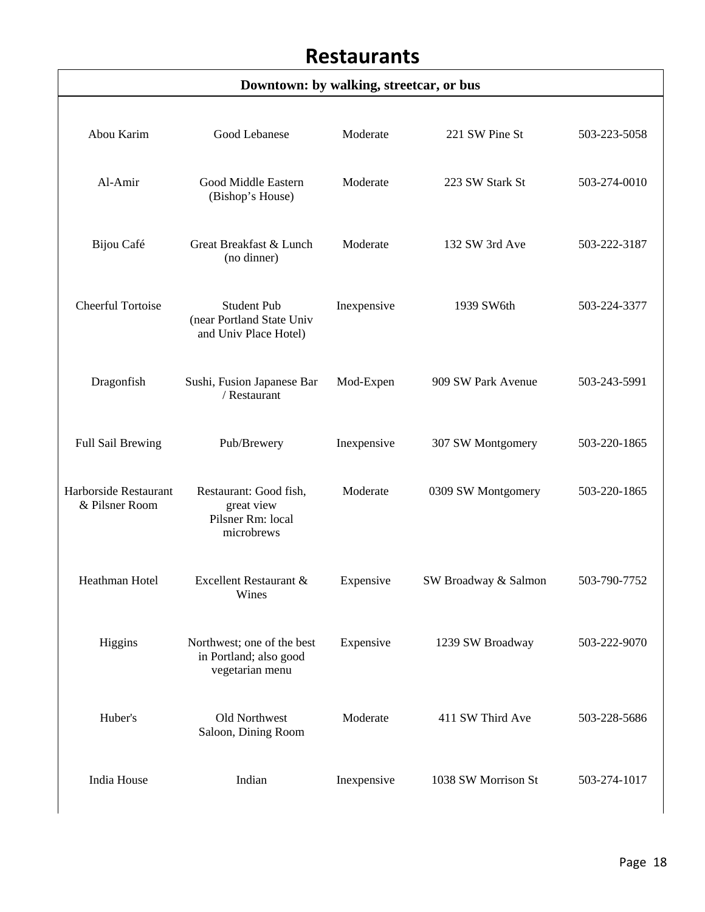# Restaurants

| Downtown: by walking, streetcar, or bus | | | | |
|---|---|---|---|---|
| Abou Karim | Good Lebanese | Moderate | 221 SW Pine St | 503-223-5058 |
| Al-Amir | Good Middle Eastern (Bishop's House) | Moderate | 223 SW Stark St | 503-274-0010 |
| Bijou Café | Great Breakfast & Lunch (no dinner) | Moderate | 132 SW 3rd Ave | 503-222-3187 |
| Cheerful Tortoise | Student Pub (near Portland State Univ and Univ Place Hotel) | Inexpensive | 1939 SW6th | 503-224-3377 |
| Dragonfish | Sushi, Fusion Japanese Bar / Restaurant | Mod-Expen | 909 SW Park Avenue | 503-243-5991 |
| Full Sail Brewing | Pub/Brewery | Inexpensive | 307 SW Montgomery | 503-220-1865 |
| Harborside Restaurant & Pilsner Room | Restaurant: Good fish, great view Pilsner Rm: local microbrews | Moderate | 0309 SW Montgomery | 503-220-1865 |
| Heathman Hotel | Excellent Restaurant & Wines | Expensive | SW Broadway & Salmon | 503-790-7752 |
| Higgins | Northwest; one of the best in Portland; also good vegetarian menu | Expensive | 1239 SW Broadway | 503-222-9070 |
| Huber's | Old Northwest Saloon, Dining Room | Moderate | 411 SW Third Ave | 503-228-5686 |
| India House | Indian | Inexpensive | 1038 SW Morrison St | 503-274-1017 |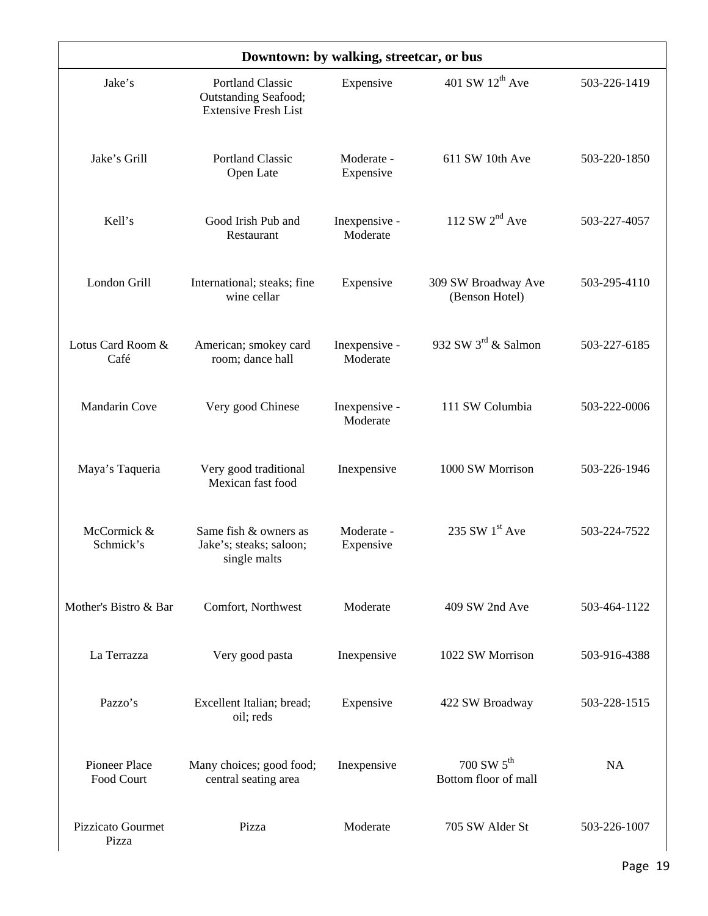| Downtown: by walking, streetcar, or bus | | | | |
|---|---|---|---|---|
| Jake's | Portland Classic Outstanding Seafood; Extensive Fresh List | Expensive | 401 SW 12th Ave | 503-226-1419 |
| Jake's Grill | Portland Classic Open Late | Moderate - Expensive | 611 SW 10th Ave | 503-220-1850 |
| Kell's | Good Irish Pub and Restaurant | Inexpensive - Moderate | 112 SW 2nd Ave | 503-227-4057 |
| London Grill | International; steaks; fine wine cellar | Expensive | 309 SW Broadway Ave (Benson Hotel) | 503-295-4110 |
| Lotus Card Room & Café | American; smokey card room; dance hall | Inexpensive - Moderate | 932 SW 3rd & Salmon | 503-227-6185 |
| Mandarin Cove | Very good Chinese | Inexpensive - Moderate | 111 SW Columbia | 503-222-0006 |
| Maya's Taqueria | Very good traditional Mexican fast food | Inexpensive | 1000 SW Morrison | 503-226-1946 |
| McCormick & Schmick's | Same fish & owners as Jake's; steaks; saloon; single malts | Moderate - Expensive | 235 SW 1st Ave | 503-224-7522 |
| Mother's Bistro & Bar | Comfort, Northwest | Moderate | 409 SW 2nd Ave | 503-464-1122 |
| La Terrazza | Very good pasta | Inexpensive | 1022 SW Morrison | 503-916-4388 |
| Pazzo's | Excellent Italian; bread; oil; reds | Expensive | 422 SW Broadway | 503-228-1515 |
| Pioneer Place Food Court | Many choices; good food; central seating area | Inexpensive | 700 SW 5th Bottom floor of mall | NA |
| Pizzicato Gourmet Pizza | Pizza | Moderate | 705 SW Alder St | 503-226-1007 |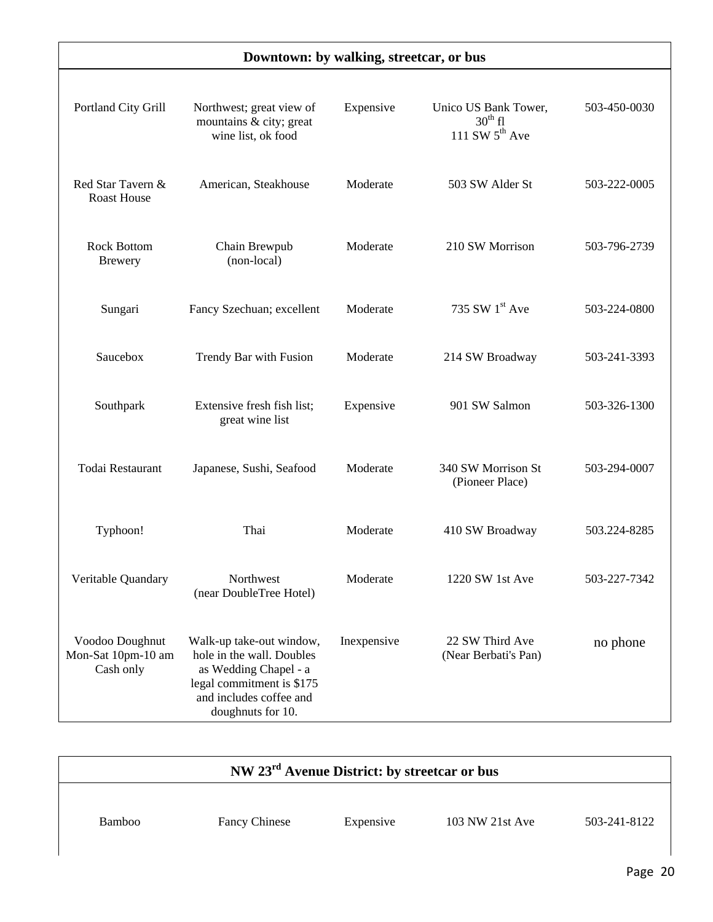## Downtown: by walking, streetcar, or bus

| | | | | |
|---|---|---|---|---|
| Portland City Grill | Northwest; great view of mountains & city; great wine list, ok food | Expensive | Unico US Bank Tower, 30th fl 111 SW 5th Ave | 503-450-0030 |
| Red Star Tavern & Roast House | American, Steakhouse | Moderate | 503 SW Alder St | 503-222-0005 |
| Rock Bottom Brewery | Chain Brewpub (non-local) | Moderate | 210 SW Morrison | 503-796-2739 |
| Sungari | Fancy Szechuan; excellent | Moderate | 735 SW 1st Ave | 503-224-0800 |
| Saucebox | Trendy Bar with Fusion | Moderate | 214 SW Broadway | 503-241-3393 |
| Southpark | Extensive fresh fish list; great wine list | Expensive | 901 SW Salmon | 503-326-1300 |
| Todai Restaurant | Japanese, Sushi, Seafood | Moderate | 340 SW Morrison St (Pioneer Place) | 503-294-0007 |
| Typhoon! | Thai | Moderate | 410 SW Broadway | 503.224-8285 |
| Veritable Quandary | Northwest (near DoubleTree Hotel) | Moderate | 1220 SW 1st Ave | 503-227-7342 |
| Voodoo Doughnut Mon-Sat 10pm-10 am Cash only | Walk-up take-out window, hole in the wall. Doubles as Wedding Chapel - a legal commitment is $175 and includes coffee and doughnuts for 10. | Inexpensive | 22 SW Third Ave (Near Berbati's Pan) | no phone |

## NW 23rd Avenue District: by streetcar or bus

| | | | | |
|---|---|---|---|---|
| Bamboo | Fancy Chinese | Expensive | 103 NW 21st Ave | 503-241-8122 |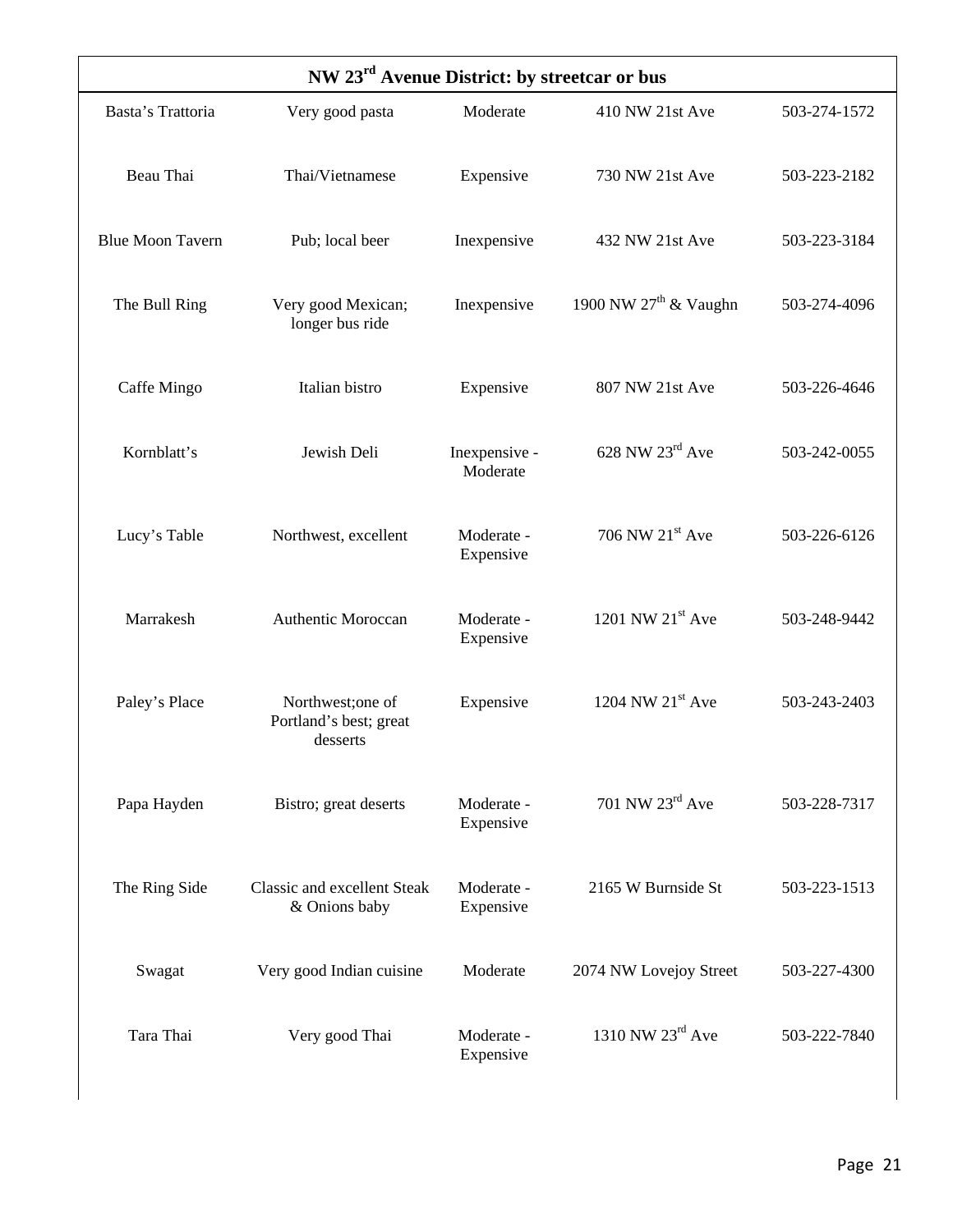| NW 23rd Avenue District: by streetcar or bus | | | | |
|---|---|---|---|---|
| Basta's Trattoria | Very good pasta | Moderate | 410 NW 21st Ave | 503-274-1572 |
| Beau Thai | Thai/Vietnamese | Expensive | 730 NW 21st Ave | 503-223-2182 |
| Blue Moon Tavern | Pub; local beer | Inexpensive | 432 NW 21st Ave | 503-223-3184 |
| The Bull Ring | Very good Mexican; longer bus ride | Inexpensive | 1900 NW 27th & Vaughn | 503-274-4096 |
| Caffe Mingo | Italian bistro | Expensive | 807 NW 21st Ave | 503-226-4646 |
| Kornblatt's | Jewish Deli | Inexpensive - Moderate | 628 NW 23rd Ave | 503-242-0055 |
| Lucy's Table | Northwest, excellent | Moderate - Expensive | 706 NW 21st Ave | 503-226-6126 |
| Marrakesh | Authentic Moroccan | Moderate - Expensive | 1201 NW 21st Ave | 503-248-9442 |
| Paley's Place | Northwest;one of Portland's best; great desserts | Expensive | 1204 NW 21st Ave | 503-243-2403 |
| Papa Hayden | Bistro; great deserts | Moderate - Expensive | 701 NW 23rd Ave | 503-228-7317 |
| The Ring Side | Classic and excellent Steak & Onions baby | Moderate - Expensive | 2165 W Burnside St | 503-223-1513 |
| Swagat | Very good Indian cuisine | Moderate | 2074 NW Lovejoy Street | 503-227-4300 |
| Tara Thai | Very good Thai | Moderate - Expensive | 1310 NW 23rd Ave | 503-222-7840 |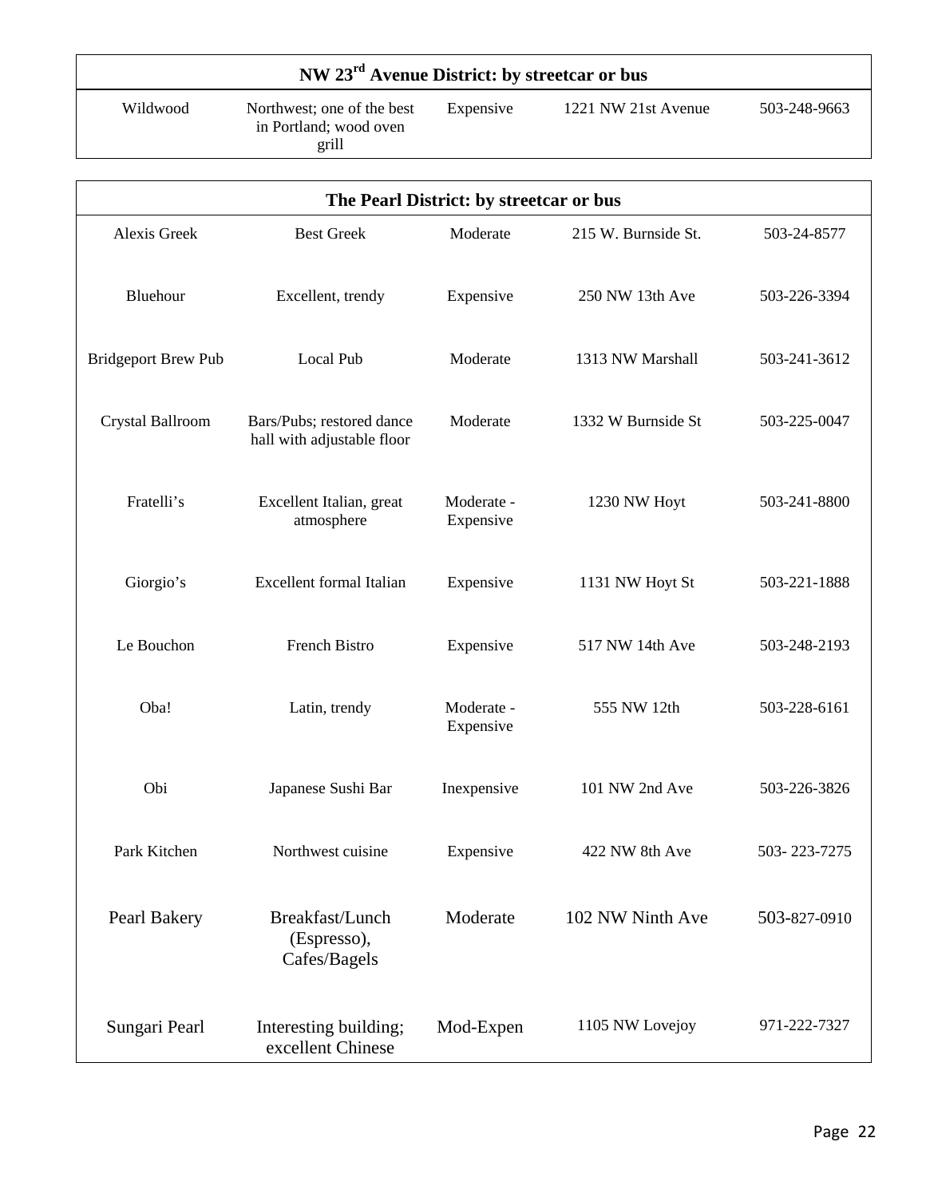| NW 23rd Avenue District: by streetcar or bus | | | | |
|---|---|---|---|---|
| Wildwood | Northwest; one of the best in Portland; wood oven grill | Expensive | 1221 NW 21st Avenue | 503-248-9663 |

| The Pearl District: by streetcar or bus | | | | |
|---|---|---|---|---|
| Alexis Greek | Best Greek | Moderate | 215 W. Burnside St. | 503-24-8577 |
| Bluehour | Excellent, trendy | Expensive | 250 NW 13th Ave | 503-226-3394 |
| Bridgeport Brew Pub | Local Pub | Moderate | 1313 NW Marshall | 503-241-3612 |
| Crystal Ballroom | Bars/Pubs; restored dance hall with adjustable floor | Moderate | 1332 W Burnside St | 503-225-0047 |
| Fratelli's | Excellent Italian, great atmosphere | Moderate - Expensive | 1230 NW Hoyt | 503-241-8800 |
| Giorgio's | Excellent formal Italian | Expensive | 1131 NW Hoyt St | 503-221-1888 |
| Le Bouchon | French Bistro | Expensive | 517 NW 14th Ave | 503-248-2193 |
| Oba! | Latin, trendy | Moderate - Expensive | 555 NW 12th | 503-228-6161 |
| Obi | Japanese Sushi Bar | Inexpensive | 101 NW 2nd Ave | 503-226-3826 |
| Park Kitchen | Northwest cuisine | Expensive | 422 NW 8th Ave | 503- 223-7275 |
| Pearl Bakery | Breakfast/Lunch (Espresso), Cafes/Bagels | Moderate | 102 NW Ninth Ave | 503-827-0910 |
| Sungari Pearl | Interesting building; excellent Chinese | Mod-Expen | 1105 NW Lovejoy | 971-222-7327 |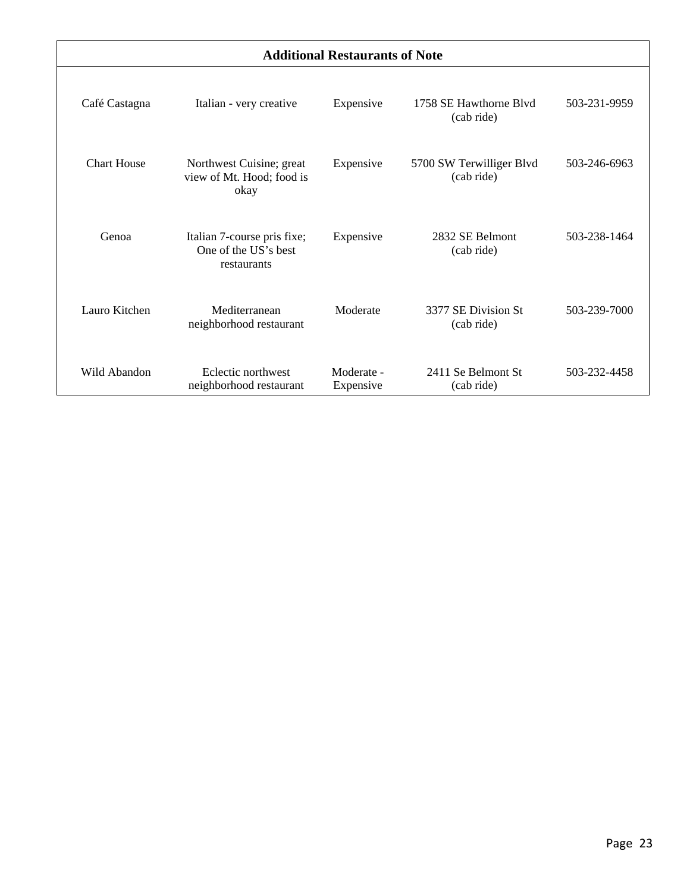| Additional Restaurants of Note | | | | |
|---|---|---|---|---|
| Café Castagna | Italian - very creative | Expensive | 1758 SE Hawthorne Blvd (cab ride) | 503-231-9959 |
| Chart House | Northwest Cuisine; great view of Mt. Hood; food is okay | Expensive | 5700 SW Terwilliger Blvd (cab ride) | 503-246-6963 |
| Genoa | Italian 7-course pris fixe; One of the US's best restaurants | Expensive | 2832 SE Belmont (cab ride) | 503-238-1464 |
| Lauro Kitchen | Mediterranean neighborhood restaurant | Moderate | 3377 SE Division St (cab ride) | 503-239-7000 |
| Wild Abandon | Eclectic northwest neighborhood restaurant | Moderate - Expensive | 2411 Se Belmont St (cab ride) | 503-232-4458 |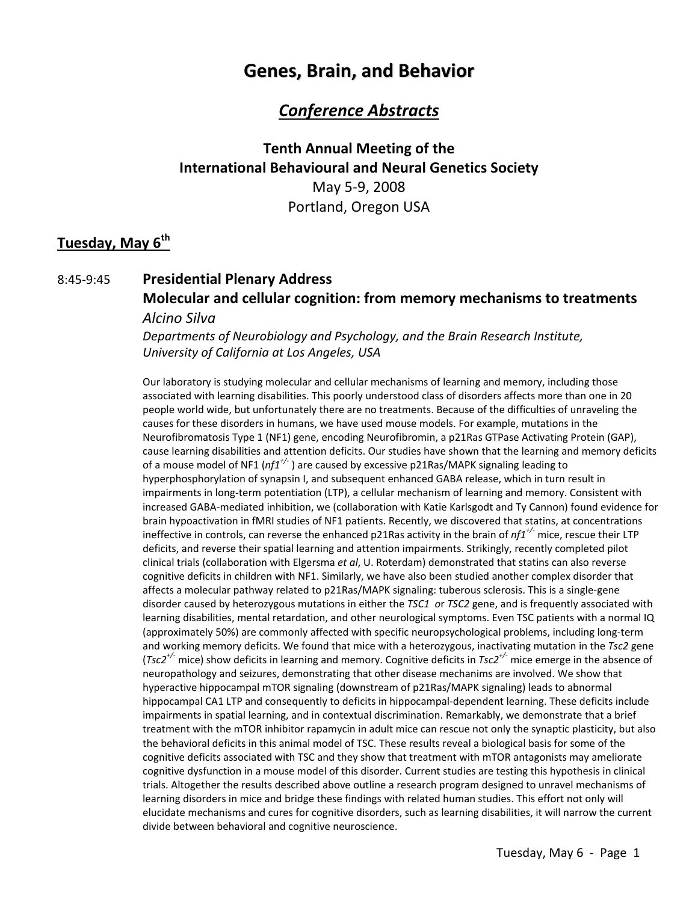# Genes, Brain, and Behavior

## *Conference Abstracts*

### Tenth Annual Meeting of the International Behavioural and Neural Genetics Society

May 5-9, 2008

Portland, Oregon USA

## Tuesday, May 6th

8:45-9:45 **Presidential Plenary Address**

**Molecular and cellular cognition: from memory mechanisms to treatments**

*Alcino Silva*

*Departments of Neurobiology and Psychology, and the Brain Research Institute, University of California at Los Angeles, USA*

Our laboratory is studying molecular and cellular mechanisms of learning and memory, including those associated with learning disabilities. This poorly understood class of disorders affects more than one in 20 people world wide, but unfortunately there are no treatments. Because of the difficulties of unraveling the causes for these disorders in humans, we have used mouse models. For example, mutations in the Neurofibromatosis Type 1 (NF1) gene, encoding Neurofibromin, a p21Ras GTPase Activating Protein (GAP), cause learning disabilities and attention deficits. Our studies have shown that the learning and memory deficits of a mouse model of NF1 (*nf1*$^{+/-}$ ) are caused by excessive p21Ras/MAPK signaling leading to hyperphosphorylation of synapsin I, and subsequent enhanced GABA release, which in turn result in impairments in long-term potentiation (LTP), a cellular mechanism of learning and memory. Consistent with increased GABA-mediated inhibition, we (collaboration with Katie Karlsgodt and Ty Cannon) found evidence for brain hypoactivation in fMRI studies of NF1 patients. Recently, we discovered that statins, at concentrations ineffective in controls, can reverse the enhanced p21Ras activity in the brain of *nf1*$^{+/-}$ mice, rescue their LTP deficits, and reverse their spatial learning and attention impairments. Strikingly, recently completed pilot clinical trials (collaboration with Elgersma *et al*, U. Roterdam) demonstrated that statins can also reverse cognitive deficits in children with NF1. Similarly, we have also been studied another complex disorder that affects a molecular pathway related to p21Ras/MAPK signaling: tuberous sclerosis. This is a single-gene disorder caused by heterozygous mutations in either the *TSC1* or *TSC2* gene, and is frequently associated with learning disabilities, mental retardation, and other neurological symptoms. Even TSC patients with a normal IQ (approximately 50%) are commonly affected with specific neuropsychological problems, including long-term and working memory deficits. We found that mice with a heterozygous, inactivating mutation in the *Tsc2* gene (*Tsc2*$^{+/-}$ mice) show deficits in learning and memory. Cognitive deficits in *Tsc2*$^{+/-}$ mice emerge in the absence of neuropathology and seizures, demonstrating that other disease mechanims are involved. We show that hyperactive hippocampal mTOR signaling (downstream of p21Ras/MAPK signaling) leads to abnormal hippocampal CA1 LTP and consequently to deficits in hippocampal-dependent learning. These deficits include impairments in spatial learning, and in contextual discrimination. Remarkably, we demonstrate that a brief treatment with the mTOR inhibitor rapamycin in adult mice can rescue not only the synaptic plasticity, but also the behavioral deficits in this animal model of TSC. These results reveal a biological basis for some of the cognitive deficits associated with TSC and they show that treatment with mTOR antagonists may ameliorate cognitive dysfunction in a mouse model of this disorder. Current studies are testing this hypothesis in clinical trials. Altogether the results described above outline a research program designed to unravel mechanisms of learning disorders in mice and bridge these findings with related human studies. This effort not only will elucidate mechanisms and cures for cognitive disorders, such as learning disabilities, it will narrow the current divide between behavioral and cognitive neuroscience.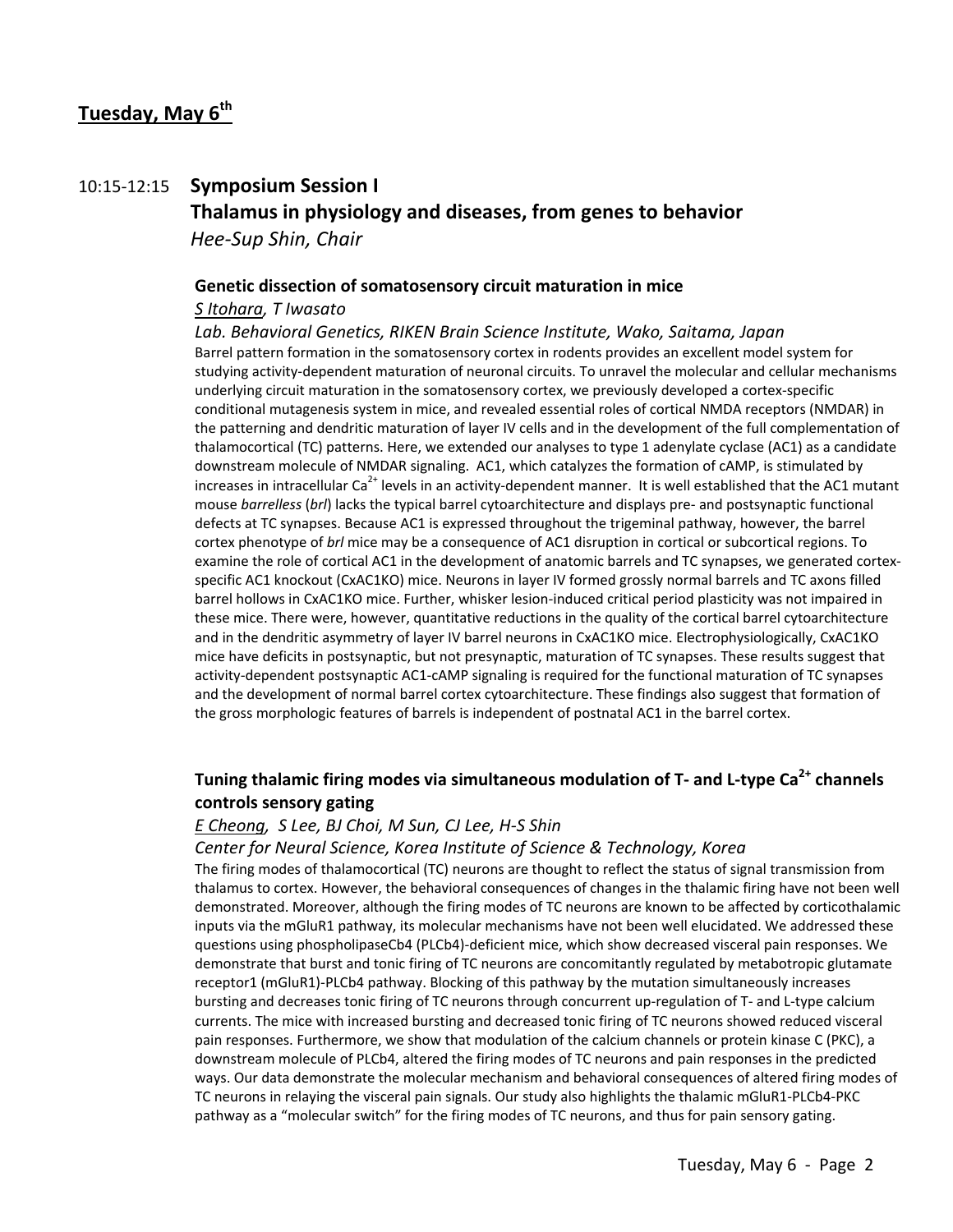## Tuesday, May 6th

10:15-12:15 **Symposium Session I**

**Thalamus in physiology and diseases, from genes to behavior**

*Hee-Sup Shin, Chair*

**Genetic dissection of somatosensory circuit maturation in mice**

*S Itohara, T Iwasato*

*Lab. Behavioral Genetics, RIKEN Brain Science Institute, Wako, Saitama, Japan*

Barrel pattern formation in the somatosensory cortex in rodents provides an excellent model system for studying activity-dependent maturation of neuronal circuits. To unravel the molecular and cellular mechanisms underlying circuit maturation in the somatosensory cortex, we previously developed a cortex-specific conditional mutagenesis system in mice, and revealed essential roles of cortical NMDA receptors (NMDAR) in the patterning and dendritic maturation of layer IV cells and in the development of the full complementation of thalamocortical (TC) patterns. Here, we extended our analyses to type 1 adenylate cyclase (AC1) as a candidate downstream molecule of NMDAR signaling. AC1, which catalyzes the formation of cAMP, is stimulated by increases in intracellular $Ca^{2+}$ levels in an activity-dependent manner. It is well established that the AC1 mutant mouse *barrelless* (*brl*) lacks the typical barrel cytoarchitecture and displays pre- and postsynaptic functional defects at TC synapses. Because AC1 is expressed throughout the trigeminal pathway, however, the barrel cortex phenotype of *brl* mice may be a consequence of AC1 disruption in cortical or subcortical regions. To examine the role of cortical AC1 in the development of anatomic barrels and TC synapses, we generated cortex-specific AC1 knockout (CxAC1KO) mice. Neurons in layer IV formed grossly normal barrels and TC axons filled barrel hollows in CxAC1KO mice. Further, whisker lesion-induced critical period plasticity was not impaired in these mice. There were, however, quantitative reductions in the quality of the cortical barrel cytoarchitecture and in the dendritic asymmetry of layer IV barrel neurons in CxAC1KO mice. Electrophysiologically, CxAC1KO mice have deficits in postsynaptic, but not presynaptic, maturation of TC synapses. These results suggest that activity-dependent postsynaptic AC1-cAMP signaling is required for the functional maturation of TC synapses and the development of normal barrel cortex cytoarchitecture. These findings also suggest that formation of the gross morphologic features of barrels is independent of postnatal AC1 in the barrel cortex.

**Tuning thalamic firing modes via simultaneous modulation of T- and L-type $Ca^{2+}$ channels controls sensory gating**

*E Cheong, S Lee, BJ Choi, M Sun, CJ Lee, H-S Shin*

*Center for Neural Science, Korea Institute of Science & Technology, Korea*

The firing modes of thalamocortical (TC) neurons are thought to reflect the status of signal transmission from thalamus to cortex. However, the behavioral consequences of changes in the thalamic firing have not been well demonstrated. Moreover, although the firing modes of TC neurons are known to be affected by corticothalamic inputs via the mGluR1 pathway, its molecular mechanisms have not been well elucidated. We addressed these questions using phospholipaseCb4 (PLCb4)-deficient mice, which show decreased visceral pain responses. We demonstrate that burst and tonic firing of TC neurons are concomitantly regulated by metabotropic glutamate receptor1 (mGluR1)-PLCb4 pathway. Blocking of this pathway by the mutation simultaneously increases bursting and decreases tonic firing of TC neurons through concurrent up-regulation of T- and L-type calcium currents. The mice with increased bursting and decreased tonic firing of TC neurons showed reduced visceral pain responses. Furthermore, we show that modulation of the calcium channels or protein kinase C (PKC), a downstream molecule of PLCb4, altered the firing modes of TC neurons and pain responses in the predicted ways. Our data demonstrate the molecular mechanism and behavioral consequences of altered firing modes of TC neurons in relaying the visceral pain signals. Our study also highlights the thalamic mGluR1-PLCb4-PKC pathway as a "molecular switch" for the firing modes of TC neurons, and thus for pain sensory gating.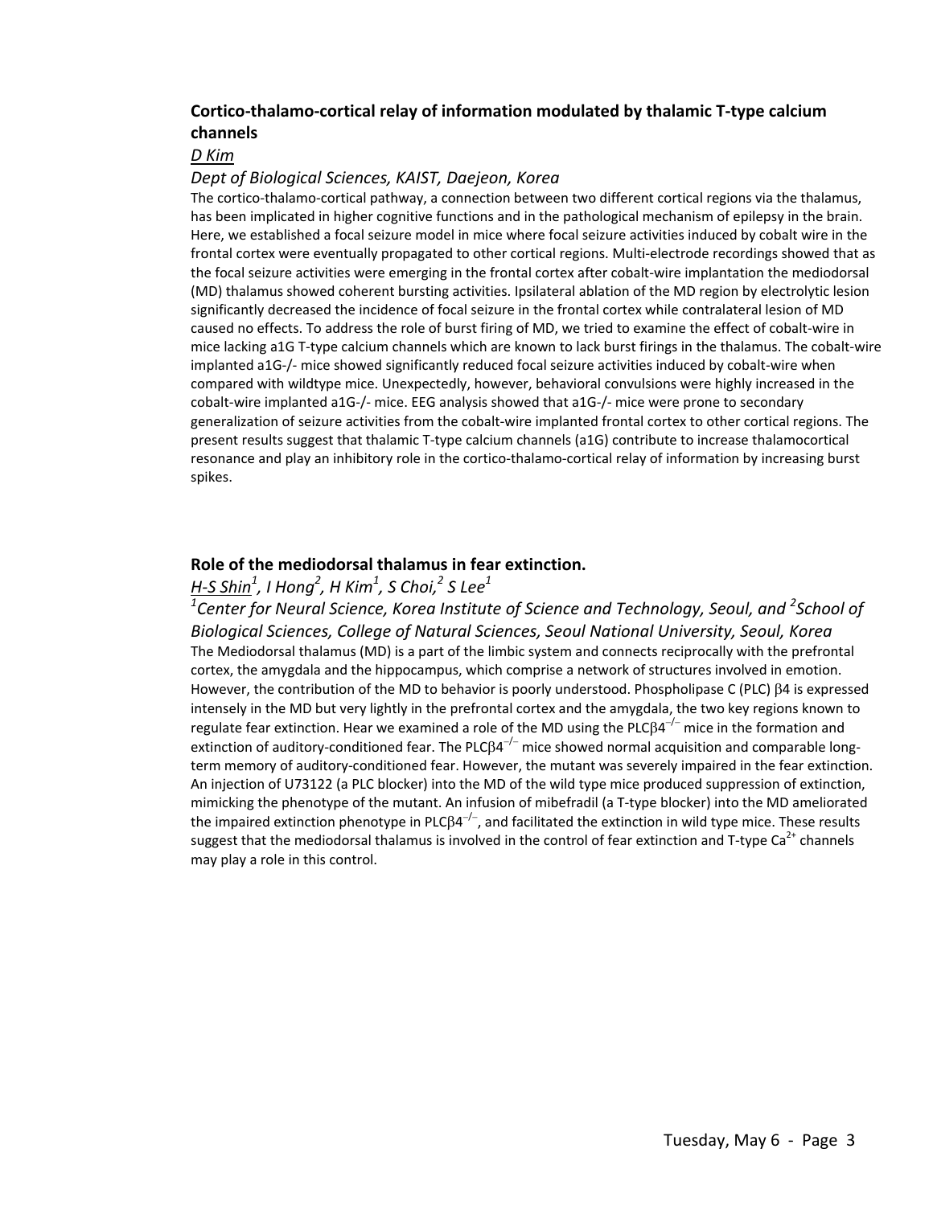### Cortico-thalamo-cortical relay of information modulated by thalamic T-type calcium channels

*D Kim*

*Dept of Biological Sciences, KAIST, Daejeon, Korea*

The cortico-thalamo-cortical pathway, a connection between two different cortical regions via the thalamus, has been implicated in higher cognitive functions and in the pathological mechanism of epilepsy in the brain. Here, we established a focal seizure model in mice where focal seizure activities induced by cobalt wire in the frontal cortex were eventually propagated to other cortical regions. Multi-electrode recordings showed that as the focal seizure activities were emerging in the frontal cortex after cobalt-wire implantation the mediodorsal (MD) thalamus showed coherent bursting activities. Ipsilateral ablation of the MD region by electrolytic lesion significantly decreased the incidence of focal seizure in the frontal cortex while contralateral lesion of MD caused no effects. To address the role of burst firing of MD, we tried to examine the effect of cobalt-wire in mice lacking a1G T-type calcium channels which are known to lack burst firings in the thalamus. The cobalt-wire implanted a1G-/- mice showed significantly reduced focal seizure activities induced by cobalt-wire when compared with wildtype mice. Unexpectedly, however, behavioral convulsions were highly increased in the cobalt-wire implanted a1G-/- mice. EEG analysis showed that a1G-/- mice were prone to secondary generalization of seizure activities from the cobalt-wire implanted frontal cortex to other cortical regions. The present results suggest that thalamic T-type calcium channels (a1G) contribute to increase thalamocortical resonance and play an inhibitory role in the cortico-thalamo-cortical relay of information by increasing burst spikes.

### Role of the mediodorsal thalamus in fear extinction.

*H-S Shin*[1], *I Hong*[2], *H Kim*[1], *S Choi*,[2] *S Lee*[1]

[1]*Center for Neural Science, Korea Institute of Science and Technology, Seoul, and* [2]*School of Biological Sciences, College of Natural Sciences, Seoul National University, Seoul, Korea*

The Mediodorsal thalamus (MD) is a part of the limbic system and connects reciprocally with the prefrontal cortex, the amygdala and the hippocampus, which comprise a network of structures involved in emotion. However, the contribution of the MD to behavior is poorly understood. Phospholipase C (PLC) β4 is expressed intensely in the MD but very lightly in the prefrontal cortex and the amygdala, the two key regions known to regulate fear extinction. Hear we examined a role of the MD using the PLCβ4$^{-/-}$ mice in the formation and extinction of auditory-conditioned fear. The PLCβ4$^{-/-}$ mice showed normal acquisition and comparable long-term memory of auditory-conditioned fear. However, the mutant was severely impaired in the fear extinction. An injection of U73122 (a PLC blocker) into the MD of the wild type mice produced suppression of extinction, mimicking the phenotype of the mutant. An infusion of mibefradil (a T-type blocker) into the MD ameliorated the impaired extinction phenotype in PLCβ4$^{-/-}$, and facilitated the extinction in wild type mice. These results suggest that the mediodorsal thalamus is involved in the control of fear extinction and T-type $Ca^{2+}$ channels may play a role in this control.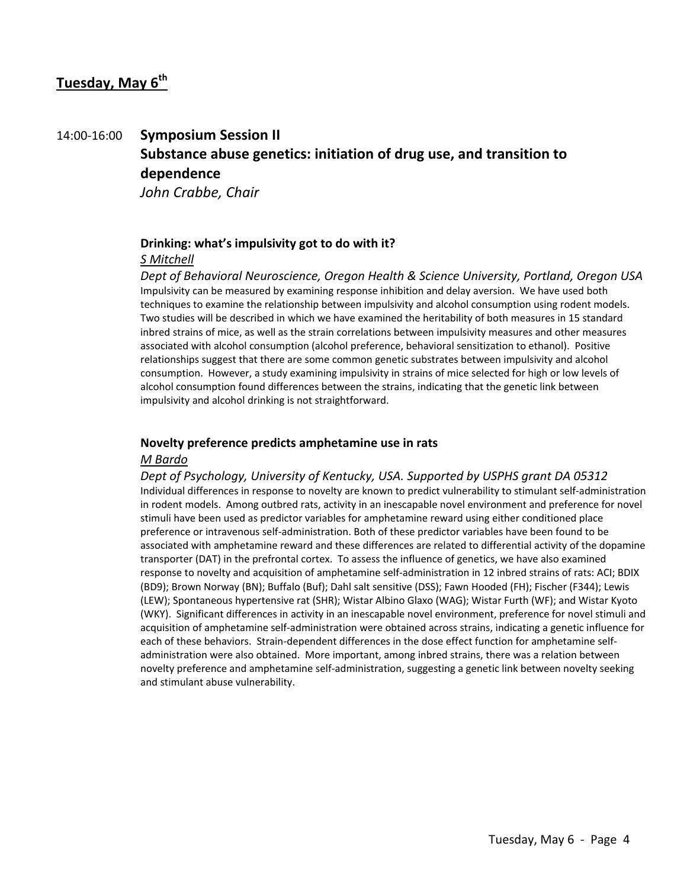## Tuesday, May 6th

14:00-16:00 **Symposium Session II**

### Substance abuse genetics: initiation of drug use, and transition to dependence

*John Crabbe, Chair*

**Drinking: what's impulsivity got to do with it?**

*S Mitchell*

*Dept of Behavioral Neuroscience, Oregon Health & Science University, Portland, Oregon USA*

Impulsivity can be measured by examining response inhibition and delay aversion. We have used both techniques to examine the relationship between impulsivity and alcohol consumption using rodent models. Two studies will be described in which we have examined the heritability of both measures in 15 standard inbred strains of mice, as well as the strain correlations between impulsivity measures and other measures associated with alcohol consumption (alcohol preference, behavioral sensitization to ethanol). Positive relationships suggest that there are some common genetic substrates between impulsivity and alcohol consumption. However, a study examining impulsivity in strains of mice selected for high or low levels of alcohol consumption found differences between the strains, indicating that the genetic link between impulsivity and alcohol drinking is not straightforward.

**Novelty preference predicts amphetamine use in rats**

*M Bardo*

*Dept of Psychology, University of Kentucky, USA. Supported by USPHS grant DA 05312*

Individual differences in response to novelty are known to predict vulnerability to stimulant self-administration in rodent models. Among outbred rats, activity in an inescapable novel environment and preference for novel stimuli have been used as predictor variables for amphetamine reward using either conditioned place preference or intravenous self-administration. Both of these predictor variables have been found to be associated with amphetamine reward and these differences are related to differential activity of the dopamine transporter (DAT) in the prefrontal cortex. To assess the influence of genetics, we have also examined response to novelty and acquisition of amphetamine self-administration in 12 inbred strains of rats: ACI; BDIX (BD9); Brown Norway (BN); Buffalo (Buf); Dahl salt sensitive (DSS); Fawn Hooded (FH); Fischer (F344); Lewis (LEW); Spontaneous hypertensive rat (SHR); Wistar Albino Glaxo (WAG); Wistar Furth (WF); and Wistar Kyoto (WKY). Significant differences in activity in an inescapable novel environment, preference for novel stimuli and acquisition of amphetamine self-administration were obtained across strains, indicating a genetic influence for each of these behaviors. Strain-dependent differences in the dose effect function for amphetamine self-administration were also obtained. More important, among inbred strains, there was a relation between novelty preference and amphetamine self-administration, suggesting a genetic link between novelty seeking and stimulant abuse vulnerability.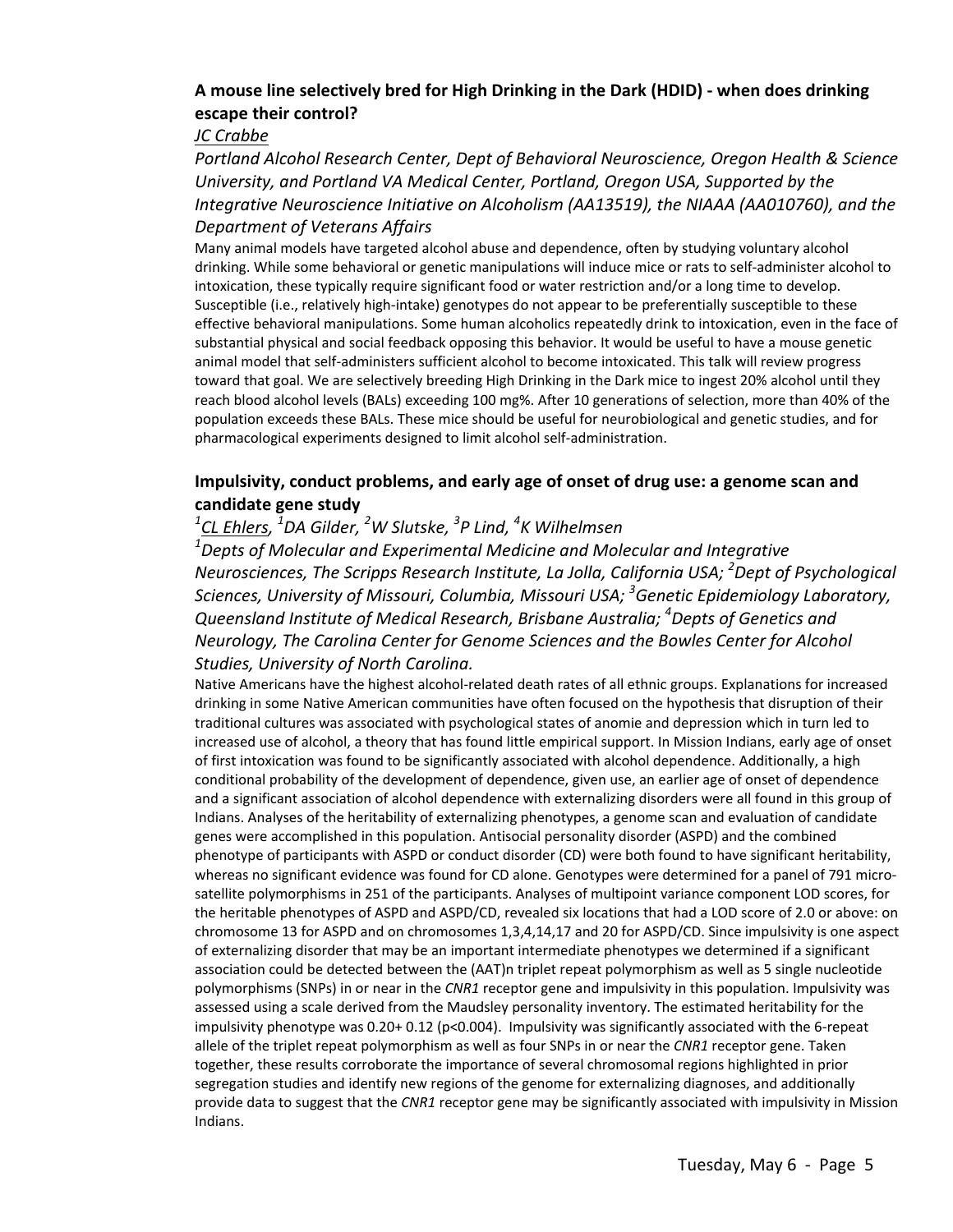### A mouse line selectively bred for High Drinking in the Dark (HDID) - when does drinking escape their control?

JC Crabbe

*Portland Alcohol Research Center, Dept of Behavioral Neuroscience, Oregon Health & Science University, and Portland VA Medical Center, Portland, Oregon USA, Supported by the Integrative Neuroscience Initiative on Alcoholism (AA13519), the NIAAA (AA010760), and the Department of Veterans Affairs*

Many animal models have targeted alcohol abuse and dependence, often by studying voluntary alcohol drinking. While some behavioral or genetic manipulations will induce mice or rats to self-administer alcohol to intoxication, these typically require significant food or water restriction and/or a long time to develop. Susceptible (i.e., relatively high-intake) genotypes do not appear to be preferentially susceptible to these effective behavioral manipulations. Some human alcoholics repeatedly drink to intoxication, even in the face of substantial physical and social feedback opposing this behavior. It would be useful to have a mouse genetic animal model that self-administers sufficient alcohol to become intoxicated. This talk will review progress toward that goal. We are selectively breeding High Drinking in the Dark mice to ingest 20% alcohol until they reach blood alcohol levels (BALs) exceeding 100 mg%. After 10 generations of selection, more than 40% of the population exceeds these BALs. These mice should be useful for neurobiological and genetic studies, and for pharmacological experiments designed to limit alcohol self-administration.

### Impulsivity, conduct problems, and early age of onset of drug use: a genome scan and candidate gene study

[1]CL Ehlers, [1]DA Gilder, [2]W Slutske, [3]P Lind, [4]K Wilhelmsen

*[1]Depts of Molecular and Experimental Medicine and Molecular and Integrative Neurosciences, The Scripps Research Institute, La Jolla, California USA; [2]Dept of Psychological Sciences, University of Missouri, Columbia, Missouri USA; [3]Genetic Epidemiology Laboratory, Queensland Institute of Medical Research, Brisbane Australia; [4]Depts of Genetics and Neurology, The Carolina Center for Genome Sciences and the Bowles Center for Alcohol Studies, University of North Carolina.*

Native Americans have the highest alcohol-related death rates of all ethnic groups. Explanations for increased drinking in some Native American communities have often focused on the hypothesis that disruption of their traditional cultures was associated with psychological states of anomie and depression which in turn led to increased use of alcohol, a theory that has found little empirical support. In Mission Indians, early age of onset of first intoxication was found to be significantly associated with alcohol dependence. Additionally, a high conditional probability of the development of dependence, given use, an earlier age of onset of dependence and a significant association of alcohol dependence with externalizing disorders were all found in this group of Indians. Analyses of the heritability of externalizing phenotypes, a genome scan and evaluation of candidate genes were accomplished in this population. Antisocial personality disorder (ASPD) and the combined phenotype of participants with ASPD or conduct disorder (CD) were both found to have significant heritability, whereas no significant evidence was found for CD alone. Genotypes were determined for a panel of 791 micro-satellite polymorphisms in 251 of the participants. Analyses of multipoint variance component LOD scores, for the heritable phenotypes of ASPD and ASPD/CD, revealed six locations that had a LOD score of 2.0 or above: on chromosome 13 for ASPD and on chromosomes 1,3,4,14,17 and 20 for ASPD/CD. Since impulsivity is one aspect of externalizing disorder that may be an important intermediate phenotypes we determined if a significant association could be detected between the (AAT)n triplet repeat polymorphism as well as 5 single nucleotide polymorphisms (SNPs) in or near the *CNR1* receptor gene and impulsivity in this population. Impulsivity was assessed using a scale derived from the Maudsley personality inventory. The estimated heritability for the impulsivity phenotype was 0.20+ 0.12 ($p<0.004$). Impulsivity was significantly associated with the 6-repeat allele of the triplet repeat polymorphism as well as four SNPs in or near the *CNR1* receptor gene. Taken together, these results corroborate the importance of several chromosomal regions highlighted in prior segregation studies and identify new regions of the genome for externalizing diagnoses, and additionally provide data to suggest that the *CNR1* receptor gene may be significantly associated with impulsivity in Mission Indians.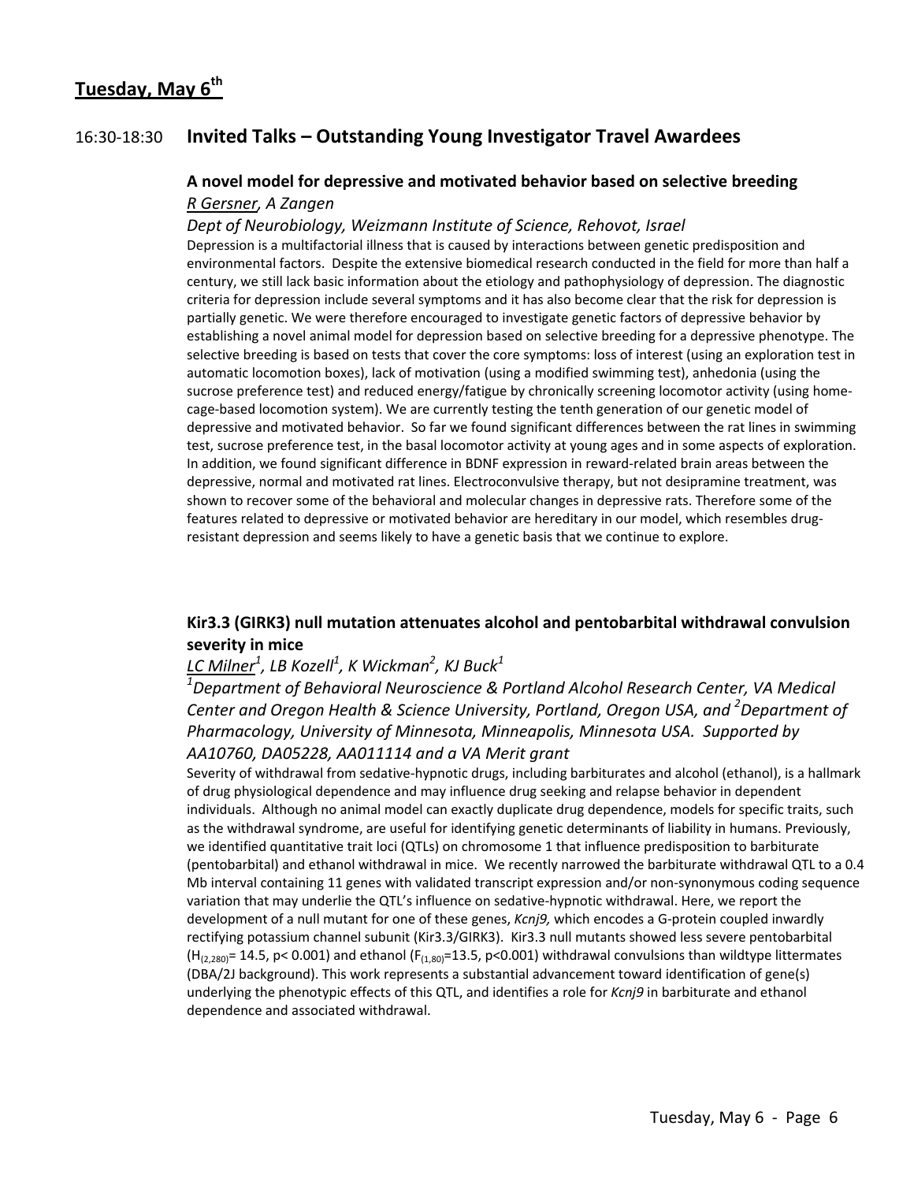## Tuesday, May 6th

### 16:30-18:30 Invited Talks – Outstanding Young Investigator Travel Awardees

**A novel model for depressive and motivated behavior based on selective breeding**

*R Gersner, A Zangen*

*Dept of Neurobiology, Weizmann Institute of Science, Rehovot, Israel*

Depression is a multifactorial illness that is caused by interactions between genetic predisposition and environmental factors. Despite the extensive biomedical research conducted in the field for more than half a century, we still lack basic information about the etiology and pathophysiology of depression. The diagnostic criteria for depression include several symptoms and it has also become clear that the risk for depression is partially genetic. We were therefore encouraged to investigate genetic factors of depressive behavior by establishing a novel animal model for depression based on selective breeding for a depressive phenotype. The selective breeding is based on tests that cover the core symptoms: loss of interest (using an exploration test in automatic locomotion boxes), lack of motivation (using a modified swimming test), anhedonia (using the sucrose preference test) and reduced energy/fatigue by chronically screening locomotor activity (using home-cage-based locomotion system). We are currently testing the tenth generation of our genetic model of depressive and motivated behavior. So far we found significant differences between the rat lines in swimming test, sucrose preference test, in the basal locomotor activity at young ages and in some aspects of exploration. In addition, we found significant difference in BDNF expression in reward-related brain areas between the depressive, normal and motivated rat lines. Electroconvulsive therapy, but not desipramine treatment, was shown to recover some of the behavioral and molecular changes in depressive rats. Therefore some of the features related to depressive or motivated behavior are hereditary in our model, which resembles drug-resistant depression and seems likely to have a genetic basis that we continue to explore.

**Kir3.3 (GIRK3) null mutation attenuates alcohol and pentobarbital withdrawal convulsion severity in mice**

*LC Milner[1], LB Kozell[1], K Wickman[2], KJ Buck[1]*

*[1]Department of Behavioral Neuroscience & Portland Alcohol Research Center, VA Medical Center and Oregon Health & Science University, Portland, Oregon USA, and [2]Department of Pharmacology, University of Minnesota, Minneapolis, Minnesota USA. Supported by AA10760, DA05228, AA011114 and a VA Merit grant*

Severity of withdrawal from sedative-hypnotic drugs, including barbiturates and alcohol (ethanol), is a hallmark of drug physiological dependence and may influence drug seeking and relapse behavior in dependent individuals. Although no animal model can exactly duplicate drug dependence, models for specific traits, such as the withdrawal syndrome, are useful for identifying genetic determinants of liability in humans. Previously, we identified quantitative trait loci (QTLs) on chromosome 1 that influence predisposition to barbiturate (pentobarbital) and ethanol withdrawal in mice. We recently narrowed the barbiturate withdrawal QTL to a 0.4 Mb interval containing 11 genes with validated transcript expression and/or non-synonymous coding sequence variation that may underlie the QTL's influence on sedative-hypnotic withdrawal. Here, we report the development of a null mutant for one of these genes, *Kcnj9,* which encodes a G-protein coupled inwardly rectifying potassium channel subunit (Kir3.3/GIRK3). Kir3.3 null mutants showed less severe pentobarbital ($H_{(2,280)}= 14.5$, $p< 0.001$) and ethanol ($F_{(1,80)}=13.5$, $p<0.001$) withdrawal convulsions than wildtype littermates (DBA/2J background). This work represents a substantial advancement toward identification of gene(s) underlying the phenotypic effects of this QTL, and identifies a role for *Kcnj9* in barbiturate and ethanol dependence and associated withdrawal.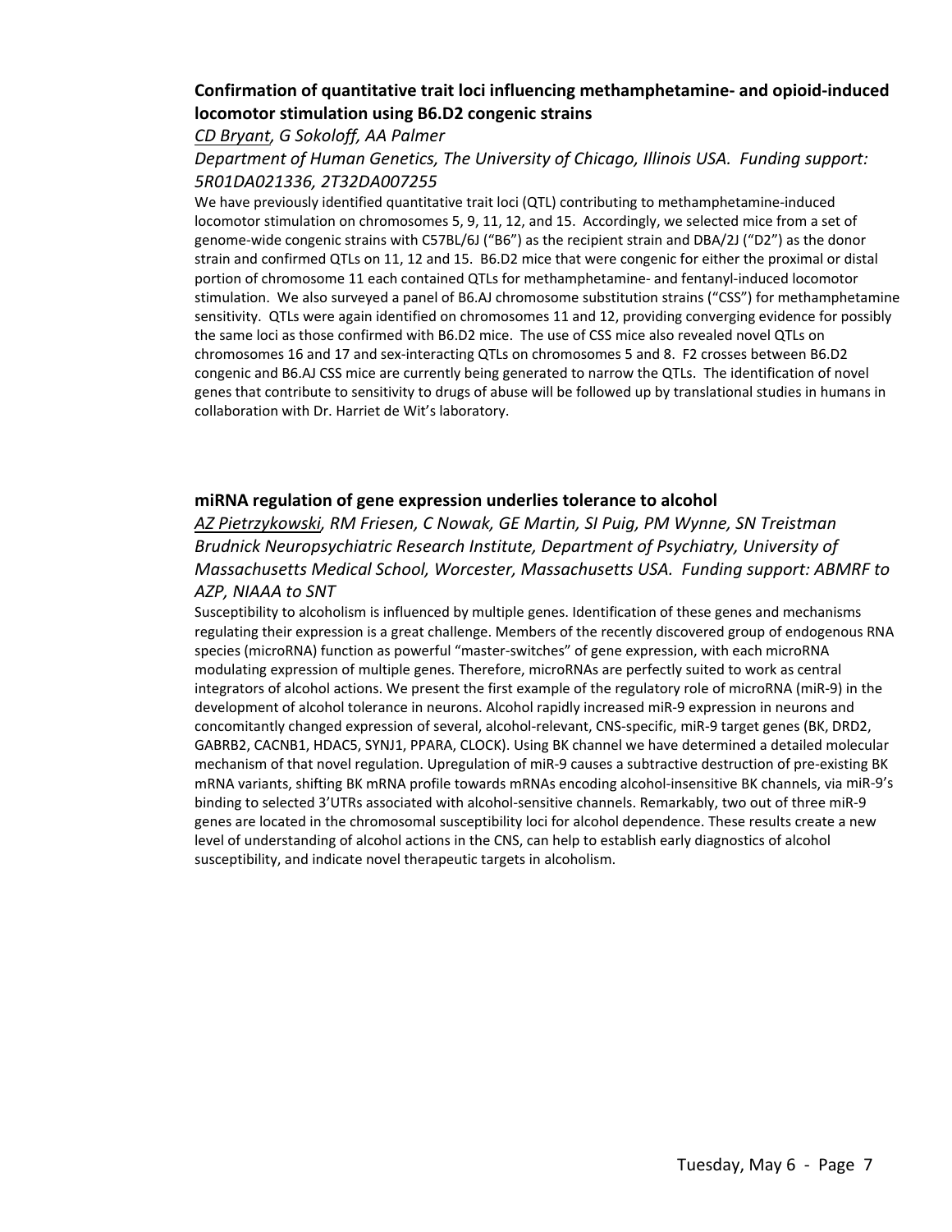### Confirmation of quantitative trait loci influencing methamphetamine- and opioid-induced locomotor stimulation using B6.D2 congenic strains

*<u>CD Bryant</u>, G Sokoloff, AA Palmer*

*Department of Human Genetics, The University of Chicago, Illinois USA. Funding support: 5R01DA021336, 2T32DA007255*

We have previously identified quantitative trait loci (QTL) contributing to methamphetamine-induced locomotor stimulation on chromosomes 5, 9, 11, 12, and 15. Accordingly, we selected mice from a set of genome-wide congenic strains with C57BL/6J ("B6") as the recipient strain and DBA/2J ("D2") as the donor strain and confirmed QTLs on 11, 12 and 15. B6.D2 mice that were congenic for either the proximal or distal portion of chromosome 11 each contained QTLs for methamphetamine- and fentanyl-induced locomotor stimulation. We also surveyed a panel of B6.AJ chromosome substitution strains ("CSS") for methamphetamine sensitivity. QTLs were again identified on chromosomes 11 and 12, providing converging evidence for possibly the same loci as those confirmed with B6.D2 mice. The use of CSS mice also revealed novel QTLs on chromosomes 16 and 17 and sex-interacting QTLs on chromosomes 5 and 8. F2 crosses between B6.D2 congenic and B6.AJ CSS mice are currently being generated to narrow the QTLs. The identification of novel genes that contribute to sensitivity to drugs of abuse will be followed up by translational studies in humans in collaboration with Dr. Harriet de Wit's laboratory.

### miRNA regulation of gene expression underlies tolerance to alcohol

*<u>AZ Pietrzykowski</u>, RM Friesen, C Nowak, GE Martin, SI Puig, PM Wynne, SN Treistman*

*Brudnick Neuropsychiatric Research Institute, Department of Psychiatry, University of Massachusetts Medical School, Worcester, Massachusetts USA. Funding support: ABMRF to AZP, NIAAA to SNT*

Susceptibility to alcoholism is influenced by multiple genes. Identification of these genes and mechanisms regulating their expression is a great challenge. Members of the recently discovered group of endogenous RNA species (microRNA) function as powerful "master-switches" of gene expression, with each microRNA modulating expression of multiple genes. Therefore, microRNAs are perfectly suited to work as central integrators of alcohol actions. We present the first example of the regulatory role of microRNA (miR-9) in the development of alcohol tolerance in neurons. Alcohol rapidly increased miR-9 expression in neurons and concomitantly changed expression of several, alcohol-relevant, CNS-specific, miR-9 target genes (BK, DRD2, GABRB2, CACNB1, HDAC5, SYNJ1, PPARA, CLOCK). Using BK channel we have determined a detailed molecular mechanism of that novel regulation. Upregulation of miR-9 causes a subtractive destruction of pre-existing BK mRNA variants, shifting BK mRNA profile towards mRNAs encoding alcohol-insensitive BK channels, via miR-9's binding to selected 3'UTRs associated with alcohol-sensitive channels. Remarkably, two out of three miR-9 genes are located in the chromosomal susceptibility loci for alcohol dependence. These results create a new level of understanding of alcohol actions in the CNS, can help to establish early diagnostics of alcohol susceptibility, and indicate novel therapeutic targets in alcoholism.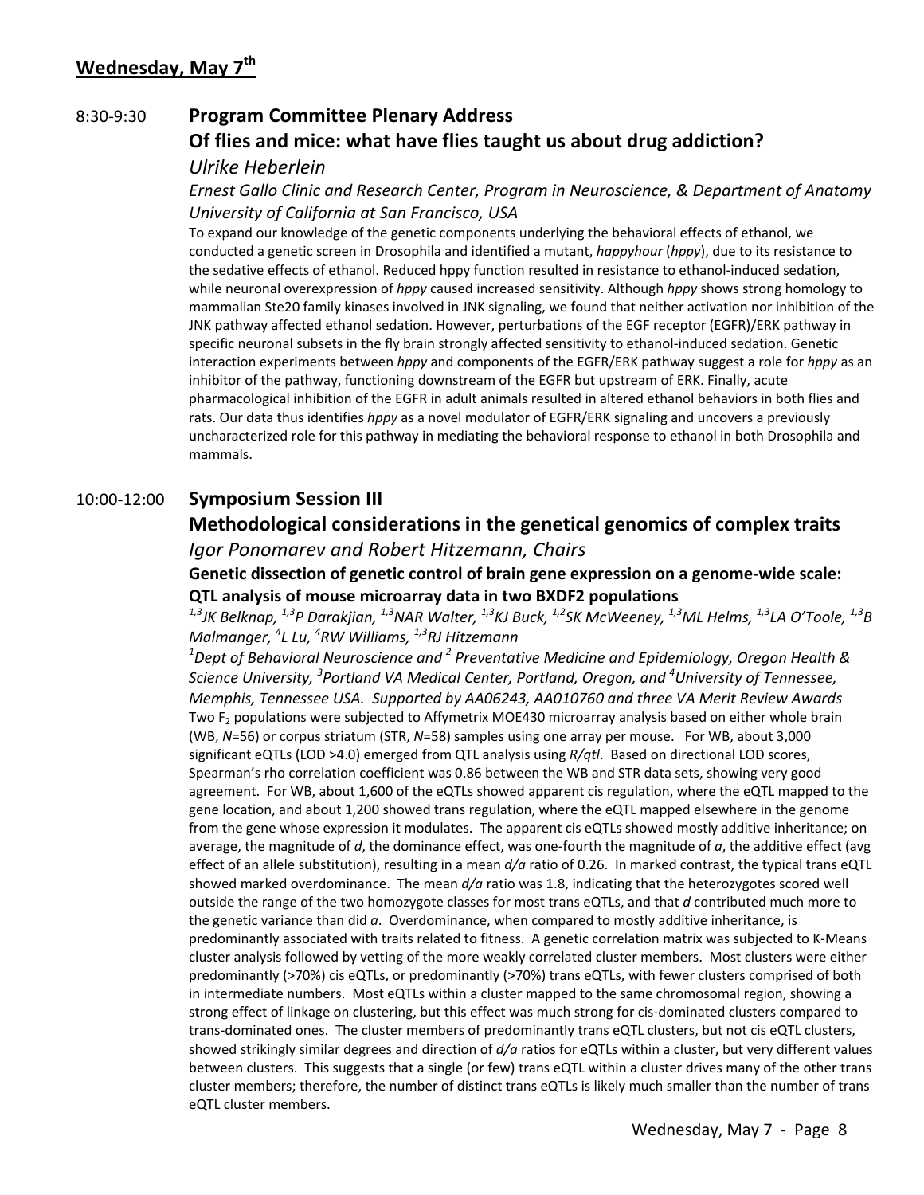## Wednesday, May 7th

8:30-9:30 **Program Committee Plenary Address**

### Of flies and mice: what have flies taught us about drug addiction?

*Ulrike Heberlein*

*Ernest Gallo Clinic and Research Center, Program in Neuroscience, & Department of Anatomy University of California at San Francisco, USA*

To expand our knowledge of the genetic components underlying the behavioral effects of ethanol, we conducted a genetic screen in Drosophila and identified a mutant, *happyhour* (*hppy*), due to its resistance to the sedative effects of ethanol. Reduced hppy function resulted in resistance to ethanol-induced sedation, while neuronal overexpression of *hppy* caused increased sensitivity. Although *hppy* shows strong homology to mammalian Ste20 family kinases involved in JNK signaling, we found that neither activation nor inhibition of the JNK pathway affected ethanol sedation. However, perturbations of the EGF receptor (EGFR)/ERK pathway in specific neuronal subsets in the fly brain strongly affected sensitivity to ethanol-induced sedation. Genetic interaction experiments between *hppy* and components of the EGFR/ERK pathway suggest a role for *hppy* as an inhibitor of the pathway, functioning downstream of the EGFR but upstream of ERK. Finally, acute pharmacological inhibition of the EGFR in adult animals resulted in altered ethanol behaviors in both flies and rats. Our data thus identifies *hppy* as a novel modulator of EGFR/ERK signaling and uncovers a previously uncharacterized role for this pathway in mediating the behavioral response to ethanol in both Drosophila and mammals.

10:00-12:00 **Symposium Session III**

### Methodological considerations in the genetical genomics of complex traits

*Igor Ponomarev and Robert Hitzemann, Chairs*

**Genetic dissection of genetic control of brain gene expression on a genome-wide scale: QTL analysis of mouse microarray data in two BXDF2 populations**

*[1,3]<u>JK Belknap</u>, [1,3]P Darakjian, [1,3]NAR Walter, [1,3]KJ Buck, [1,2]SK McWeeney, [1,3]ML Helms, [1,3]LA O'Toole, [1,3]B Malmanger, [4]L Lu, [4]RW Williams, [1,3]RJ Hitzemann*

*[1]Dept of Behavioral Neuroscience and [2] Preventative Medicine and Epidemiology, Oregon Health & Science University, [3]Portland VA Medical Center, Portland, Oregon, and [4]University of Tennessee, Memphis, Tennessee USA. Supported by AA06243, AA010760 and three VA Merit Review Awards*

Two $F_2$ populations were subjected to Affymetrix MOE430 microarray analysis based on either whole brain (WB, *N*=56) or corpus striatum (STR, *N*=58) samples using one array per mouse. For WB, about 3,000 significant eQTLs (LOD >4.0) emerged from QTL analysis using *R/qtl*. Based on directional LOD scores, Spearman's rho correlation coefficient was 0.86 between the WB and STR data sets, showing very good agreement. For WB, about 1,600 of the eQTLs showed apparent cis regulation, where the eQTL mapped to the gene location, and about 1,200 showed trans regulation, where the eQTL mapped elsewhere in the genome from the gene whose expression it modulates. The apparent cis eQTLs showed mostly additive inheritance; on average, the magnitude of *d*, the dominance effect, was one-fourth the magnitude of *a*, the additive effect (avg effect of an allele substitution), resulting in a mean *d/a* ratio of 0.26. In marked contrast, the typical trans eQTL showed marked overdominance. The mean *d/a* ratio was 1.8, indicating that the heterozygotes scored well outside the range of the two homozygote classes for most trans eQTLs, and that *d* contributed much more to the genetic variance than did *a*. Overdominance, when compared to mostly additive inheritance, is predominantly associated with traits related to fitness. A genetic correlation matrix was subjected to K-Means cluster analysis followed by vetting of the more weakly correlated cluster members. Most clusters were either predominantly (>70%) cis eQTLs, or predominantly (>70%) trans eQTLs, with fewer clusters comprised of both in intermediate numbers. Most eQTLs within a cluster mapped to the same chromosomal region, showing a strong effect of linkage on clustering, but this effect was much strong for cis-dominated clusters compared to trans-dominated ones. The cluster members of predominantly trans eQTL clusters, but not cis eQTL clusters, showed strikingly similar degrees and direction of *d/a* ratios for eQTLs within a cluster, but very different values between clusters. This suggests that a single (or few) trans eQTL within a cluster drives many of the other trans cluster members; therefore, the number of distinct trans eQTLs is likely much smaller than the number of trans eQTL cluster members.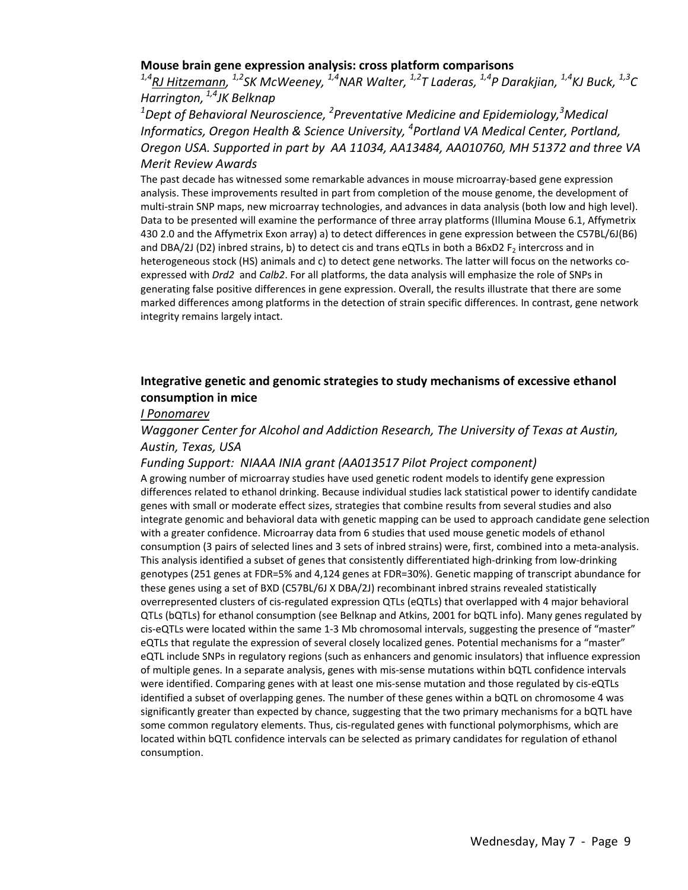### Mouse brain gene expression analysis: cross platform comparisons

*[1,4]RJ Hitzemann, [1,2]SK McWeeney, [1,4]NAR Walter, [1,2]T Laderas, [1,4]P Darakjian, [1,4]KJ Buck, [1,3]C Harrington, [1,4]JK Belknap*

*[1]Dept of Behavioral Neuroscience, [2]Preventative Medicine and Epidemiology,[3]Medical Informatics, Oregon Health & Science University, [4]Portland VA Medical Center, Portland, Oregon USA. Supported in part by AA 11034, AA13484, AA010760, MH 51372 and three VA Merit Review Awards*

The past decade has witnessed some remarkable advances in mouse microarray-based gene expression analysis. These improvements resulted in part from completion of the mouse genome, the development of multi-strain SNP maps, new microarray technologies, and advances in data analysis (both low and high level). Data to be presented will examine the performance of three array platforms (Illumina Mouse 6.1, Affymetrix 430 2.0 and the Affymetrix Exon array) a) to detect differences in gene expression between the C57BL/6J(B6) and DBA/2J (D2) inbred strains, b) to detect cis and trans eQTLs in both a B6xD2 $F_2$ intercross and in heterogeneous stock (HS) animals and c) to detect gene networks. The latter will focus on the networks co-expressed with *Drd2* and *Calb2*. For all platforms, the data analysis will emphasize the role of SNPs in generating false positive differences in gene expression. Overall, the results illustrate that there are some marked differences among platforms in the detection of strain specific differences. In contrast, gene network integrity remains largely intact.

### Integrative genetic and genomic strategies to study mechanisms of excessive ethanol consumption in mice

*I Ponomarev*

*Waggoner Center for Alcohol and Addiction Research, The University of Texas at Austin, Austin, Texas, USA*

*Funding Support: NIAAA INIA grant (AA013517 Pilot Project component)*

A growing number of microarray studies have used genetic rodent models to identify gene expression differences related to ethanol drinking. Because individual studies lack statistical power to identify candidate genes with small or moderate effect sizes, strategies that combine results from several studies and also integrate genomic and behavioral data with genetic mapping can be used to approach candidate gene selection with a greater confidence. Microarray data from 6 studies that used mouse genetic models of ethanol consumption (3 pairs of selected lines and 3 sets of inbred strains) were, first, combined into a meta-analysis. This analysis identified a subset of genes that consistently differentiated high-drinking from low-drinking genotypes (251 genes at FDR=5% and 4,124 genes at FDR=30%). Genetic mapping of transcript abundance for these genes using a set of BXD (C57BL/6J X DBA/2J) recombinant inbred strains revealed statistically overrepresented clusters of cis-regulated expression QTLs (eQTLs) that overlapped with 4 major behavioral QTLs (bQTLs) for ethanol consumption (see Belknap and Atkins, 2001 for bQTL info). Many genes regulated by cis-eQTLs were located within the same 1-3 Mb chromosomal intervals, suggesting the presence of "master" eQTLs that regulate the expression of several closely localized genes. Potential mechanisms for a "master" eQTL include SNPs in regulatory regions (such as enhancers and genomic insulators) that influence expression of multiple genes. In a separate analysis, genes with mis-sense mutations within bQTL confidence intervals were identified. Comparing genes with at least one mis-sense mutation and those regulated by cis-eQTLs identified a subset of overlapping genes. The number of these genes within a bQTL on chromosome 4 was significantly greater than expected by chance, suggesting that the two primary mechanisms for a bQTL have some common regulatory elements. Thus, cis-regulated genes with functional polymorphisms, which are located within bQTL confidence intervals can be selected as primary candidates for regulation of ethanol consumption.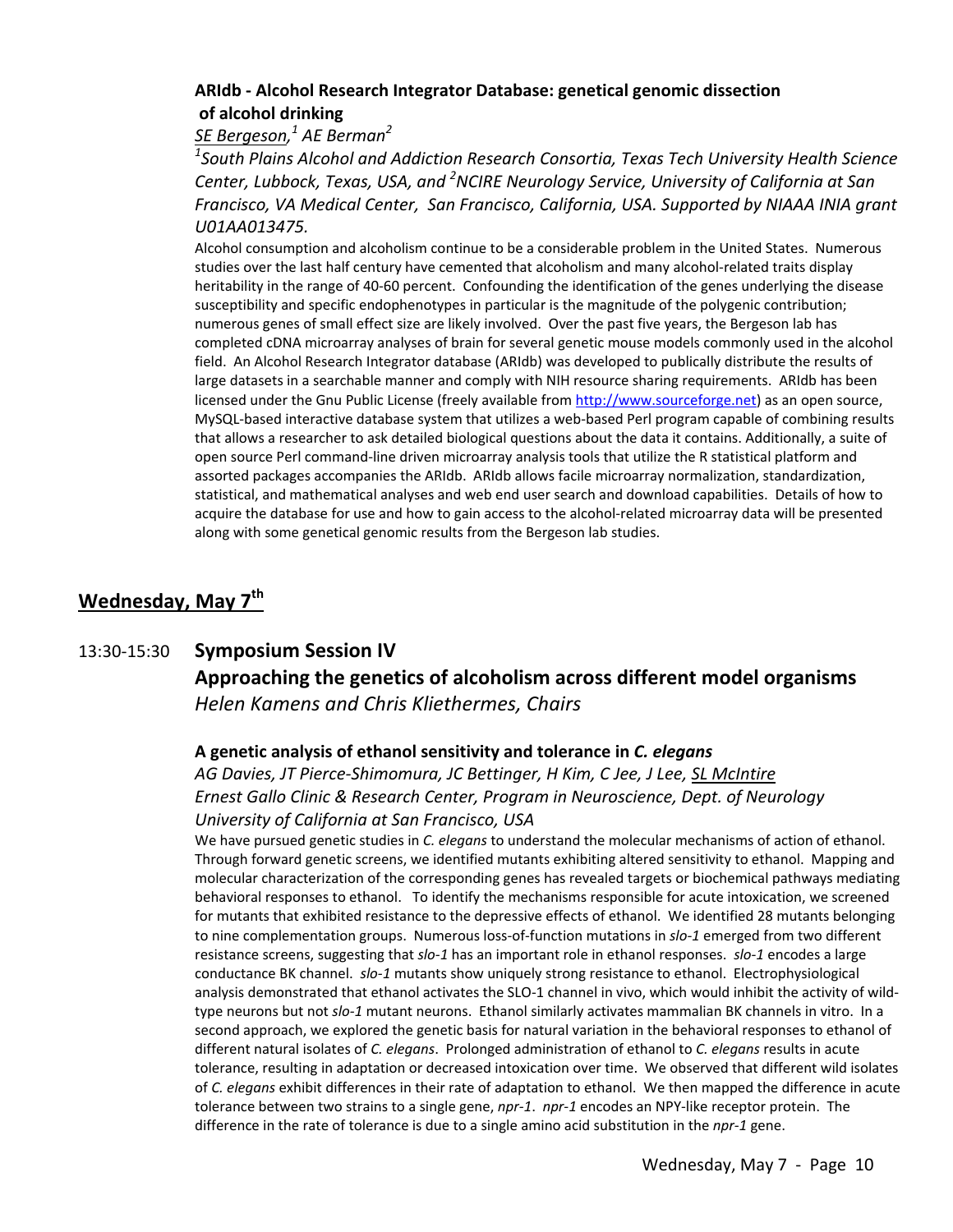### ARIdb - Alcohol Research Integrator Database: genetical genomic dissection of alcohol drinking

*SE Bergeson,[1] AE Berman[2]*

*[1]South Plains Alcohol and Addiction Research Consortia, Texas Tech University Health Science Center, Lubbock, Texas, USA, and [2]NCIRE Neurology Service, University of California at San Francisco, VA Medical Center, San Francisco, California, USA. Supported by NIAAA INIA grant U01AA013475.*

Alcohol consumption and alcoholism continue to be a considerable problem in the United States. Numerous studies over the last half century have cemented that alcoholism and many alcohol-related traits display heritability in the range of 40-60 percent. Confounding the identification of the genes underlying the disease susceptibility and specific endophenotypes in particular is the magnitude of the polygenic contribution; numerous genes of small effect size are likely involved. Over the past five years, the Bergeson lab has completed cDNA microarray analyses of brain for several genetic mouse models commonly used in the alcohol field. An Alcohol Research Integrator database (ARIdb) was developed to publically distribute the results of large datasets in a searchable manner and comply with NIH resource sharing requirements. ARIdb has been licensed under the Gnu Public License (freely available from http://www.sourceforge.net) as an open source, MySQL-based interactive database system that utilizes a web-based Perl program capable of combining results that allows a researcher to ask detailed biological questions about the data it contains. Additionally, a suite of open source Perl command-line driven microarray analysis tools that utilize the R statistical platform and assorted packages accompanies the ARIdb. ARIdb allows facile microarray normalization, standardization, statistical, and mathematical analyses and web end user search and download capabilities. Details of how to acquire the database for use and how to gain access to the alcohol-related microarray data will be presented along with some genetical genomic results from the Bergeson lab studies.

## Wednesday, May 7th

13:30-15:30 **Symposium Session IV**

### Approaching the genetics of alcoholism across different model organisms

*Helen Kamens and Chris Kliethermes, Chairs*

### A genetic analysis of ethanol sensitivity and tolerance in *C. elegans*

*AG Davies, JT Pierce-Shimomura, JC Bettinger, H Kim, C Jee, J Lee, SL McIntire*

*Ernest Gallo Clinic & Research Center, Program in Neuroscience, Dept. of Neurology University of California at San Francisco, USA*

We have pursued genetic studies in *C. elegans* to understand the molecular mechanisms of action of ethanol. Through forward genetic screens, we identified mutants exhibiting altered sensitivity to ethanol. Mapping and molecular characterization of the corresponding genes has revealed targets or biochemical pathways mediating behavioral responses to ethanol. To identify the mechanisms responsible for acute intoxication, we screened for mutants that exhibited resistance to the depressive effects of ethanol. We identified 28 mutants belonging to nine complementation groups. Numerous loss-of-function mutations in *slo-1* emerged from two different resistance screens, suggesting that *slo-1* has an important role in ethanol responses. *slo-1* encodes a large conductance BK channel. *slo-1* mutants show uniquely strong resistance to ethanol. Electrophysiological analysis demonstrated that ethanol activates the SLO-1 channel in vivo, which would inhibit the activity of wild-type neurons but not *slo-1* mutant neurons. Ethanol similarly activates mammalian BK channels in vitro. In a second approach, we explored the genetic basis for natural variation in the behavioral responses to ethanol of different natural isolates of *C. elegans*. Prolonged administration of ethanol to *C. elegans* results in acute tolerance, resulting in adaptation or decreased intoxication over time. We observed that different wild isolates of *C. elegans* exhibit differences in their rate of adaptation to ethanol. We then mapped the difference in acute tolerance between two strains to a single gene, *npr-1*. *npr-1* encodes an NPY-like receptor protein. The difference in the rate of tolerance is due to a single amino acid substitution in the *npr-1* gene.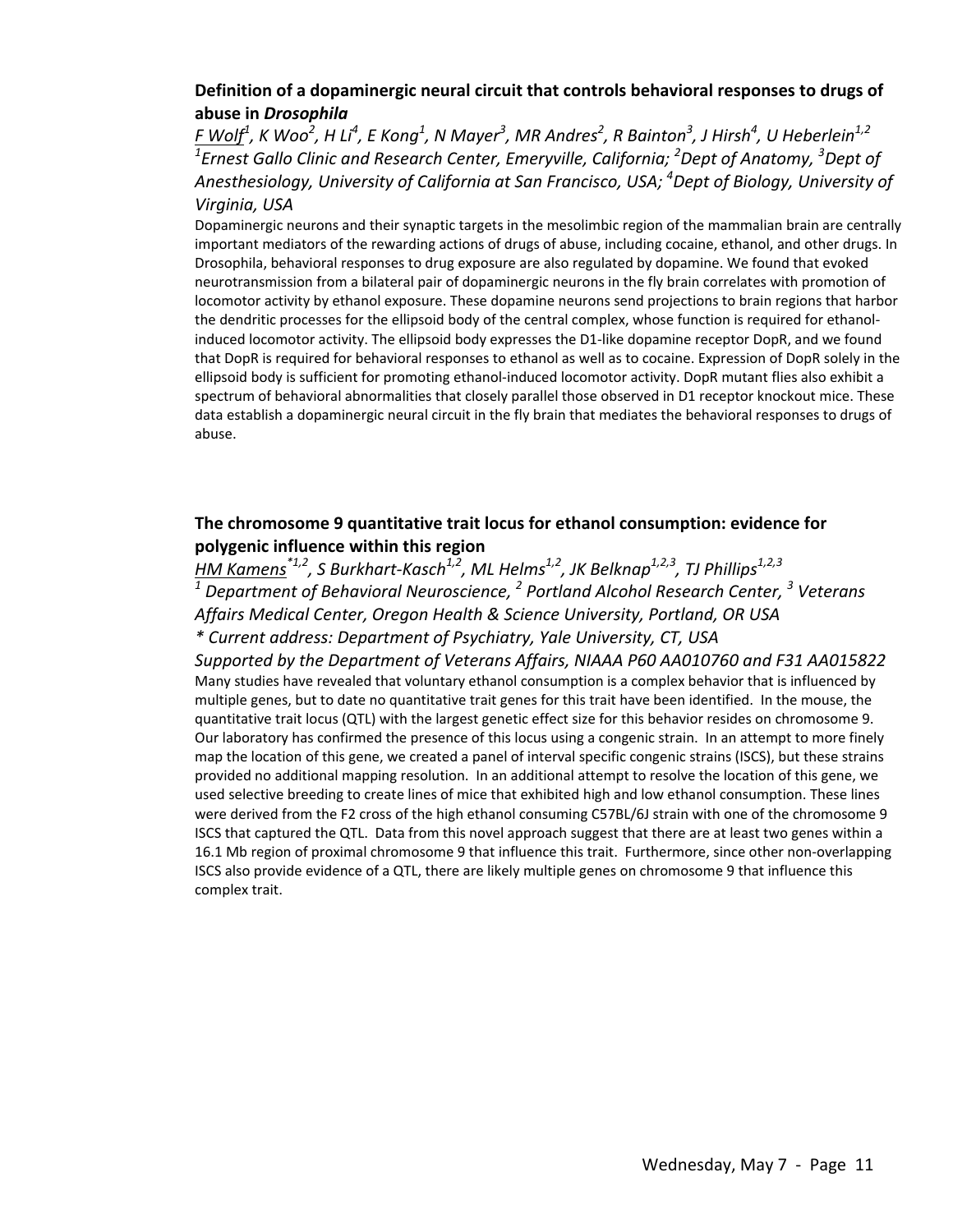### Definition of a dopaminergic neural circuit that controls behavioral responses to drugs of abuse in *Drosophila*

*F Wolf[1], K Woo[2], H Li[4], E Kong[1], N Mayer[3], MR Andres[2], R Bainton[3], J Hirsh[4], U Heberlein[1,2]*
*[1]Ernest Gallo Clinic and Research Center, Emeryville, California; [2]Dept of Anatomy, [3]Dept of Anesthesiology, University of California at San Francisco, USA; [4]Dept of Biology, University of Virginia, USA*

Dopaminergic neurons and their synaptic targets in the mesolimbic region of the mammalian brain are centrally important mediators of the rewarding actions of drugs of abuse, including cocaine, ethanol, and other drugs. In Drosophila, behavioral responses to drug exposure are also regulated by dopamine. We found that evoked neurotransmission from a bilateral pair of dopaminergic neurons in the fly brain correlates with promotion of locomotor activity by ethanol exposure. These dopamine neurons send projections to brain regions that harbor the dendritic processes for the ellipsoid body of the central complex, whose function is required for ethanol-induced locomotor activity. The ellipsoid body expresses the D1-like dopamine receptor DopR, and we found that DopR is required for behavioral responses to ethanol as well as to cocaine. Expression of DopR solely in the ellipsoid body is sufficient for promoting ethanol-induced locomotor activity. DopR mutant flies also exhibit a spectrum of behavioral abnormalities that closely parallel those observed in D1 receptor knockout mice. These data establish a dopaminergic neural circuit in the fly brain that mediates the behavioral responses to drugs of abuse.

### The chromosome 9 quantitative trait locus for ethanol consumption: evidence for polygenic influence within this region

*HM Kamens[*1,2], S Burkhart-Kasch[1,2], ML Helms[1,2], JK Belknap[1,2,3], TJ Phillips[1,2,3]*
*[1] Department of Behavioral Neuroscience, [2] Portland Alcohol Research Center, [3] Veterans Affairs Medical Center, Oregon Health & Science University, Portland, OR USA*
*\* Current address: Department of Psychiatry, Yale University, CT, USA*
*Supported by the Department of Veterans Affairs, NIAAA P60 AA010760 and F31 AA015822*

Many studies have revealed that voluntary ethanol consumption is a complex behavior that is influenced by multiple genes, but to date no quantitative trait genes for this trait have been identified. In the mouse, the quantitative trait locus (QTL) with the largest genetic effect size for this behavior resides on chromosome 9. Our laboratory has confirmed the presence of this locus using a congenic strain. In an attempt to more finely map the location of this gene, we created a panel of interval specific congenic strains (ISCS), but these strains provided no additional mapping resolution. In an additional attempt to resolve the location of this gene, we used selective breeding to create lines of mice that exhibited high and low ethanol consumption. These lines were derived from the F2 cross of the high ethanol consuming C57BL/6J strain with one of the chromosome 9 ISCS that captured the QTL. Data from this novel approach suggest that there are at least two genes within a 16.1 Mb region of proximal chromosome 9 that influence this trait. Furthermore, since other non-overlapping ISCS also provide evidence of a QTL, there are likely multiple genes on chromosome 9 that influence this complex trait.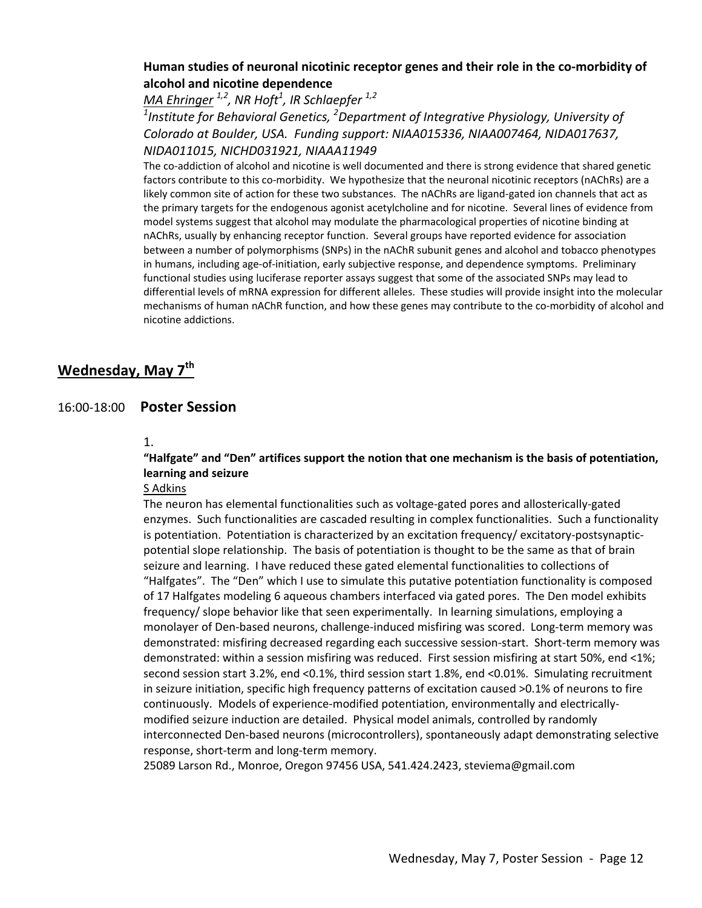**Human studies of neuronal nicotinic receptor genes and their role in the co-morbidity of alcohol and nicotine dependence**

*MA Ehringer [1,2], NR Hoft[1], IR Schlaepfer [1,2]*

*[1]Institute for Behavioral Genetics, [2]Department of Integrative Physiology, University of Colorado at Boulder, USA. Funding support: NIAA015336, NIAA007464, NIDA017637, NIDA011015, NICHD031921, NIAAA11949*

The co-addiction of alcohol and nicotine is well documented and there is strong evidence that shared genetic factors contribute to this co-morbidity. We hypothesize that the neuronal nicotinic receptors (nAChRs) are a likely common site of action for these two substances. The nAChRs are ligand-gated ion channels that act as the primary targets for the endogenous agonist acetylcholine and for nicotine. Several lines of evidence from model systems suggest that alcohol may modulate the pharmacological properties of nicotine binding at nAChRs, usually by enhancing receptor function. Several groups have reported evidence for association between a number of polymorphisms (SNPs) in the nAChR subunit genes and alcohol and tobacco phenotypes in humans, including age-of-initiation, early subjective response, and dependence symptoms. Preliminary functional studies using luciferase reporter assays suggest that some of the associated SNPs may lead to differential levels of mRNA expression for different alleles. These studies will provide insight into the molecular mechanisms of human nAChR function, and how these genes may contribute to the co-morbidity of alcohol and nicotine addictions.

## Wednesday, May 7th

### 16:00-18:00 Poster Session

1.

**"Halfgate" and "Den" artifices support the notion that one mechanism is the basis of potentiation, learning and seizure**

S Adkins

The neuron has elemental functionalities such as voltage-gated pores and allosterically-gated enzymes. Such functionalities are cascaded resulting in complex functionalities. Such a functionality is potentiation. Potentiation is characterized by an excitation frequency/ excitatory-postsynaptic-potential slope relationship. The basis of potentiation is thought to be the same as that of brain seizure and learning. I have reduced these gated elemental functionalities to collections of "Halfgates". The "Den" which I use to simulate this putative potentiation functionality is composed of 17 Halfgates modeling 6 aqueous chambers interfaced via gated pores. The Den model exhibits frequency/ slope behavior like that seen experimentally. In learning simulations, employing a monolayer of Den-based neurons, challenge-induced misfiring was scored. Long-term memory was demonstrated: misfiring decreased regarding each successive session-start. Short-term memory was demonstrated: within a session misfiring was reduced. First session misfiring at start 50%, end <1%; second session start 3.2%, end <0.1%, third session start 1.8%, end <0.01%. Simulating recruitment in seizure initiation, specific high frequency patterns of excitation caused >0.1% of neurons to fire continuously. Models of experience-modified potentiation, environmentally and electrically-modified seizure induction are detailed. Physical model animals, controlled by randomly interconnected Den-based neurons (microcontrollers), spontaneously adapt demonstrating selective response, short-term and long-term memory.

25089 Larson Rd., Monroe, Oregon 97456 USA, 541.424.2423, steviema@gmail.com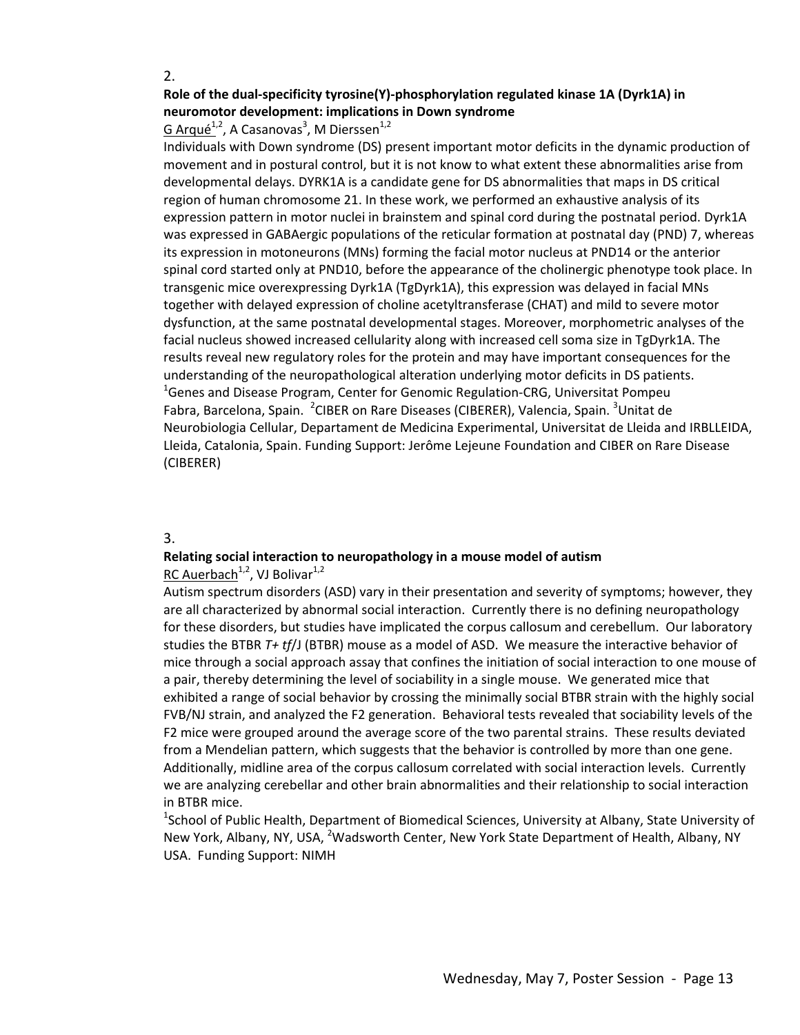2.

**Role of the dual-specificity tyrosine(Y)-phosphorylation regulated kinase 1A (Dyrk1A) in neuromotor development: implications in Down syndrome**

G Arqué[1,2], A Casanovas[3], M Dierssen[1,2]

Individuals with Down syndrome (DS) present important motor deficits in the dynamic production of movement and in postural control, but it is not know to what extent these abnormalities arise from developmental delays. DYRK1A is a candidate gene for DS abnormalities that maps in DS critical region of human chromosome 21. In these work, we performed an exhaustive analysis of its expression pattern in motor nuclei in brainstem and spinal cord during the postnatal period. Dyrk1A was expressed in GABAergic populations of the reticular formation at postnatal day (PND) 7, whereas its expression in motoneurons (MNs) forming the facial motor nucleus at PND14 or the anterior spinal cord started only at PND10, before the appearance of the cholinergic phenotype took place. In transgenic mice overexpressing Dyrk1A (TgDyrk1A), this expression was delayed in facial MNs together with delayed expression of choline acetyltransferase (CHAT) and mild to severe motor dysfunction, at the same postnatal developmental stages. Moreover, morphometric analyses of the facial nucleus showed increased cellularity along with increased cell soma size in TgDyrk1A. The results reveal new regulatory roles for the protein and may have important consequences for the understanding of the neuropathological alteration underlying motor deficits in DS patients.

[1]Genes and Disease Program, Center for Genomic Regulation-CRG, Universitat Pompeu Fabra, Barcelona, Spain. [2]CIBER on Rare Diseases (CIBERER), Valencia, Spain. [3]Unitat de Neurobiologia Cellular, Departament de Medicina Experimental, Universitat de Lleida and IRBLLEIDA, Lleida, Catalonia, Spain. Funding Support: Jerôme Lejeune Foundation and CIBER on Rare Disease (CIBERER)

3.

**Relating social interaction to neuropathology in a mouse model of autism**

RC Auerbach[1,2], VJ Bolivar[1,2]

Autism spectrum disorders (ASD) vary in their presentation and severity of symptoms; however, they are all characterized by abnormal social interaction. Currently there is no defining neuropathology for these disorders, but studies have implicated the corpus callosum and cerebellum. Our laboratory studies the BTBR *T+ tf*/J (BTBR) mouse as a model of ASD. We measure the interactive behavior of mice through a social approach assay that confines the initiation of social interaction to one mouse of a pair, thereby determining the level of sociability in a single mouse. We generated mice that exhibited a range of social behavior by crossing the minimally social BTBR strain with the highly social FVB/NJ strain, and analyzed the F2 generation. Behavioral tests revealed that sociability levels of the F2 mice were grouped around the average score of the two parental strains. These results deviated from a Mendelian pattern, which suggests that the behavior is controlled by more than one gene. Additionally, midline area of the corpus callosum correlated with social interaction levels. Currently we are analyzing cerebellar and other brain abnormalities and their relationship to social interaction in BTBR mice.

[1]School of Public Health, Department of Biomedical Sciences, University at Albany, State University of New York, Albany, NY, USA, [2]Wadsworth Center, New York State Department of Health, Albany, NY USA. Funding Support: NIMH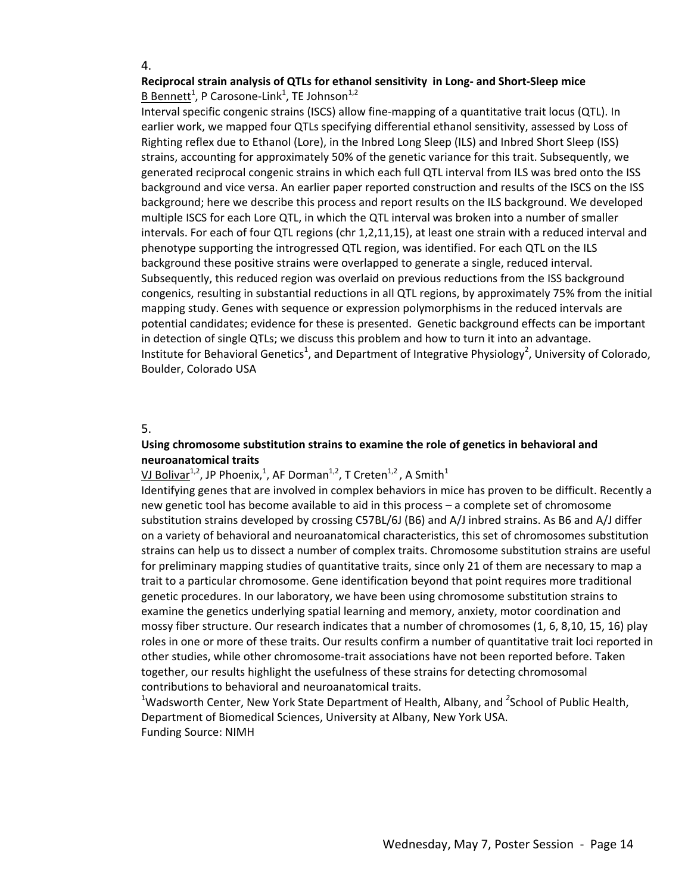4.

**Reciprocal strain analysis of QTLs for ethanol sensitivity in Long- and Short-Sleep mice**

B Bennett[1], P Carosone-Link[1], TE Johnson[1,2]

Interval specific congenic strains (ISCS) allow fine-mapping of a quantitative trait locus (QTL). In earlier work, we mapped four QTLs specifying differential ethanol sensitivity, assessed by Loss of Righting reflex due to Ethanol (Lore), in the Inbred Long Sleep (ILS) and Inbred Short Sleep (ISS) strains, accounting for approximately 50% of the genetic variance for this trait. Subsequently, we generated reciprocal congenic strains in which each full QTL interval from ILS was bred onto the ISS background and vice versa. An earlier paper reported construction and results of the ISCS on the ISS background; here we describe this process and report results on the ILS background. We developed multiple ISCS for each Lore QTL, in which the QTL interval was broken into a number of smaller intervals. For each of four QTL regions (chr 1,2,11,15), at least one strain with a reduced interval and phenotype supporting the introgressed QTL region, was identified. For each QTL on the ILS background these positive strains were overlapped to generate a single, reduced interval. Subsequently, this reduced region was overlaid on previous reductions from the ISS background congenics, resulting in substantial reductions in all QTL regions, by approximately 75% from the initial mapping study. Genes with sequence or expression polymorphisms in the reduced intervals are potential candidates; evidence for these is presented. Genetic background effects can be important in detection of single QTLs; we discuss this problem and how to turn it into an advantage.

Institute for Behavioral Genetics[1], and Department of Integrative Physiology[2], University of Colorado, Boulder, Colorado USA

5.

**Using chromosome substitution strains to examine the role of genetics in behavioral and neuroanatomical traits**

VJ Bolivar[1,2], JP Phoenix,[1], AF Dorman[1,2], T Creten[1,2], A Smith[1]

Identifying genes that are involved in complex behaviors in mice has proven to be difficult. Recently a new genetic tool has become available to aid in this process – a complete set of chromosome substitution strains developed by crossing C57BL/6J (B6) and A/J inbred strains. As B6 and A/J differ on a variety of behavioral and neuroanatomical characteristics, this set of chromosomes substitution strains can help us to dissect a number of complex traits. Chromosome substitution strains are useful for preliminary mapping studies of quantitative traits, since only 21 of them are necessary to map a trait to a particular chromosome. Gene identification beyond that point requires more traditional genetic procedures. In our laboratory, we have been using chromosome substitution strains to examine the genetics underlying spatial learning and memory, anxiety, motor coordination and mossy fiber structure. Our research indicates that a number of chromosomes (1, 6, 8,10, 15, 16) play roles in one or more of these traits. Our results confirm a number of quantitative trait loci reported in other studies, while other chromosome-trait associations have not been reported before. Taken together, our results highlight the usefulness of these strains for detecting chromosomal contributions to behavioral and neuroanatomical traits.

[1]Wadsworth Center, New York State Department of Health, Albany, and [2]School of Public Health, Department of Biomedical Sciences, University at Albany, New York USA.

Funding Source: NIMH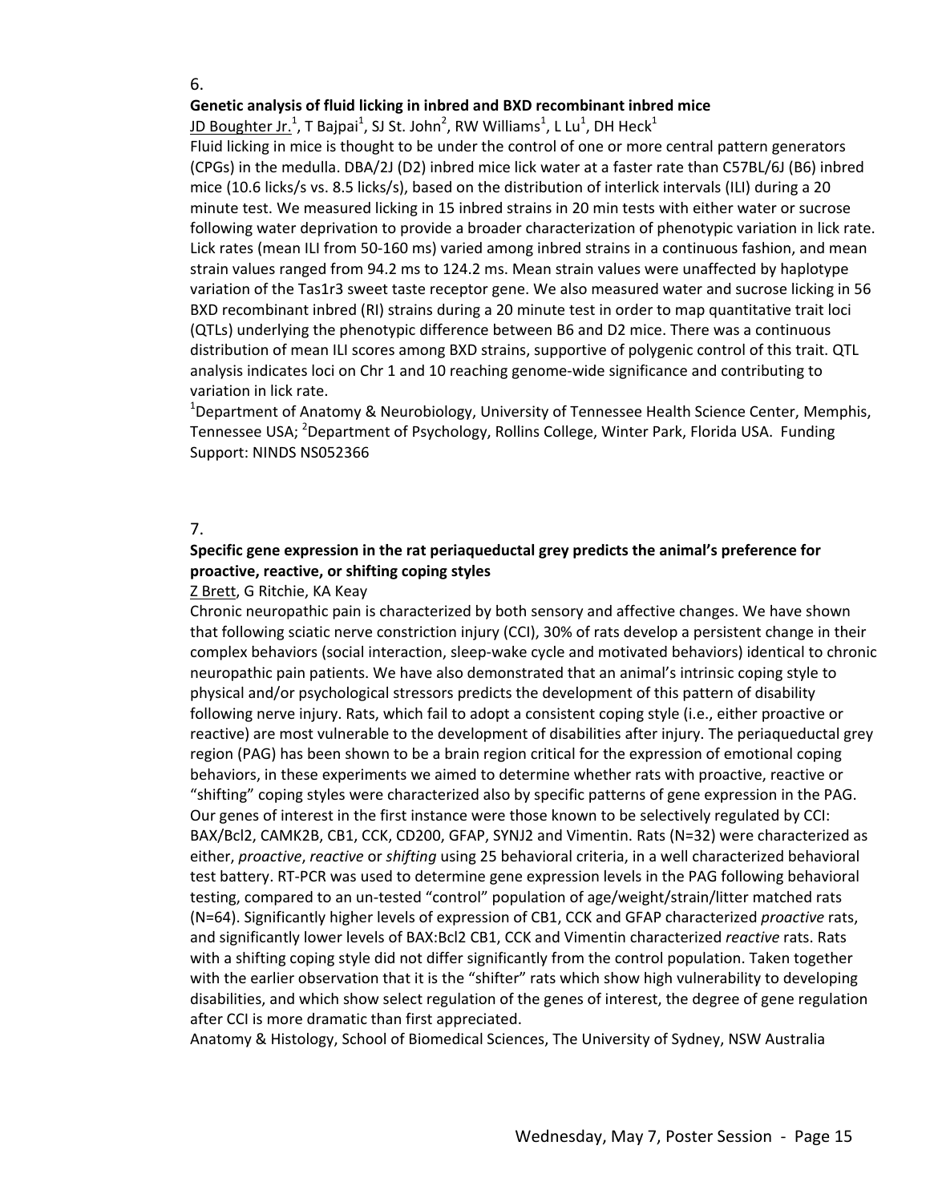6.

**Genetic analysis of fluid licking in inbred and BXD recombinant inbred mice**

JD Boughter Jr.[1], T Bajpai[1], SJ St. John[2], RW Williams[1], L Lu[1], DH Heck[1]

Fluid licking in mice is thought to be under the control of one or more central pattern generators (CPGs) in the medulla. DBA/2J (D2) inbred mice lick water at a faster rate than C57BL/6J (B6) inbred mice (10.6 licks/s vs. 8.5 licks/s), based on the distribution of interlick intervals (ILI) during a 20 minute test. We measured licking in 15 inbred strains in 20 min tests with either water or sucrose following water deprivation to provide a broader characterization of phenotypic variation in lick rate. Lick rates (mean ILI from 50-160 ms) varied among inbred strains in a continuous fashion, and mean strain values ranged from 94.2 ms to 124.2 ms. Mean strain values were unaffected by haplotype variation of the Tas1r3 sweet taste receptor gene. We also measured water and sucrose licking in 56 BXD recombinant inbred (RI) strains during a 20 minute test in order to map quantitative trait loci (QTLs) underlying the phenotypic difference between B6 and D2 mice. There was a continuous distribution of mean ILI scores among BXD strains, supportive of polygenic control of this trait. QTL analysis indicates loci on Chr 1 and 10 reaching genome-wide significance and contributing to variation in lick rate.

[1]Department of Anatomy & Neurobiology, University of Tennessee Health Science Center, Memphis, Tennessee USA; [2]Department of Psychology, Rollins College, Winter Park, Florida USA. Funding Support: NINDS NS052366

7.

**Specific gene expression in the rat periaqueductal grey predicts the animal's preference for proactive, reactive, or shifting coping styles**

Z Brett, G Ritchie, KA Keay

Chronic neuropathic pain is characterized by both sensory and affective changes. We have shown that following sciatic nerve constriction injury (CCI), 30% of rats develop a persistent change in their complex behaviors (social interaction, sleep-wake cycle and motivated behaviors) identical to chronic neuropathic pain patients. We have also demonstrated that an animal's intrinsic coping style to physical and/or psychological stressors predicts the development of this pattern of disability following nerve injury. Rats, which fail to adopt a consistent coping style (i.e., either proactive or reactive) are most vulnerable to the development of disabilities after injury. The periaqueductal grey region (PAG) has been shown to be a brain region critical for the expression of emotional coping behaviors, in these experiments we aimed to determine whether rats with proactive, reactive or "shifting" coping styles were characterized also by specific patterns of gene expression in the PAG. Our genes of interest in the first instance were those known to be selectively regulated by CCI: BAX/Bcl2, CAMK2B, CB1, CCK, CD200, GFAP, SYNJ2 and Vimentin. Rats (N=32) were characterized as either, *proactive*, *reactive* or *shifting* using 25 behavioral criteria, in a well characterized behavioral test battery. RT-PCR was used to determine gene expression levels in the PAG following behavioral testing, compared to an un-tested "control" population of age/weight/strain/litter matched rats (N=64). Significantly higher levels of expression of CB1, CCK and GFAP characterized *proactive* rats, and significantly lower levels of BAX:Bcl2 CB1, CCK and Vimentin characterized *reactive* rats. Rats with a shifting coping style did not differ significantly from the control population. Taken together with the earlier observation that it is the "shifter" rats which show high vulnerability to developing disabilities, and which show select regulation of the genes of interest, the degree of gene regulation after CCI is more dramatic than first appreciated.

Anatomy & Histology, School of Biomedical Sciences, The University of Sydney, NSW Australia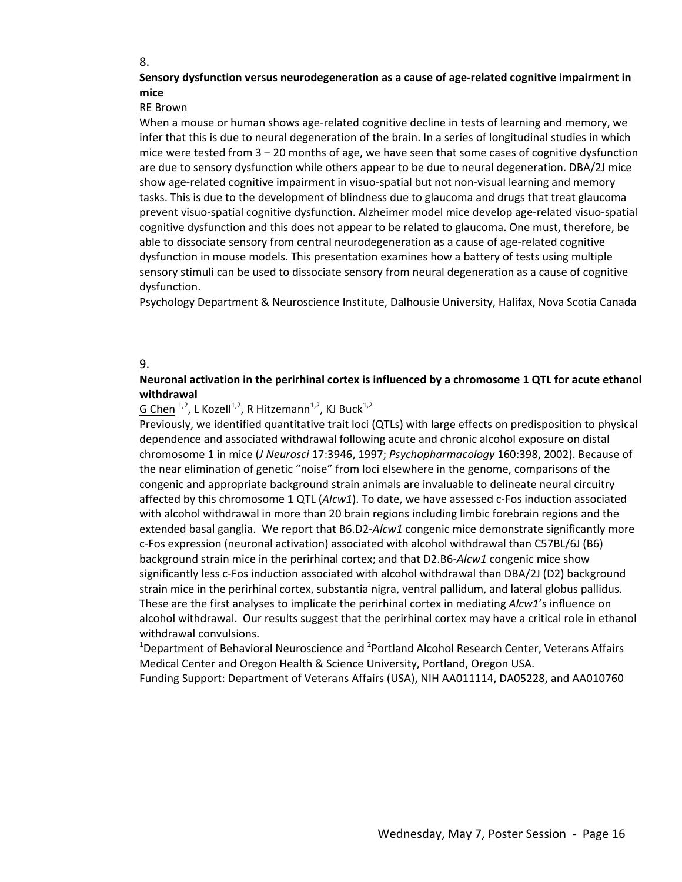8.

**Sensory dysfunction versus neurodegeneration as a cause of age-related cognitive impairment in mice**

RE Brown

When a mouse or human shows age-related cognitive decline in tests of learning and memory, we infer that this is due to neural degeneration of the brain. In a series of longitudinal studies in which mice were tested from 3 – 20 months of age, we have seen that some cases of cognitive dysfunction are due to sensory dysfunction while others appear to be due to neural degeneration. DBA/2J mice show age-related cognitive impairment in visuo-spatial but not non-visual learning and memory tasks. This is due to the development of blindness due to glaucoma and drugs that treat glaucoma prevent visuo-spatial cognitive dysfunction. Alzheimer model mice develop age-related visuo-spatial cognitive dysfunction and this does not appear to be related to glaucoma. One must, therefore, be able to dissociate sensory from central neurodegeneration as a cause of age-related cognitive dysfunction in mouse models. This presentation examines how a battery of tests using multiple sensory stimuli can be used to dissociate sensory from neural degeneration as a cause of cognitive dysfunction.

Psychology Department & Neuroscience Institute, Dalhousie University, Halifax, Nova Scotia Canada

9.

**Neuronal activation in the perirhinal cortex is influenced by a chromosome 1 QTL for acute ethanol withdrawal**

G Chen [1,2], L Kozell[1,2], R Hitzemann[1,2], KJ Buck[1,2]

Previously, we identified quantitative trait loci (QTLs) with large effects on predisposition to physical dependence and associated withdrawal following acute and chronic alcohol exposure on distal chromosome 1 in mice (*J Neurosci* 17:3946, 1997; *Psychopharmacology* 160:398, 2002). Because of the near elimination of genetic "noise" from loci elsewhere in the genome, comparisons of the congenic and appropriate background strain animals are invaluable to delineate neural circuitry affected by this chromosome 1 QTL (*Alcw1*). To date, we have assessed c-Fos induction associated with alcohol withdrawal in more than 20 brain regions including limbic forebrain regions and the extended basal ganglia. We report that B6.D2-*Alcw1* congenic mice demonstrate significantly more c-Fos expression (neuronal activation) associated with alcohol withdrawal than C57BL/6J (B6) background strain mice in the perirhinal cortex; and that D2.B6-*Alcw1* congenic mice show significantly less c-Fos induction associated with alcohol withdrawal than DBA/2J (D2) background strain mice in the perirhinal cortex, substantia nigra, ventral pallidum, and lateral globus pallidus. These are the first analyses to implicate the perirhinal cortex in mediating *Alcw1*'s influence on alcohol withdrawal. Our results suggest that the perirhinal cortex may have a critical role in ethanol withdrawal convulsions.

[1]Department of Behavioral Neuroscience and [2]Portland Alcohol Research Center, Veterans Affairs Medical Center and Oregon Health & Science University, Portland, Oregon USA.

Funding Support: Department of Veterans Affairs (USA), NIH AA011114, DA05228, and AA010760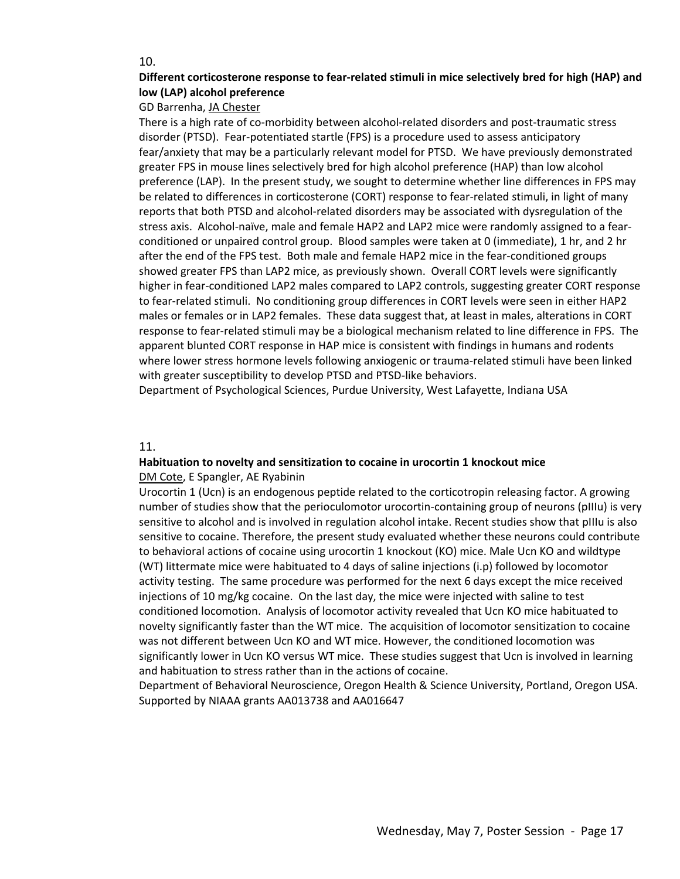10.

**Different corticosterone response to fear-related stimuli in mice selectively bred for high (HAP) and low (LAP) alcohol preference**

GD Barrenha, JA Chester

There is a high rate of co-morbidity between alcohol-related disorders and post-traumatic stress disorder (PTSD). Fear-potentiated startle (FPS) is a procedure used to assess anticipatory fear/anxiety that may be a particularly relevant model for PTSD. We have previously demonstrated greater FPS in mouse lines selectively bred for high alcohol preference (HAP) than low alcohol preference (LAP). In the present study, we sought to determine whether line differences in FPS may be related to differences in corticosterone (CORT) response to fear-related stimuli, in light of many reports that both PTSD and alcohol-related disorders may be associated with dysregulation of the stress axis. Alcohol-naïve, male and female HAP2 and LAP2 mice were randomly assigned to a fear-conditioned or unpaired control group. Blood samples were taken at 0 (immediate), 1 hr, and 2 hr after the end of the FPS test. Both male and female HAP2 mice in the fear-conditioned groups showed greater FPS than LAP2 mice, as previously shown. Overall CORT levels were significantly higher in fear-conditioned LAP2 males compared to LAP2 controls, suggesting greater CORT response to fear-related stimuli. No conditioning group differences in CORT levels were seen in either HAP2 males or females or in LAP2 females. These data suggest that, at least in males, alterations in CORT response to fear-related stimuli may be a biological mechanism related to line difference in FPS. The apparent blunted CORT response in HAP mice is consistent with findings in humans and rodents where lower stress hormone levels following anxiogenic or trauma-related stimuli have been linked with greater susceptibility to develop PTSD and PTSD-like behaviors.

Department of Psychological Sciences, Purdue University, West Lafayette, Indiana USA

11.

**Habituation to novelty and sensitization to cocaine in urocortin 1 knockout mice**

DM Cote, E Spangler, AE Ryabinin

Urocortin 1 (Ucn) is an endogenous peptide related to the corticotropin releasing factor. A growing number of studies show that the perioculomotor urocortin-containing group of neurons (pIIIu) is very sensitive to alcohol and is involved in regulation alcohol intake. Recent studies show that pIIIu is also sensitive to cocaine. Therefore, the present study evaluated whether these neurons could contribute to behavioral actions of cocaine using urocortin 1 knockout (KO) mice. Male Ucn KO and wildtype (WT) littermate mice were habituated to 4 days of saline injections (i.p) followed by locomotor activity testing. The same procedure was performed for the next 6 days except the mice received injections of 10 mg/kg cocaine. On the last day, the mice were injected with saline to test conditioned locomotion. Analysis of locomotor activity revealed that Ucn KO mice habituated to novelty significantly faster than the WT mice. The acquisition of locomotor sensitization to cocaine was not different between Ucn KO and WT mice. However, the conditioned locomotion was significantly lower in Ucn KO versus WT mice. These studies suggest that Ucn is involved in learning and habituation to stress rather than in the actions of cocaine.

Department of Behavioral Neuroscience, Oregon Health & Science University, Portland, Oregon USA. Supported by NIAAA grants AA013738 and AA016647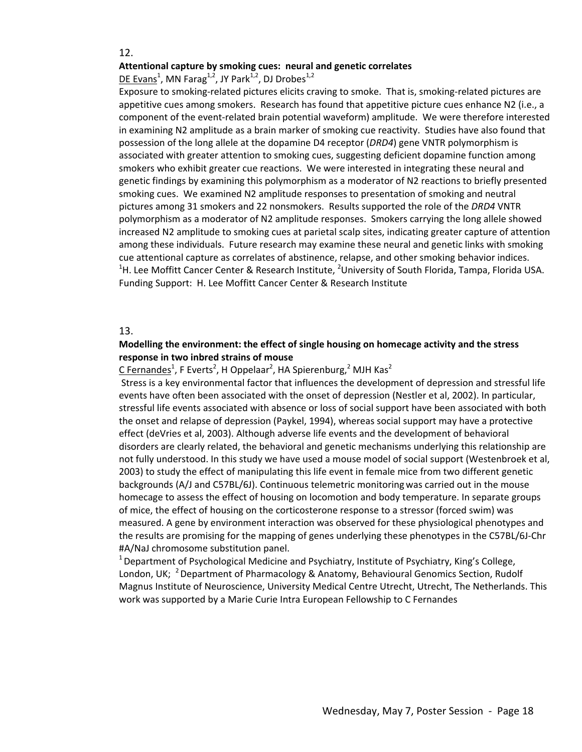12.

**Attentional capture by smoking cues: neural and genetic correlates**

DE Evans[1], MN Farag[1,2], JY Park[1,2], DJ Drobes[1,2]

Exposure to smoking-related pictures elicits craving to smoke. That is, smoking-related pictures are appetitive cues among smokers. Research has found that appetitive picture cues enhance N2 (i.e., a component of the event-related brain potential waveform) amplitude. We were therefore interested in examining N2 amplitude as a brain marker of smoking cue reactivity. Studies have also found that possession of the long allele at the dopamine D4 receptor (*DRD4*) gene VNTR polymorphism is associated with greater attention to smoking cues, suggesting deficient dopamine function among smokers who exhibit greater cue reactions. We were interested in integrating these neural and genetic findings by examining this polymorphism as a moderator of N2 reactions to briefly presented smoking cues. We examined N2 amplitude responses to presentation of smoking and neutral pictures among 31 smokers and 22 nonsmokers. Results supported the role of the *DRD4* VNTR polymorphism as a moderator of N2 amplitude responses. Smokers carrying the long allele showed increased N2 amplitude to smoking cues at parietal scalp sites, indicating greater capture of attention among these individuals. Future research may examine these neural and genetic links with smoking cue attentional capture as correlates of abstinence, relapse, and other smoking behavior indices.

[1]H. Lee Moffitt Cancer Center & Research Institute, [2]University of South Florida, Tampa, Florida USA. Funding Support: H. Lee Moffitt Cancer Center & Research Institute

13.

**Modelling the environment: the effect of single housing on homecage activity and the stress response in two inbred strains of mouse**

C Fernandes[1], F Everts[2], H Oppelaar[2], HA Spierenburg,[2] MJH Kas[2]

Stress is a key environmental factor that influences the development of depression and stressful life events have often been associated with the onset of depression (Nestler et al, 2002). In particular, stressful life events associated with absence or loss of social support have been associated with both the onset and relapse of depression (Paykel, 1994), whereas social support may have a protective effect (deVries et al, 2003). Although adverse life events and the development of behavioral disorders are clearly related, the behavioral and genetic mechanisms underlying this relationship are not fully understood. In this study we have used a mouse model of social support (Westenbroek et al, 2003) to study the effect of manipulating this life event in female mice from two different genetic backgrounds (A/J and C57BL/6J). Continuous telemetric monitoring was carried out in the mouse homecage to assess the effect of housing on locomotion and body temperature. In separate groups of mice, the effect of housing on the corticosterone response to a stressor (forced swim) was measured. A gene by environment interaction was observed for these physiological phenotypes and the results are promising for the mapping of genes underlying these phenotypes in the C57BL/6J-Chr #A/NaJ chromosome substitution panel.

[1] Department of Psychological Medicine and Psychiatry, Institute of Psychiatry, King's College, London, UK; [2] Department of Pharmacology & Anatomy, Behavioural Genomics Section, Rudolf Magnus Institute of Neuroscience, University Medical Centre Utrecht, Utrecht, The Netherlands. This work was supported by a Marie Curie Intra European Fellowship to C Fernandes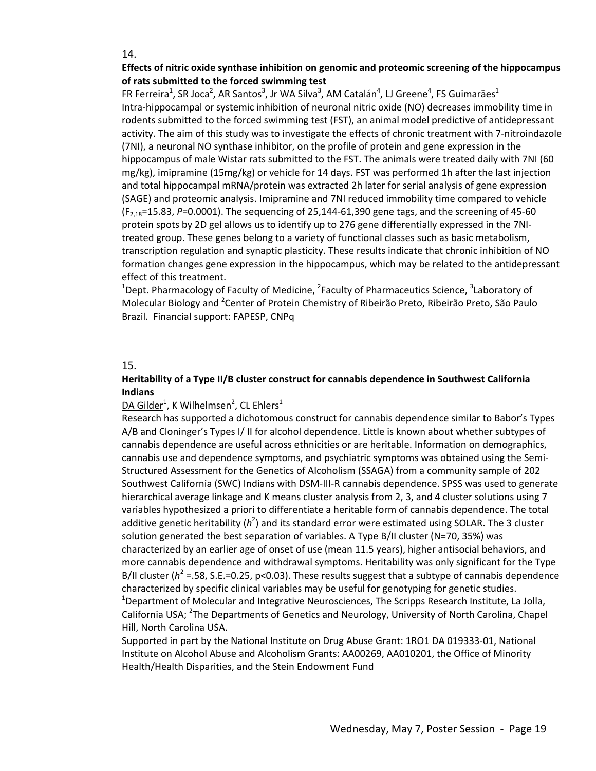14.

**Effects of nitric oxide synthase inhibition on genomic and proteomic screening of the hippocampus of rats submitted to the forced swimming test**

FR Ferreira[1], SR Joca[2], AR Santos[3], Jr WA Silva[3], AM Catalán[4], LJ Greene[4], FS Guimarães[1]

Intra-hippocampal or systemic inhibition of neuronal nitric oxide (NO) decreases immobility time in rodents submitted to the forced swimming test (FST), an animal model predictive of antidepressant activity. The aim of this study was to investigate the effects of chronic treatment with 7-nitroindazole (7NI), a neuronal NO synthase inhibitor, on the profile of protein and gene expression in the hippocampus of male Wistar rats submitted to the FST. The animals were treated daily with 7NI (60 mg/kg), imipramine (15mg/kg) or vehicle for 14 days. FST was performed 1h after the last injection and total hippocampal mRNA/protein was extracted 2h later for serial analysis of gene expression (SAGE) and proteomic analysis. Imipramine and 7NI reduced immobility time compared to vehicle ($F_{2,18}$=15.83, $P$=0.0001). The sequencing of 25,144-61,390 gene tags, and the screening of 45-60 protein spots by 2D gel allows us to identify up to 276 gene differentially expressed in the 7NI-treated group. These genes belong to a variety of functional classes such as basic metabolism, transcription regulation and synaptic plasticity. These results indicate that chronic inhibition of NO formation changes gene expression in the hippocampus, which may be related to the antidepressant effect of this treatment.

[1]Dept. Pharmacology of Faculty of Medicine, [2]Faculty of Pharmaceutics Science, [3]Laboratory of Molecular Biology and [2]Center of Protein Chemistry of Ribeirão Preto, Ribeirão Preto, São Paulo Brazil. Financial support: FAPESP, CNPq

15.

**Heritability of a Type II/B cluster construct for cannabis dependence in Southwest California Indians**

DA Gilder[1], K Wilhelmsen[2], CL Ehlers[1]

Research has supported a dichotomous construct for cannabis dependence similar to Babor's Types A/B and Cloninger's Types I/ II for alcohol dependence. Little is known about whether subtypes of cannabis dependence are useful across ethnicities or are heritable. Information on demographics, cannabis use and dependence symptoms, and psychiatric symptoms was obtained using the Semi-Structured Assessment for the Genetics of Alcoholism (SSAGA) from a community sample of 202 Southwest California (SWC) Indians with DSM-III-R cannabis dependence. SPSS was used to generate hierarchical average linkage and K means cluster analysis from 2, 3, and 4 cluster solutions using 7 variables hypothesized a priori to differentiate a heritable form of cannabis dependence. The total additive genetic heritability ($h^2$) and its standard error were estimated using SOLAR. The 3 cluster solution generated the best separation of variables. A Type B/II cluster (N=70, 35%) was characterized by an earlier age of onset of use (mean 11.5 years), higher antisocial behaviors, and more cannabis dependence and withdrawal symptoms. Heritability was only significant for the Type B/II cluster ($h^2$ =.58, S.E.=0.25, p<0.03). These results suggest that a subtype of cannabis dependence characterized by specific clinical variables may be useful for genotyping for genetic studies.

[1]Department of Molecular and Integrative Neurosciences, The Scripps Research Institute, La Jolla, California USA; [2]The Departments of Genetics and Neurology, University of North Carolina, Chapel Hill, North Carolina USA.

Supported in part by the National Institute on Drug Abuse Grant: 1RO1 DA 019333-01, National Institute on Alcohol Abuse and Alcoholism Grants: AA00269, AA010201, the Office of Minority Health/Health Disparities, and the Stein Endowment Fund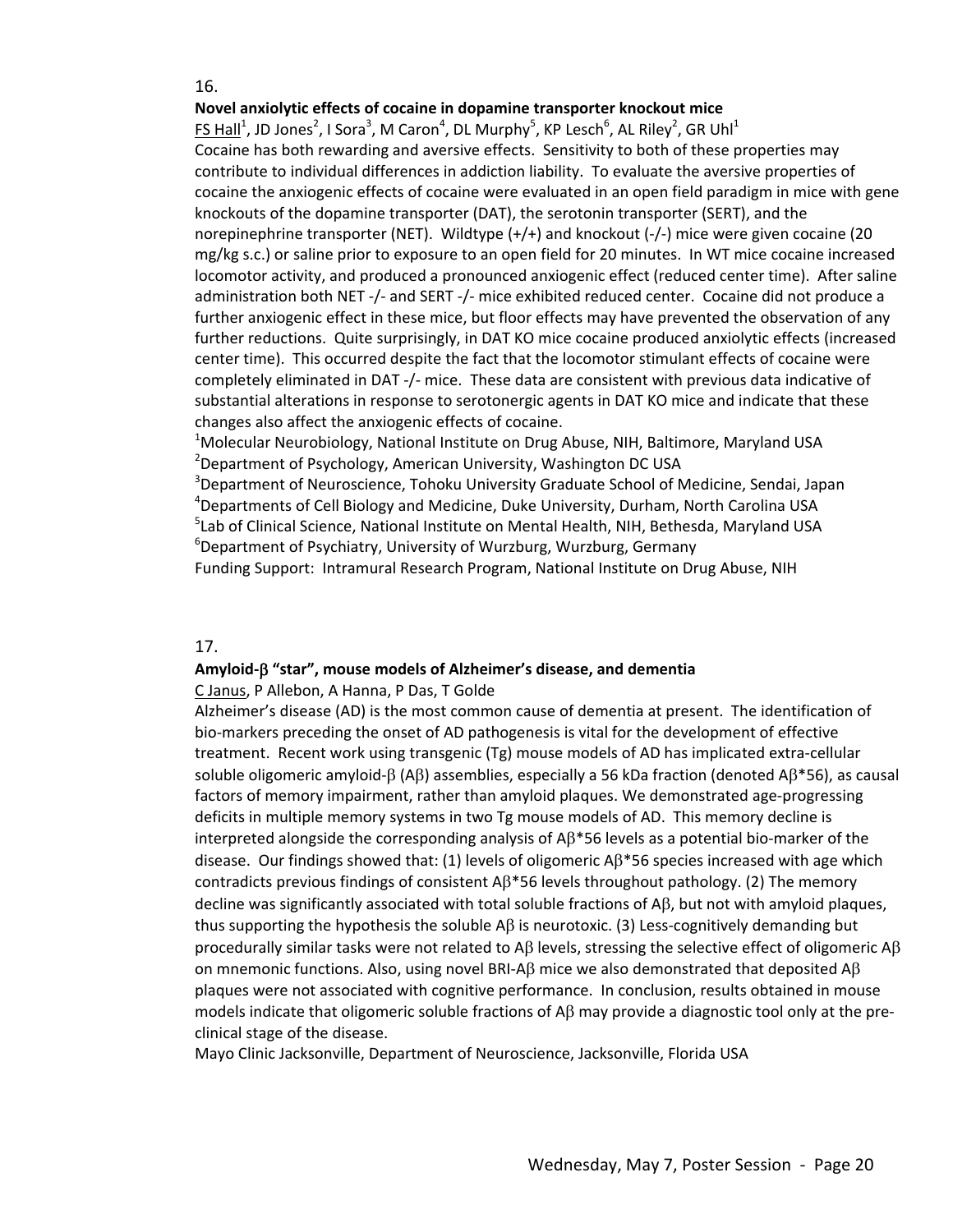16.

**Novel anxiolytic effects of cocaine in dopamine transporter knockout mice**

FS Hall[1], JD Jones[2], I Sora[3], M Caron[4], DL Murphy[5], KP Lesch[6], AL Riley[2], GR Uhl[1]

Cocaine has both rewarding and aversive effects. Sensitivity to both of these properties may contribute to individual differences in addiction liability. To evaluate the aversive properties of cocaine the anxiogenic effects of cocaine were evaluated in an open field paradigm in mice with gene knockouts of the dopamine transporter (DAT), the serotonin transporter (SERT), and the norepinephrine transporter (NET). Wildtype (+/+) and knockout (-/-) mice were given cocaine (20 mg/kg s.c.) or saline prior to exposure to an open field for 20 minutes. In WT mice cocaine increased locomotor activity, and produced a pronounced anxiogenic effect (reduced center time). After saline administration both NET -/- and SERT -/- mice exhibited reduced center. Cocaine did not produce a further anxiogenic effect in these mice, but floor effects may have prevented the observation of any further reductions. Quite surprisingly, in DAT KO mice cocaine produced anxiolytic effects (increased center time). This occurred despite the fact that the locomotor stimulant effects of cocaine were completely eliminated in DAT -/- mice. These data are consistent with previous data indicative of substantial alterations in response to serotonergic agents in DAT KO mice and indicate that these changes also affect the anxiogenic effects of cocaine.

[1]Molecular Neurobiology, National Institute on Drug Abuse, NIH, Baltimore, Maryland USA
[2]Department of Psychology, American University, Washington DC USA
[3]Department of Neuroscience, Tohoku University Graduate School of Medicine, Sendai, Japan
[4]Departments of Cell Biology and Medicine, Duke University, Durham, North Carolina USA
[5]Lab of Clinical Science, National Institute on Mental Health, NIH, Bethesda, Maryland USA
[6]Department of Psychiatry, University of Wurzburg, Wurzburg, Germany
Funding Support: Intramural Research Program, National Institute on Drug Abuse, NIH

17.

**Amyloid-β "star", mouse models of Alzheimer's disease, and dementia**

C Janus, P Allebon, A Hanna, P Das, T Golde

Alzheimer's disease (AD) is the most common cause of dementia at present. The identification of bio-markers preceding the onset of AD pathogenesis is vital for the development of effective treatment. Recent work using transgenic (Tg) mouse models of AD has implicated extra-cellular soluble oligomeric amyloid-β (Aβ) assemblies, especially a 56 kDa fraction (denoted Aβ*56), as causal factors of memory impairment, rather than amyloid plaques. We demonstrated age-progressing deficits in multiple memory systems in two Tg mouse models of AD. This memory decline is interpreted alongside the corresponding analysis of Aβ*56 levels as a potential bio-marker of the disease. Our findings showed that: (1) levels of oligomeric Aβ*56 species increased with age which contradicts previous findings of consistent Aβ*56 levels throughout pathology. (2) The memory decline was significantly associated with total soluble fractions of Aβ, but not with amyloid plaques, thus supporting the hypothesis the soluble Aβ is neurotoxic. (3) Less-cognitively demanding but procedurally similar tasks were not related to Aβ levels, stressing the selective effect of oligomeric Aβ on mnemonic functions. Also, using novel BRI-Aβ mice we also demonstrated that deposited Aβ plaques were not associated with cognitive performance. In conclusion, results obtained in mouse models indicate that oligomeric soluble fractions of Aβ may provide a diagnostic tool only at the pre-clinical stage of the disease.

Mayo Clinic Jacksonville, Department of Neuroscience, Jacksonville, Florida USA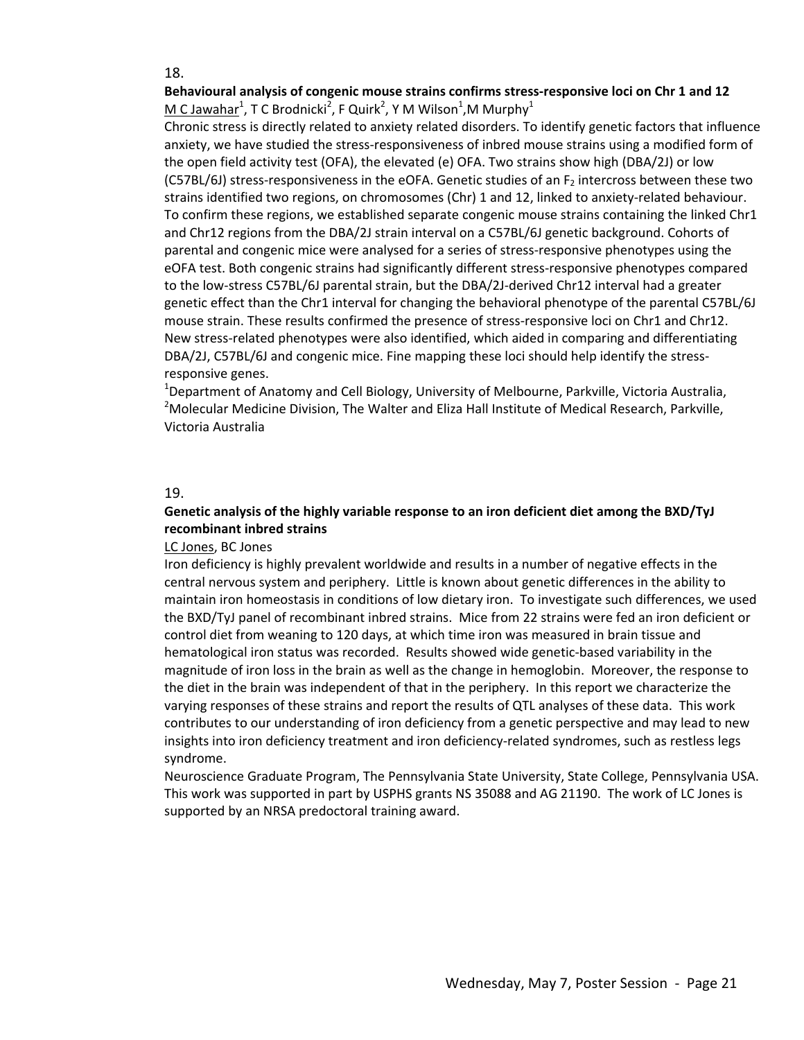18.

**Behavioural analysis of congenic mouse strains confirms stress-responsive loci on Chr 1 and 12**

M C Jawahar[1], T C Brodnicki[2], F Quirk[2], Y M Wilson[1], M Murphy[1]

Chronic stress is directly related to anxiety related disorders. To identify genetic factors that influence anxiety, we have studied the stress-responsiveness of inbred mouse strains using a modified form of the open field activity test (OFA), the elevated (e) OFA. Two strains show high (DBA/2J) or low (C57BL/6J) stress-responsiveness in the eOFA. Genetic studies of an $F_2$ intercross between these two strains identified two regions, on chromosomes (Chr) 1 and 12, linked to anxiety-related behaviour. To confirm these regions, we established separate congenic mouse strains containing the linked Chr1 and Chr12 regions from the DBA/2J strain interval on a C57BL/6J genetic background. Cohorts of parental and congenic mice were analysed for a series of stress-responsive phenotypes using the eOFA test. Both congenic strains had significantly different stress-responsive phenotypes compared to the low-stress C57BL/6J parental strain, but the DBA/2J-derived Chr12 interval had a greater genetic effect than the Chr1 interval for changing the behavioral phenotype of the parental C57BL/6J mouse strain. These results confirmed the presence of stress-responsive loci on Chr1 and Chr12. New stress-related phenotypes were also identified, which aided in comparing and differentiating DBA/2J, C57BL/6J and congenic mice. Fine mapping these loci should help identify the stress-responsive genes.

[1]Department of Anatomy and Cell Biology, University of Melbourne, Parkville, Victoria Australia, [2]Molecular Medicine Division, The Walter and Eliza Hall Institute of Medical Research, Parkville, Victoria Australia

19.

**Genetic analysis of the highly variable response to an iron deficient diet among the BXD/TyJ recombinant inbred strains**

LC Jones, BC Jones

Iron deficiency is highly prevalent worldwide and results in a number of negative effects in the central nervous system and periphery. Little is known about genetic differences in the ability to maintain iron homeostasis in conditions of low dietary iron. To investigate such differences, we used the BXD/TyJ panel of recombinant inbred strains. Mice from 22 strains were fed an iron deficient or control diet from weaning to 120 days, at which time iron was measured in brain tissue and hematological iron status was recorded. Results showed wide genetic-based variability in the magnitude of iron loss in the brain as well as the change in hemoglobin. Moreover, the response to the diet in the brain was independent of that in the periphery. In this report we characterize the varying responses of these strains and report the results of QTL analyses of these data. This work contributes to our understanding of iron deficiency from a genetic perspective and may lead to new insights into iron deficiency treatment and iron deficiency-related syndromes, such as restless legs syndrome.

Neuroscience Graduate Program, The Pennsylvania State University, State College, Pennsylvania USA. This work was supported in part by USPHS grants NS 35088 and AG 21190. The work of LC Jones is supported by an NRSA predoctoral training award.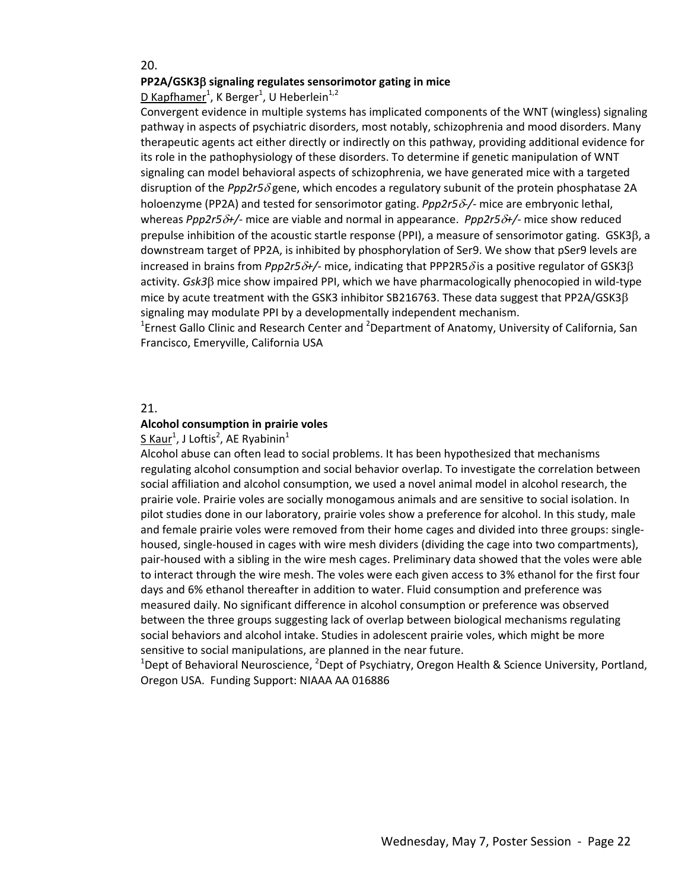20.

**PP2A/GSK3β signaling regulates sensorimotor gating in mice**

D Kapfhamer[1], K Berger[1], U Heberlein[1,2]

Convergent evidence in multiple systems has implicated components of the WNT (wingless) signaling pathway in aspects of psychiatric disorders, most notably, schizophrenia and mood disorders. Many therapeutic agents act either directly or indirectly on this pathway, providing additional evidence for its role in the pathophysiology of these disorders. To determine if genetic manipulation of WNT signaling can model behavioral aspects of schizophrenia, we have generated mice with a targeted disruption of the *Ppp2r5δ* gene, which encodes a regulatory subunit of the protein phosphatase 2A holoenzyme (PP2A) and tested for sensorimotor gating. *Ppp2r5δ-/-* mice are embryonic lethal, whereas *Ppp2r5δ+/-* mice are viable and normal in appearance. *Ppp2r5δ+/-* mice show reduced prepulse inhibition of the acoustic startle response (PPI), a measure of sensorimotor gating. GSK3β, a downstream target of PP2A, is inhibited by phosphorylation of Ser9. We show that pSer9 levels are increased in brains from *Ppp2r5δ+/-* mice, indicating that PPP2R5δ is a positive regulator of GSK3β activity. *Gsk3β* mice show impaired PPI, which we have pharmacologically phenocopied in wild-type mice by acute treatment with the GSK3 inhibitor SB216763. These data suggest that PP2A/GSK3β signaling may modulate PPI by a developmentally independent mechanism.

[1]Ernest Gallo Clinic and Research Center and [2]Department of Anatomy, University of California, San Francisco, Emeryville, California USA

21.

**Alcohol consumption in prairie voles**

S Kaur[1], J Loftis[2], AE Ryabinin[1]

Alcohol abuse can often lead to social problems. It has been hypothesized that mechanisms regulating alcohol consumption and social behavior overlap. To investigate the correlation between social affiliation and alcohol consumption, we used a novel animal model in alcohol research, the prairie vole. Prairie voles are socially monogamous animals and are sensitive to social isolation. In pilot studies done in our laboratory, prairie voles show a preference for alcohol. In this study, male and female prairie voles were removed from their home cages and divided into three groups: single-housed, single-housed in cages with wire mesh dividers (dividing the cage into two compartments), pair-housed with a sibling in the wire mesh cages. Preliminary data showed that the voles were able to interact through the wire mesh. The voles were each given access to 3% ethanol for the first four days and 6% ethanol thereafter in addition to water. Fluid consumption and preference was measured daily. No significant difference in alcohol consumption or preference was observed between the three groups suggesting lack of overlap between biological mechanisms regulating social behaviors and alcohol intake. Studies in adolescent prairie voles, which might be more sensitive to social manipulations, are planned in the near future.

[1]Dept of Behavioral Neuroscience, [2]Dept of Psychiatry, Oregon Health & Science University, Portland, Oregon USA. Funding Support: NIAAA AA 016886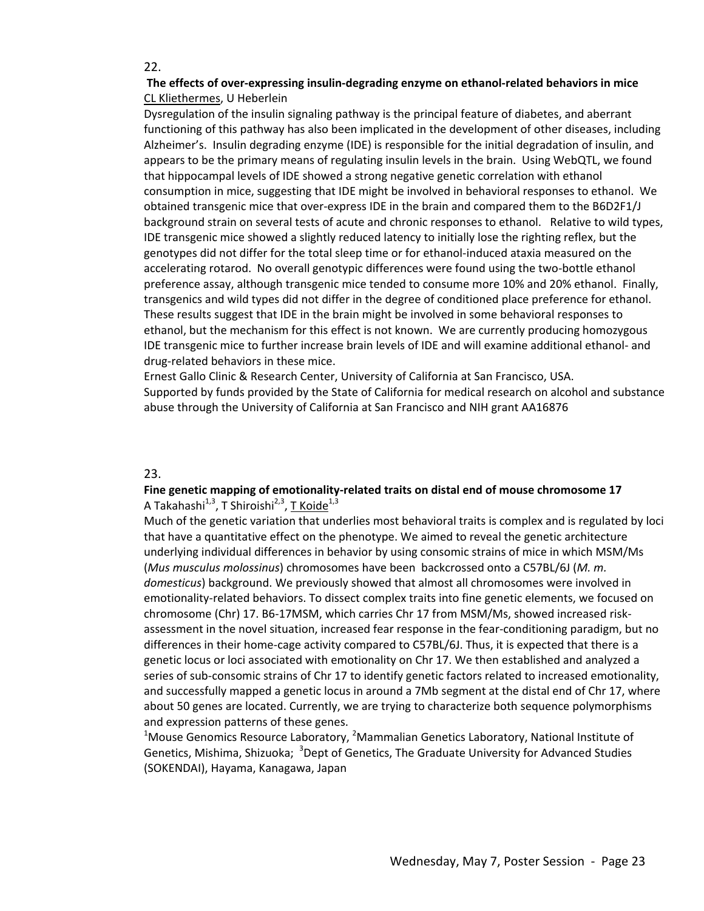22.

**The effects of over-expressing insulin-degrading enzyme on ethanol-related behaviors in mice**
CL Kliethermes, U Heberlein

Dysregulation of the insulin signaling pathway is the principal feature of diabetes, and aberrant functioning of this pathway has also been implicated in the development of other diseases, including Alzheimer's. Insulin degrading enzyme (IDE) is responsible for the initial degradation of insulin, and appears to be the primary means of regulating insulin levels in the brain. Using WebQTL, we found that hippocampal levels of IDE showed a strong negative genetic correlation with ethanol consumption in mice, suggesting that IDE might be involved in behavioral responses to ethanol. We obtained transgenic mice that over-express IDE in the brain and compared them to the B6D2F1/J background strain on several tests of acute and chronic responses to ethanol. Relative to wild types, IDE transgenic mice showed a slightly reduced latency to initially lose the righting reflex, but the genotypes did not differ for the total sleep time or for ethanol-induced ataxia measured on the accelerating rotarod. No overall genotypic differences were found using the two-bottle ethanol preference assay, although transgenic mice tended to consume more 10% and 20% ethanol. Finally, transgenics and wild types did not differ in the degree of conditioned place preference for ethanol. These results suggest that IDE in the brain might be involved in some behavioral responses to ethanol, but the mechanism for this effect is not known. We are currently producing homozygous IDE transgenic mice to further increase brain levels of IDE and will examine additional ethanol- and drug-related behaviors in these mice.

Ernest Gallo Clinic & Research Center, University of California at San Francisco, USA.

Supported by funds provided by the State of California for medical research on alcohol and substance abuse through the University of California at San Francisco and NIH grant AA16876

23.

**Fine genetic mapping of emotionality-related traits on distal end of mouse chromosome 17**
A Takahashi[1,3], T Shiroishi[2,3], T Koide[1,3]

Much of the genetic variation that underlies most behavioral traits is complex and is regulated by loci that have a quantitative effect on the phenotype. We aimed to reveal the genetic architecture underlying individual differences in behavior by using consomic strains of mice in which MSM/Ms (*Mus musculus molossinus*) chromosomes have been backcrossed onto a C57BL/6J (*M. m. domesticus*) background. We previously showed that almost all chromosomes were involved in emotionality-related behaviors. To dissect complex traits into fine genetic elements, we focused on chromosome (Chr) 17. B6-17MSM, which carries Chr 17 from MSM/Ms, showed increased risk-assessment in the novel situation, increased fear response in the fear-conditioning paradigm, but no differences in their home-cage activity compared to C57BL/6J. Thus, it is expected that there is a genetic locus or loci associated with emotionality on Chr 17. We then established and analyzed a series of sub-consomic strains of Chr 17 to identify genetic factors related to increased emotionality, and successfully mapped a genetic locus in around a 7Mb segment at the distal end of Chr 17, where about 50 genes are located. Currently, we are trying to characterize both sequence polymorphisms and expression patterns of these genes.

[1]Mouse Genomics Resource Laboratory, [2]Mammalian Genetics Laboratory, National Institute of Genetics, Mishima, Shizuoka; [3]Dept of Genetics, The Graduate University for Advanced Studies (SOKENDAI), Hayama, Kanagawa, Japan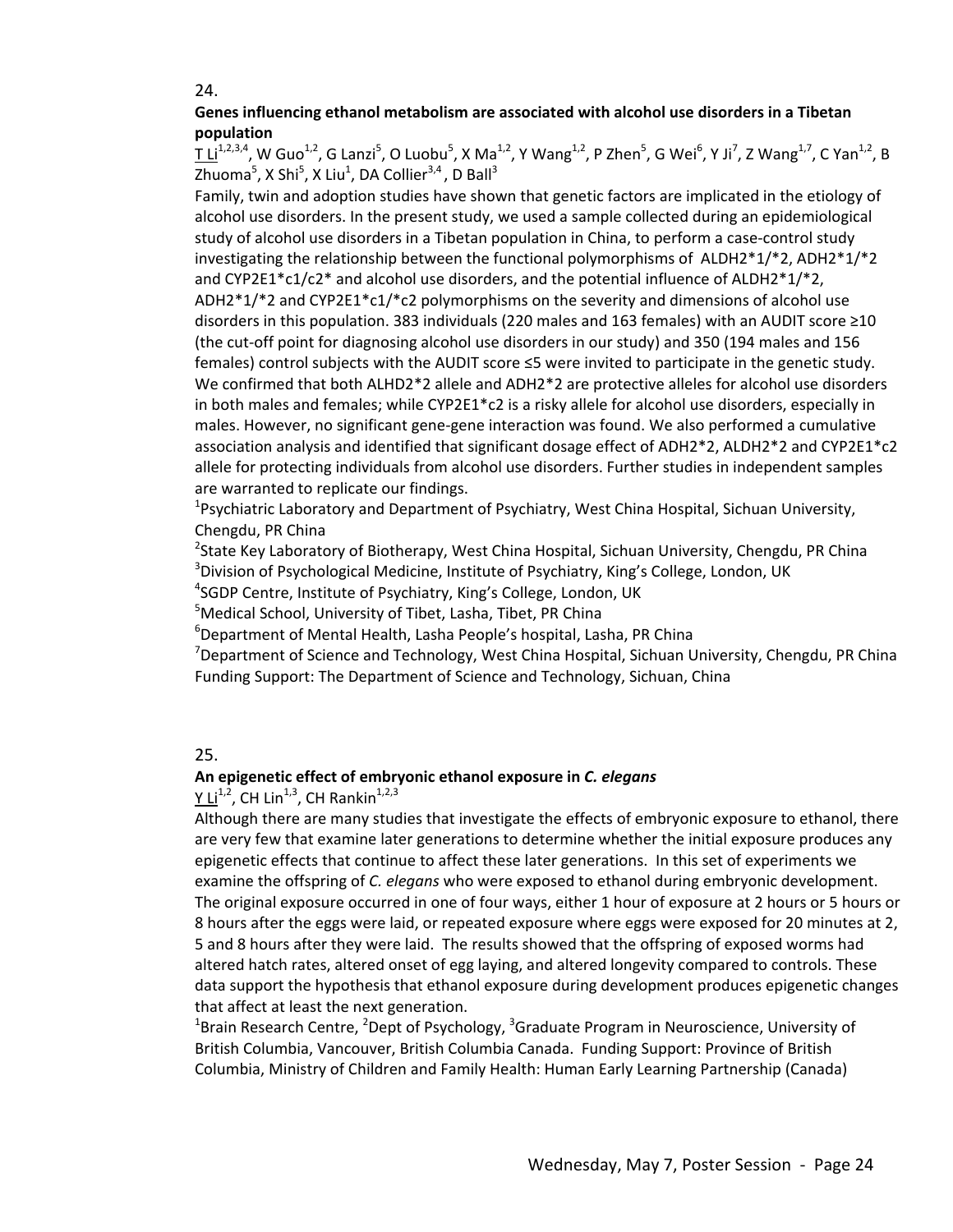24.

**Genes influencing ethanol metabolism are associated with alcohol use disorders in a Tibetan population**

T Li[1,2,3,4], W Guo[1,2], G Lanzi[5], O Luobu[5], X Ma[1,2], Y Wang[1,2], P Zhen[5], G Wei[6], Y Ji[7], Z Wang[1,7], C Yan[1,2], B Zhuoma[5], X Shi[5], X Liu[1], DA Collier[3,4], D Ball[3]

Family, twin and adoption studies have shown that genetic factors are implicated in the etiology of alcohol use disorders. In the present study, we used a sample collected during an epidemiological study of alcohol use disorders in a Tibetan population in China, to perform a case-control study investigating the relationship between the functional polymorphisms of ALDH2*1/*2, ADH2*1/*2 and CYP2E1*c1/c2* and alcohol use disorders, and the potential influence of ALDH2*1/*2, ADH2*1/*2 and CYP2E1*c1/*c2 polymorphisms on the severity and dimensions of alcohol use disorders in this population. 383 individuals (220 males and 163 females) with an AUDIT score ≥10 (the cut-off point for diagnosing alcohol use disorders in our study) and 350 (194 males and 156 females) control subjects with the AUDIT score ≤5 were invited to participate in the genetic study. We confirmed that both ALHD2*2 allele and ADH2*2 are protective alleles for alcohol use disorders in both males and females; while CYP2E1*c2 is a risky allele for alcohol use disorders, especially in males. However, no significant gene-gene interaction was found. We also performed a cumulative association analysis and identified that significant dosage effect of ADH2*2, ALDH2*2 and CYP2E1*c2 allele for protecting individuals from alcohol use disorders. Further studies in independent samples are warranted to replicate our findings.

[1]Psychiatric Laboratory and Department of Psychiatry, West China Hospital, Sichuan University, Chengdu, PR China
[2]State Key Laboratory of Biotherapy, West China Hospital, Sichuan University, Chengdu, PR China
[3]Division of Psychological Medicine, Institute of Psychiatry, King's College, London, UK
[4]SGDP Centre, Institute of Psychiatry, King's College, London, UK
[5]Medical School, University of Tibet, Lasha, Tibet, PR China
[6]Department of Mental Health, Lasha People's hospital, Lasha, PR China
[7]Department of Science and Technology, West China Hospital, Sichuan University, Chengdu, PR China
Funding Support: The Department of Science and Technology, Sichuan, China

25.

**An epigenetic effect of embryonic ethanol exposure in *C. elegans***

Y Li[1,2], CH Lin[1,3], CH Rankin[1,2,3]

Although there are many studies that investigate the effects of embryonic exposure to ethanol, there are very few that examine later generations to determine whether the initial exposure produces any epigenetic effects that continue to affect these later generations. In this set of experiments we examine the offspring of *C. elegans* who were exposed to ethanol during embryonic development. The original exposure occurred in one of four ways, either 1 hour of exposure at 2 hours or 5 hours or 8 hours after the eggs were laid, or repeated exposure where eggs were exposed for 20 minutes at 2, 5 and 8 hours after they were laid. The results showed that the offspring of exposed worms had altered hatch rates, altered onset of egg laying, and altered longevity compared to controls. These data support the hypothesis that ethanol exposure during development produces epigenetic changes that affect at least the next generation.

[1]Brain Research Centre, [2]Dept of Psychology, [3]Graduate Program in Neuroscience, University of British Columbia, Vancouver, British Columbia Canada. Funding Support: Province of British Columbia, Ministry of Children and Family Health: Human Early Learning Partnership (Canada)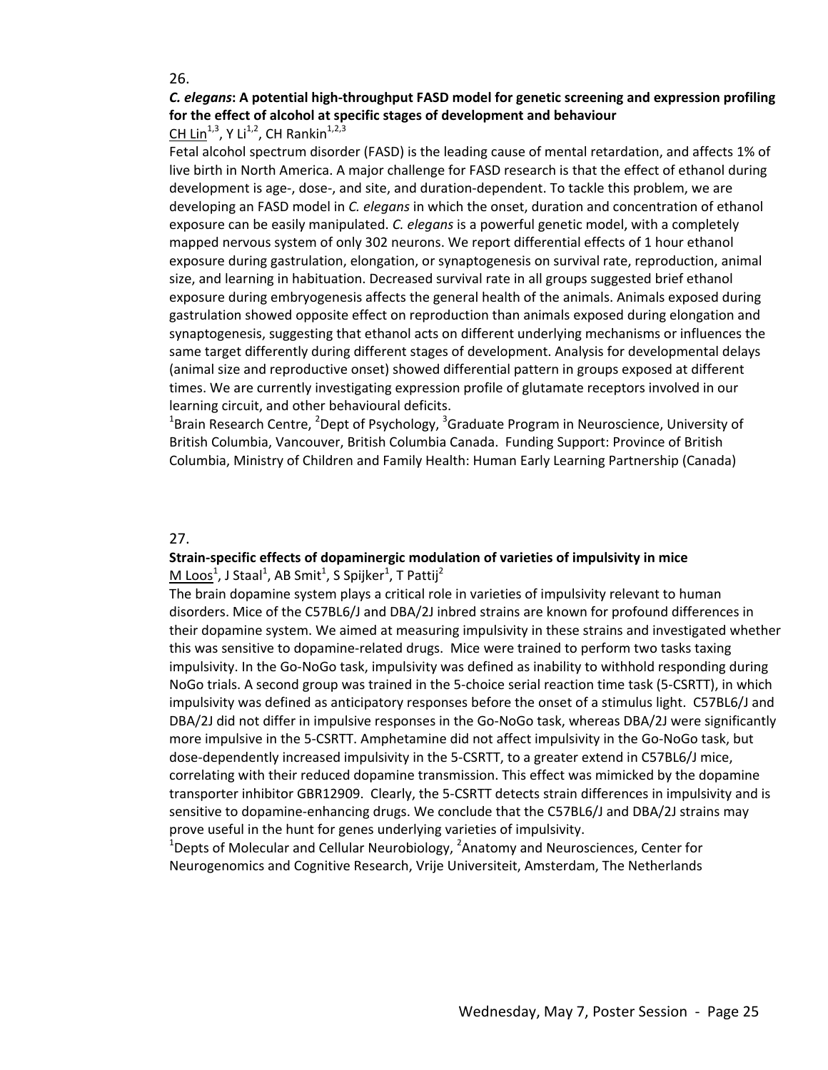26.

**_C. elegans_: A potential high-throughput FASD model for genetic screening and expression profiling for the effect of alcohol at specific stages of development and behaviour**

CH Lin[1,3], Y Li[1,2], CH Rankin[1,2,3]

Fetal alcohol spectrum disorder (FASD) is the leading cause of mental retardation, and affects 1% of live birth in North America. A major challenge for FASD research is that the effect of ethanol during development is age-, dose-, and site, and duration-dependent. To tackle this problem, we are developing an FASD model in *C. elegans* in which the onset, duration and concentration of ethanol exposure can be easily manipulated. *C. elegans* is a powerful genetic model, with a completely mapped nervous system of only 302 neurons. We report differential effects of 1 hour ethanol exposure during gastrulation, elongation, or synaptogenesis on survival rate, reproduction, animal size, and learning in habituation. Decreased survival rate in all groups suggested brief ethanol exposure during embryogenesis affects the general health of the animals. Animals exposed during gastrulation showed opposite effect on reproduction than animals exposed during elongation and synaptogenesis, suggesting that ethanol acts on different underlying mechanisms or influences the same target differently during different stages of development. Analysis for developmental delays (animal size and reproductive onset) showed differential pattern in groups exposed at different times. We are currently investigating expression profile of glutamate receptors involved in our learning circuit, and other behavioural deficits.

[1]Brain Research Centre, [2]Dept of Psychology, [3]Graduate Program in Neuroscience, University of British Columbia, Vancouver, British Columbia Canada. Funding Support: Province of British Columbia, Ministry of Children and Family Health: Human Early Learning Partnership (Canada)

27.

**Strain-specific effects of dopaminergic modulation of varieties of impulsivity in mice**

M Loos[1], J Staal[1], AB Smit[1], S Spijker[1], T Pattij[2]

The brain dopamine system plays a critical role in varieties of impulsivity relevant to human disorders. Mice of the C57BL6/J and DBA/2J inbred strains are known for profound differences in their dopamine system. We aimed at measuring impulsivity in these strains and investigated whether this was sensitive to dopamine-related drugs. Mice were trained to perform two tasks taxing impulsivity. In the Go-NoGo task, impulsivity was defined as inability to withhold responding during NoGo trials. A second group was trained in the 5-choice serial reaction time task (5-CSRTT), in which impulsivity was defined as anticipatory responses before the onset of a stimulus light. C57BL6/J and DBA/2J did not differ in impulsive responses in the Go-NoGo task, whereas DBA/2J were significantly more impulsive in the 5-CSRTT. Amphetamine did not affect impulsivity in the Go-NoGo task, but dose-dependently increased impulsivity in the 5-CSRTT, to a greater extend in C57BL6/J mice, correlating with their reduced dopamine transmission. This effect was mimicked by the dopamine transporter inhibitor GBR12909. Clearly, the 5-CSRTT detects strain differences in impulsivity and is sensitive to dopamine-enhancing drugs. We conclude that the C57BL6/J and DBA/2J strains may prove useful in the hunt for genes underlying varieties of impulsivity.

[1]Depts of Molecular and Cellular Neurobiology, [2]Anatomy and Neurosciences, Center for Neurogenomics and Cognitive Research, Vrije Universiteit, Amsterdam, The Netherlands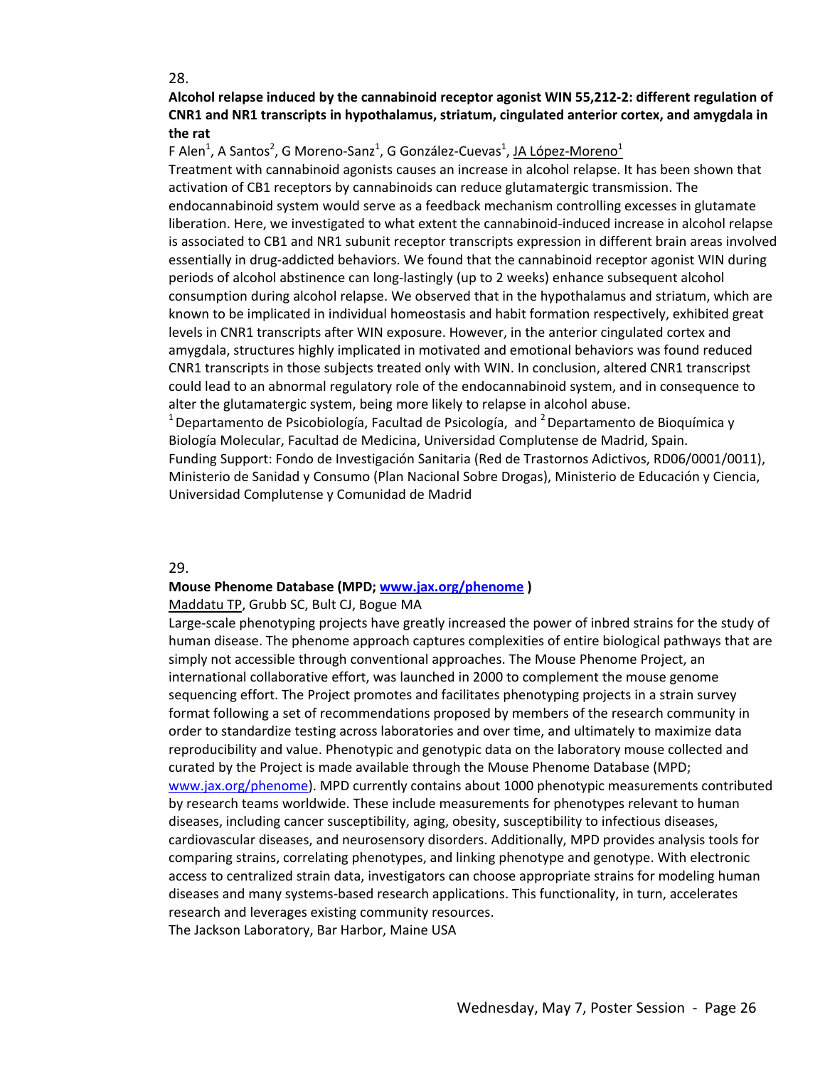28.

**Alcohol relapse induced by the cannabinoid receptor agonist WIN 55,212-2: different regulation of CNR1 and NR1 transcripts in hypothalamus, striatum, cingulated anterior cortex, and amygdala in the rat**

F Alen[1], A Santos[2], G Moreno-Sanz[1], G González-Cuevas[1], JA López-Moreno[1]

Treatment with cannabinoid agonists causes an increase in alcohol relapse. It has been shown that activation of CB1 receptors by cannabinoids can reduce glutamatergic transmission. The endocannabinoid system would serve as a feedback mechanism controlling excesses in glutamate liberation. Here, we investigated to what extent the cannabinoid-induced increase in alcohol relapse is associated to CB1 and NR1 subunit receptor transcripts expression in different brain areas involved essentially in drug-addicted behaviors. We found that the cannabinoid receptor agonist WIN during periods of alcohol abstinence can long-lastingly (up to 2 weeks) enhance subsequent alcohol consumption during alcohol relapse. We observed that in the hypothalamus and striatum, which are known to be implicated in individual homeostasis and habit formation respectively, exhibited great levels in CNR1 transcripts after WIN exposure. However, in the anterior cingulated cortex and amygdala, structures highly implicated in motivated and emotional behaviors was found reduced CNR1 transcripts in those subjects treated only with WIN. In conclusion, altered CNR1 transcripst could lead to an abnormal regulatory role of the endocannabinoid system, and in consequence to alter the glutamatergic system, being more likely to relapse in alcohol abuse.

[1] Departamento de Psicobiología, Facultad de Psicología, and [2] Departamento de Bioquímica y Biología Molecular, Facultad de Medicina, Universidad Complutense de Madrid, Spain.

Funding Support: Fondo de Investigación Sanitaria (Red de Trastornos Adictivos, RD06/0001/0011), Ministerio de Sanidad y Consumo (Plan Nacional Sobre Drogas), Ministerio de Educación y Ciencia, Universidad Complutense y Comunidad de Madrid

29.

**Mouse Phenome Database (MPD; www.jax.org/phenome )**

Maddatu TP, Grubb SC, Bult CJ, Bogue MA

Large-scale phenotyping projects have greatly increased the power of inbred strains for the study of human disease. The phenome approach captures complexities of entire biological pathways that are simply not accessible through conventional approaches. The Mouse Phenome Project, an international collaborative effort, was launched in 2000 to complement the mouse genome sequencing effort. The Project promotes and facilitates phenotyping projects in a strain survey format following a set of recommendations proposed by members of the research community in order to standardize testing across laboratories and over time, and ultimately to maximize data reproducibility and value. Phenotypic and genotypic data on the laboratory mouse collected and curated by the Project is made available through the Mouse Phenome Database (MPD; www.jax.org/phenome). MPD currently contains about 1000 phenotypic measurements contributed by research teams worldwide. These include measurements for phenotypes relevant to human diseases, including cancer susceptibility, aging, obesity, susceptibility to infectious diseases, cardiovascular diseases, and neurosensory disorders. Additionally, MPD provides analysis tools for comparing strains, correlating phenotypes, and linking phenotype and genotype. With electronic access to centralized strain data, investigators can choose appropriate strains for modeling human diseases and many systems-based research applications. This functionality, in turn, accelerates research and leverages existing community resources.

The Jackson Laboratory, Bar Harbor, Maine USA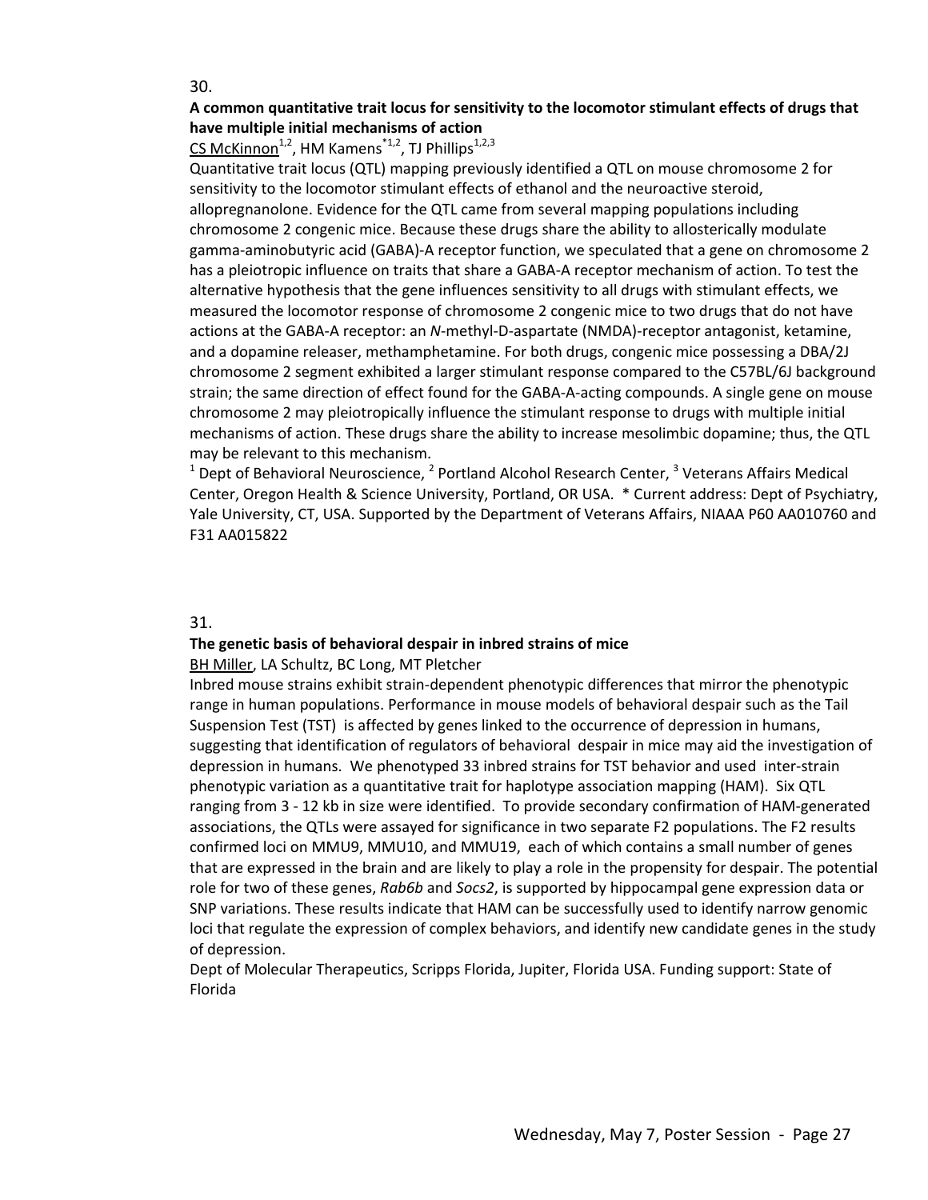30.

**A common quantitative trait locus for sensitivity to the locomotor stimulant effects of drugs that have multiple initial mechanisms of action**

CS McKinnon[1,2], HM Kamens[*1,2], TJ Phillips[1,2,3]

Quantitative trait locus (QTL) mapping previously identified a QTL on mouse chromosome 2 for sensitivity to the locomotor stimulant effects of ethanol and the neuroactive steroid, allopregnanolone. Evidence for the QTL came from several mapping populations including chromosome 2 congenic mice. Because these drugs share the ability to allosterically modulate gamma-aminobutyric acid (GABA)-A receptor function, we speculated that a gene on chromosome 2 has a pleiotropic influence on traits that share a GABA-A receptor mechanism of action. To test the alternative hypothesis that the gene influences sensitivity to all drugs with stimulant effects, we measured the locomotor response of chromosome 2 congenic mice to two drugs that do not have actions at the GABA-A receptor: an *N*-methyl-D-aspartate (NMDA)-receptor antagonist, ketamine, and a dopamine releaser, methamphetamine. For both drugs, congenic mice possessing a DBA/2J chromosome 2 segment exhibited a larger stimulant response compared to the C57BL/6J background strain; the same direction of effect found for the GABA-A-acting compounds. A single gene on mouse chromosome 2 may pleiotropically influence the stimulant response to drugs with multiple initial mechanisms of action. These drugs share the ability to increase mesolimbic dopamine; thus, the QTL may be relevant to this mechanism.

[1] Dept of Behavioral Neuroscience, [2] Portland Alcohol Research Center, [3] Veterans Affairs Medical Center, Oregon Health & Science University, Portland, OR USA. * Current address: Dept of Psychiatry, Yale University, CT, USA. Supported by the Department of Veterans Affairs, NIAAA P60 AA010760 and F31 AA015822

31.

**The genetic basis of behavioral despair in inbred strains of mice**

BH Miller, LA Schultz, BC Long, MT Pletcher

Inbred mouse strains exhibit strain-dependent phenotypic differences that mirror the phenotypic range in human populations. Performance in mouse models of behavioral despair such as the Tail Suspension Test (TST) is affected by genes linked to the occurrence of depression in humans, suggesting that identification of regulators of behavioral despair in mice may aid the investigation of depression in humans. We phenotyped 33 inbred strains for TST behavior and used inter-strain phenotypic variation as a quantitative trait for haplotype association mapping (HAM). Six QTL ranging from 3 - 12 kb in size were identified. To provide secondary confirmation of HAM-generated associations, the QTLs were assayed for significance in two separate F2 populations. The F2 results confirmed loci on MMU9, MMU10, and MMU19, each of which contains a small number of genes that are expressed in the brain and are likely to play a role in the propensity for despair. The potential role for two of these genes, *Rab6b* and *Socs2*, is supported by hippocampal gene expression data or SNP variations. These results indicate that HAM can be successfully used to identify narrow genomic loci that regulate the expression of complex behaviors, and identify new candidate genes in the study of depression.

Dept of Molecular Therapeutics, Scripps Florida, Jupiter, Florida USA. Funding support: State of Florida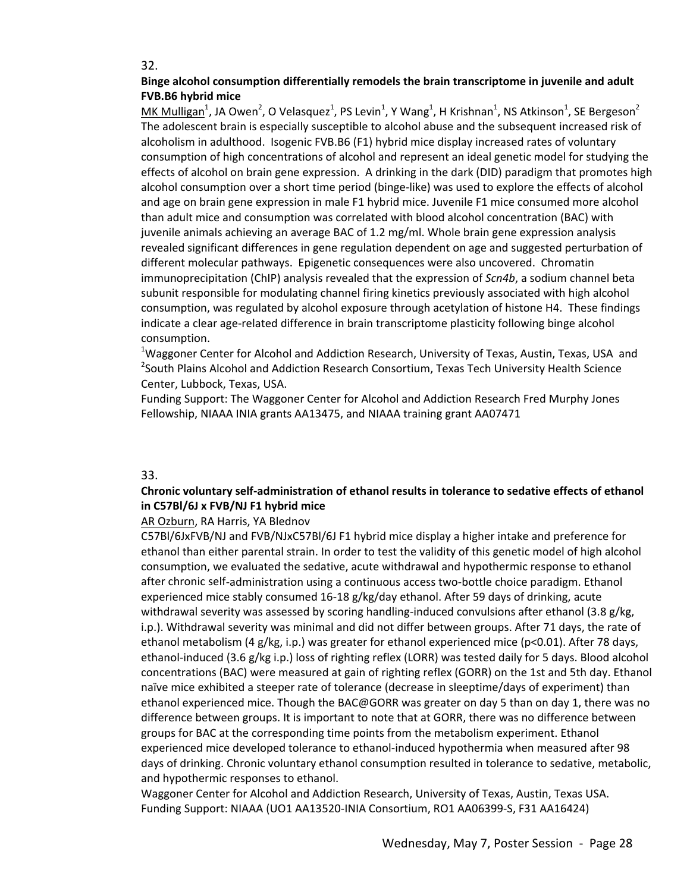32.

**Binge alcohol consumption differentially remodels the brain transcriptome in juvenile and adult FVB.B6 hybrid mice**

MK Mulligan[1], JA Owen[2], O Velasquez[1], PS Levin[1], Y Wang[1], H Krishnan[1], NS Atkinson[1], SE Bergeson[2]

The adolescent brain is especially susceptible to alcohol abuse and the subsequent increased risk of alcoholism in adulthood. Isogenic FVB.B6 (F1) hybrid mice display increased rates of voluntary consumption of high concentrations of alcohol and represent an ideal genetic model for studying the effects of alcohol on brain gene expression. A drinking in the dark (DID) paradigm that promotes high alcohol consumption over a short time period (binge-like) was used to explore the effects of alcohol and age on brain gene expression in male F1 hybrid mice. Juvenile F1 mice consumed more alcohol than adult mice and consumption was correlated with blood alcohol concentration (BAC) with juvenile animals achieving an average BAC of 1.2 mg/ml. Whole brain gene expression analysis revealed significant differences in gene regulation dependent on age and suggested perturbation of different molecular pathways. Epigenetic consequences were also uncovered. Chromatin immunoprecipitation (ChIP) analysis revealed that the expression of *Scn4b*, a sodium channel beta subunit responsible for modulating channel firing kinetics previously associated with high alcohol consumption, was regulated by alcohol exposure through acetylation of histone H4. These findings indicate a clear age-related difference in brain transcriptome plasticity following binge alcohol consumption.

[1]Waggoner Center for Alcohol and Addiction Research, University of Texas, Austin, Texas, USA and [2]South Plains Alcohol and Addiction Research Consortium, Texas Tech University Health Science Center, Lubbock, Texas, USA.

Funding Support: The Waggoner Center for Alcohol and Addiction Research Fred Murphy Jones Fellowship, NIAAA INIA grants AA13475, and NIAAA training grant AA07471

33.

**Chronic voluntary self-administration of ethanol results in tolerance to sedative effects of ethanol in C57Bl/6J x FVB/NJ F1 hybrid mice**

AR Ozburn, RA Harris, YA Blednov

C57Bl/6JxFVB/NJ and FVB/NJxC57Bl/6J F1 hybrid mice display a higher intake and preference for ethanol than either parental strain. In order to test the validity of this genetic model of high alcohol consumption, we evaluated the sedative, acute withdrawal and hypothermic response to ethanol after chronic self-administration using a continuous access two-bottle choice paradigm. Ethanol experienced mice stably consumed 16-18 g/kg/day ethanol. After 59 days of drinking, acute withdrawal severity was assessed by scoring handling-induced convulsions after ethanol (3.8 g/kg, i.p.). Withdrawal severity was minimal and did not differ between groups. After 71 days, the rate of ethanol metabolism (4 g/kg, i.p.) was greater for ethanol experienced mice ($p<0.01$). After 78 days, ethanol-induced (3.6 g/kg i.p.) loss of righting reflex (LORR) was tested daily for 5 days. Blood alcohol concentrations (BAC) were measured at gain of righting reflex (GORR) on the 1st and 5th day. Ethanol naïve mice exhibited a steeper rate of tolerance (decrease in sleeptime/days of experiment) than ethanol experienced mice. Though the BAC@GORR was greater on day 5 than on day 1, there was no difference between groups. It is important to note that at GORR, there was no difference between groups for BAC at the corresponding time points from the metabolism experiment. Ethanol experienced mice developed tolerance to ethanol-induced hypothermia when measured after 98 days of drinking. Chronic voluntary ethanol consumption resulted in tolerance to sedative, metabolic, and hypothermic responses to ethanol.

Waggoner Center for Alcohol and Addiction Research, University of Texas, Austin, Texas USA.

Funding Support: NIAAA (UO1 AA13520-INIA Consortium, RO1 AA06399-S, F31 AA16424)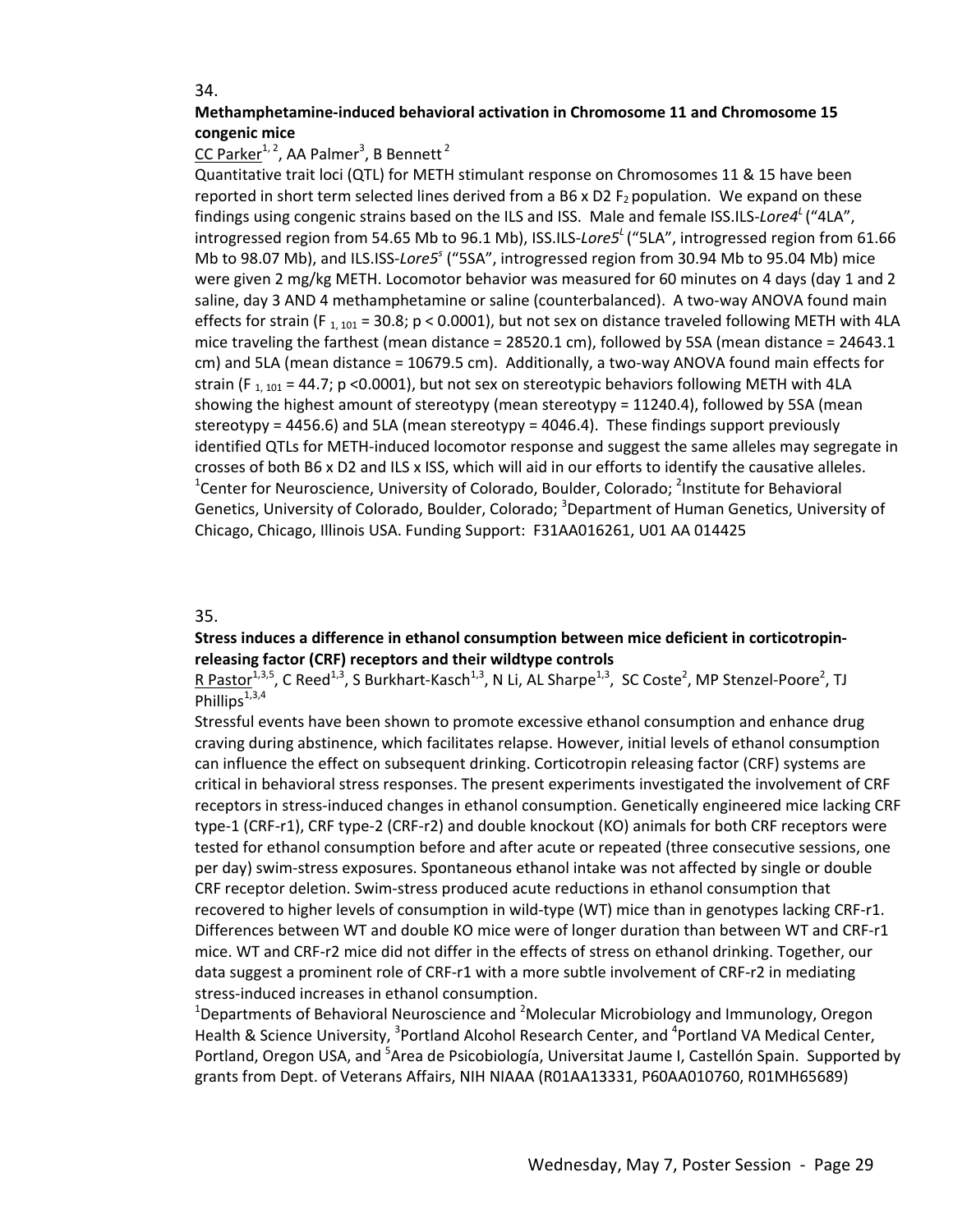34.

**Methamphetamine-induced behavioral activation in Chromosome 11 and Chromosome 15 congenic mice**

CC Parker[1,2], AA Palmer[3], B Bennett[2]

Quantitative trait loci (QTL) for METH stimulant response on Chromosomes 11 & 15 have been reported in short term selected lines derived from a B6 x D2 $F_2$ population. We expand on these findings using congenic strains based on the ILS and ISS. Male and female ISS.ILS-*Lore4*$^L$ ("4LA", introgressed region from 54.65 Mb to 96.1 Mb), ISS.ILS-*Lore5*$^L$ ("5LA", introgressed region from 61.66 Mb to 98.07 Mb), and ILS.ISS-*Lore5*$^s$ ("5SA", introgressed region from 30.94 Mb to 95.04 Mb) mice were given 2 mg/kg METH. Locomotor behavior was measured for 60 minutes on 4 days (day 1 and 2 saline, day 3 AND 4 methamphetamine or saline (counterbalanced). A two-way ANOVA found main effects for strain ($F_{1, 101} = 30.8$; $p < 0.0001$), but not sex on distance traveled following METH with 4LA mice traveling the farthest (mean distance = 28520.1 cm), followed by 5SA (mean distance = 24643.1 cm) and 5LA (mean distance = 10679.5 cm). Additionally, a two-way ANOVA found main effects for strain ($F_{1, 101} = 44.7$; $p < 0.0001$), but not sex on stereotypic behaviors following METH with 4LA showing the highest amount of stereotypy (mean stereotypy = 11240.4), followed by 5SA (mean stereotypy = 4456.6) and 5LA (mean stereotypy = 4046.4). These findings support previously identified QTLs for METH-induced locomotor response and suggest the same alleles may segregate in crosses of both B6 x D2 and ILS x ISS, which will aid in our efforts to identify the causative alleles.

[1]Center for Neuroscience, University of Colorado, Boulder, Colorado; [2]Institute for Behavioral Genetics, University of Colorado, Boulder, Colorado; [3]Department of Human Genetics, University of Chicago, Chicago, Illinois USA. Funding Support: F31AA016261, U01 AA 014425

35.

**Stress induces a difference in ethanol consumption between mice deficient in corticotropin-releasing factor (CRF) receptors and their wildtype controls**

R Pastor[1,3,5], C Reed[1,3], S Burkhart-Kasch[1,3], N Li, AL Sharpe[1,3], SC Coste[2], MP Stenzel-Poore[2], TJ Phillips[1,3,4]

Stressful events have been shown to promote excessive ethanol consumption and enhance drug craving during abstinence, which facilitates relapse. However, initial levels of ethanol consumption can influence the effect on subsequent drinking. Corticotropin releasing factor (CRF) systems are critical in behavioral stress responses. The present experiments investigated the involvement of CRF receptors in stress-induced changes in ethanol consumption. Genetically engineered mice lacking CRF type-1 (CRF-r1), CRF type-2 (CRF-r2) and double knockout (KO) animals for both CRF receptors were tested for ethanol consumption before and after acute or repeated (three consecutive sessions, one per day) swim-stress exposures. Spontaneous ethanol intake was not affected by single or double CRF receptor deletion. Swim-stress produced acute reductions in ethanol consumption that recovered to higher levels of consumption in wild-type (WT) mice than in genotypes lacking CRF-r1. Differences between WT and double KO mice were of longer duration than between WT and CRF-r1 mice. WT and CRF-r2 mice did not differ in the effects of stress on ethanol drinking. Together, our data suggest a prominent role of CRF-r1 with a more subtle involvement of CRF-r2 in mediating stress-induced increases in ethanol consumption.

[1]Departments of Behavioral Neuroscience and [2]Molecular Microbiology and Immunology, Oregon Health & Science University, [3]Portland Alcohol Research Center, and [4]Portland VA Medical Center, Portland, Oregon USA, and [5]Area de Psicobiología, Universitat Jaume I, Castellón Spain. Supported by grants from Dept. of Veterans Affairs, NIH NIAAA (R01AA13331, P60AA010760, R01MH65689)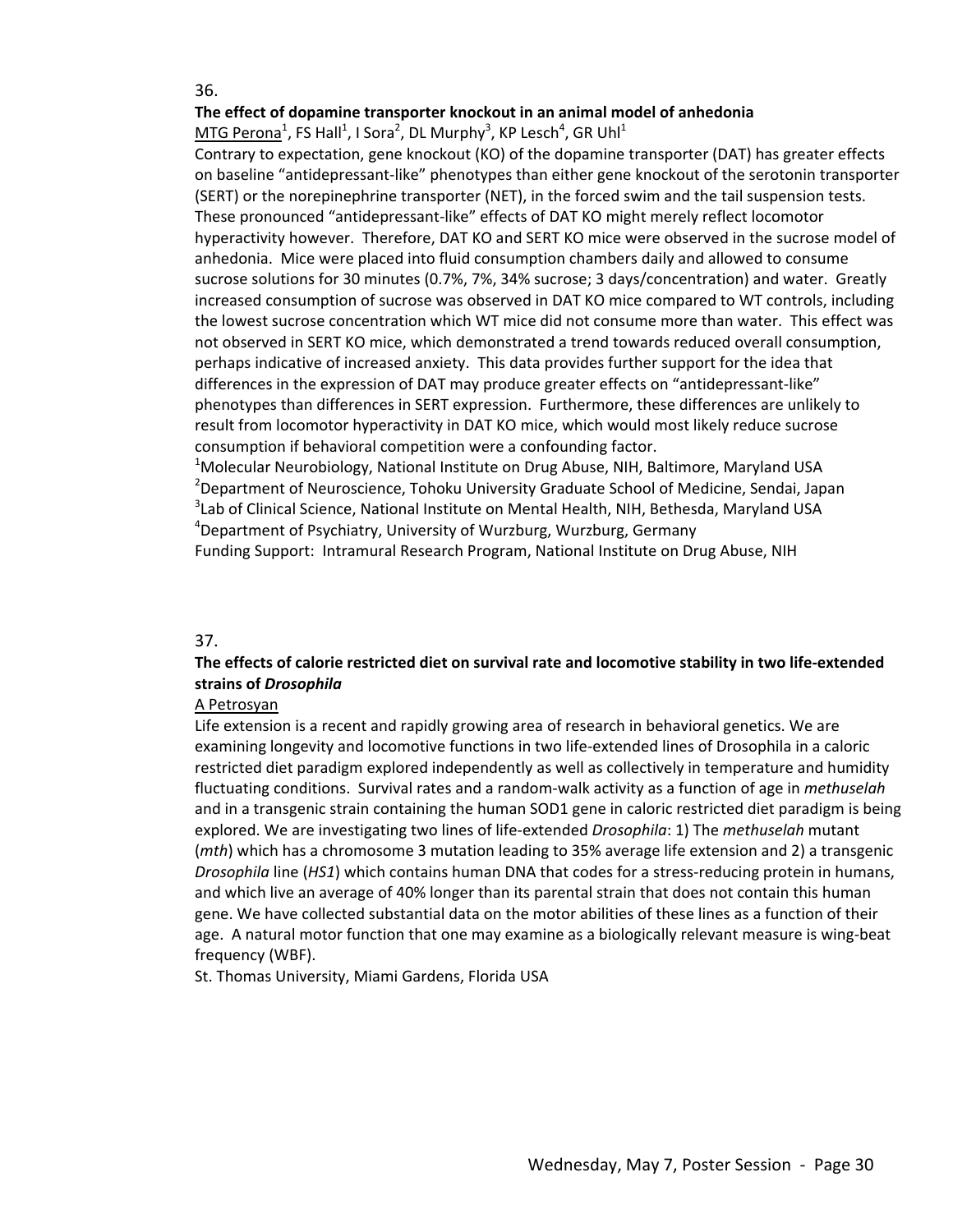36.

**The effect of dopamine transporter knockout in an animal model of anhedonia**

MTG Perona[1], FS Hall[1], I Sora[2], DL Murphy[3], KP Lesch[4], GR Uhl[1]

Contrary to expectation, gene knockout (KO) of the dopamine transporter (DAT) has greater effects on baseline "antidepressant-like" phenotypes than either gene knockout of the serotonin transporter (SERT) or the norepinephrine transporter (NET), in the forced swim and the tail suspension tests. These pronounced "antidepressant-like" effects of DAT KO might merely reflect locomotor hyperactivity however. Therefore, DAT KO and SERT KO mice were observed in the sucrose model of anhedonia. Mice were placed into fluid consumption chambers daily and allowed to consume sucrose solutions for 30 minutes (0.7%, 7%, 34% sucrose; 3 days/concentration) and water. Greatly increased consumption of sucrose was observed in DAT KO mice compared to WT controls, including the lowest sucrose concentration which WT mice did not consume more than water. This effect was not observed in SERT KO mice, which demonstrated a trend towards reduced overall consumption, perhaps indicative of increased anxiety. This data provides further support for the idea that differences in the expression of DAT may produce greater effects on "antidepressant-like" phenotypes than differences in SERT expression. Furthermore, these differences are unlikely to result from locomotor hyperactivity in DAT KO mice, which would most likely reduce sucrose consumption if behavioral competition were a confounding factor.

[1]Molecular Neurobiology, National Institute on Drug Abuse, NIH, Baltimore, Maryland USA
[2]Department of Neuroscience, Tohoku University Graduate School of Medicine, Sendai, Japan
[3]Lab of Clinical Science, National Institute on Mental Health, NIH, Bethesda, Maryland USA
[4]Department of Psychiatry, University of Wurzburg, Wurzburg, Germany

Funding Support: Intramural Research Program, National Institute on Drug Abuse, NIH

37.

**The effects of calorie restricted diet on survival rate and locomotive stability in two life-extended strains of *Drosophila***

A Petrosyan

Life extension is a recent and rapidly growing area of research in behavioral genetics. We are examining longevity and locomotive functions in two life-extended lines of Drosophila in a caloric restricted diet paradigm explored independently as well as collectively in temperature and humidity fluctuating conditions. Survival rates and a random-walk activity as a function of age in *methuselah* and in a transgenic strain containing the human SOD1 gene in caloric restricted diet paradigm is being explored. We are investigating two lines of life-extended *Drosophila*: 1) The *methuselah* mutant (*mth*) which has a chromosome 3 mutation leading to 35% average life extension and 2) a transgenic *Drosophila* line (*HS1*) which contains human DNA that codes for a stress-reducing protein in humans, and which live an average of 40% longer than its parental strain that does not contain this human gene. We have collected substantial data on the motor abilities of these lines as a function of their age. A natural motor function that one may examine as a biologically relevant measure is wing-beat frequency (WBF).

St. Thomas University, Miami Gardens, Florida USA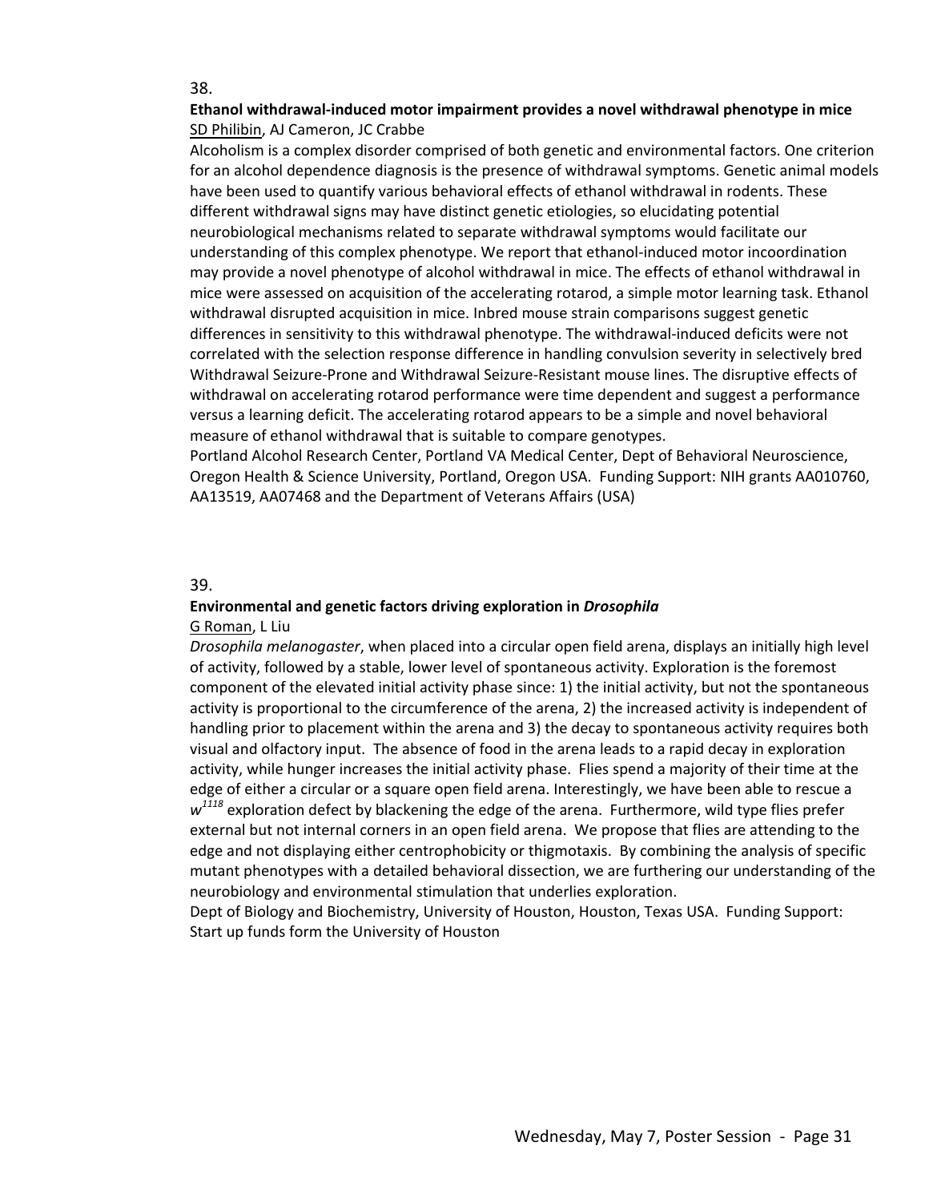38.

**Ethanol withdrawal-induced motor impairment provides a novel withdrawal phenotype in mice**
SD Philibin, AJ Cameron, JC Crabbe

Alcoholism is a complex disorder comprised of both genetic and environmental factors. One criterion for an alcohol dependence diagnosis is the presence of withdrawal symptoms. Genetic animal models have been used to quantify various behavioral effects of ethanol withdrawal in rodents. These different withdrawal signs may have distinct genetic etiologies, so elucidating potential neurobiological mechanisms related to separate withdrawal symptoms would facilitate our understanding of this complex phenotype. We report that ethanol-induced motor incoordination may provide a novel phenotype of alcohol withdrawal in mice. The effects of ethanol withdrawal in mice were assessed on acquisition of the accelerating rotarod, a simple motor learning task. Ethanol withdrawal disrupted acquisition in mice. Inbred mouse strain comparisons suggest genetic differences in sensitivity to this withdrawal phenotype. The withdrawal-induced deficits were not correlated with the selection response difference in handling convulsion severity in selectively bred Withdrawal Seizure-Prone and Withdrawal Seizure-Resistant mouse lines. The disruptive effects of withdrawal on accelerating rotarod performance were time dependent and suggest a performance versus a learning deficit. The accelerating rotarod appears to be a simple and novel behavioral measure of ethanol withdrawal that is suitable to compare genotypes.

Portland Alcohol Research Center, Portland VA Medical Center, Dept of Behavioral Neuroscience, Oregon Health & Science University, Portland, Oregon USA. Funding Support: NIH grants AA010760, AA13519, AA07468 and the Department of Veterans Affairs (USA)

39.

**Environmental and genetic factors driving exploration in *Drosophila***
G Roman, L Liu

*Drosophila melanogaster*, when placed into a circular open field arena, displays an initially high level of activity, followed by a stable, lower level of spontaneous activity. Exploration is the foremost component of the elevated initial activity phase since: 1) the initial activity, but not the spontaneous activity is proportional to the circumference of the arena, 2) the increased activity is independent of handling prior to placement within the arena and 3) the decay to spontaneous activity requires both visual and olfactory input. The absence of food in the arena leads to a rapid decay in exploration activity, while hunger increases the initial activity phase. Flies spend a majority of their time at the edge of either a circular or a square open field arena. Interestingly, we have been able to rescue a $w^{1118}$ exploration defect by blackening the edge of the arena. Furthermore, wild type flies prefer external but not internal corners in an open field arena. We propose that flies are attending to the edge and not displaying either centrophobicity or thigmotaxis. By combining the analysis of specific mutant phenotypes with a detailed behavioral dissection, we are furthering our understanding of the neurobiology and environmental stimulation that underlies exploration.

Dept of Biology and Biochemistry, University of Houston, Houston, Texas USA. Funding Support: Start up funds form the University of Houston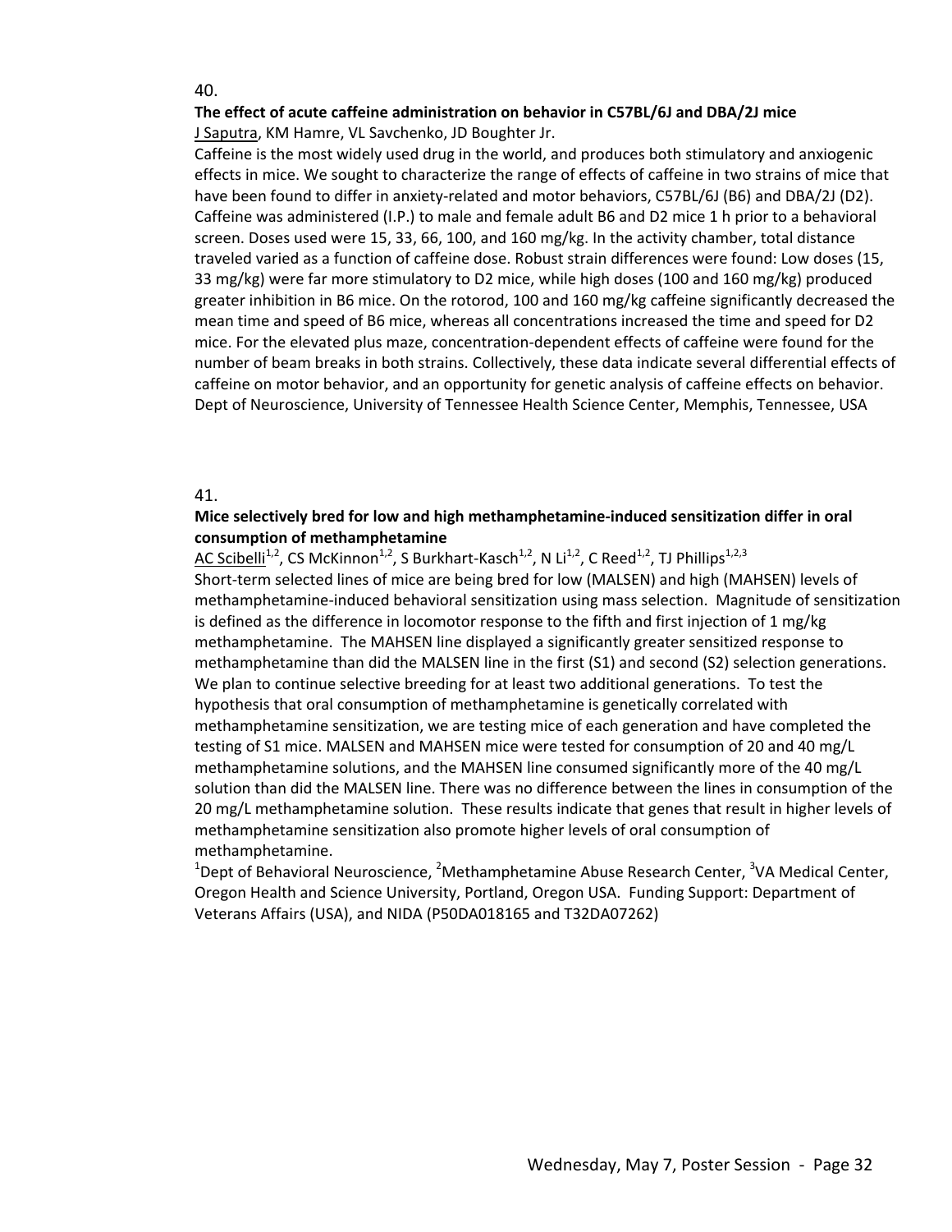40.

**The effect of acute caffeine administration on behavior in C57BL/6J and DBA/2J mice**

J Saputra, KM Hamre, VL Savchenko, JD Boughter Jr.

Caffeine is the most widely used drug in the world, and produces both stimulatory and anxiogenic effects in mice. We sought to characterize the range of effects of caffeine in two strains of mice that have been found to differ in anxiety-related and motor behaviors, C57BL/6J (B6) and DBA/2J (D2). Caffeine was administered (I.P.) to male and female adult B6 and D2 mice 1 h prior to a behavioral screen. Doses used were 15, 33, 66, 100, and 160 mg/kg. In the activity chamber, total distance traveled varied as a function of caffeine dose. Robust strain differences were found: Low doses (15, 33 mg/kg) were far more stimulatory to D2 mice, while high doses (100 and 160 mg/kg) produced greater inhibition in B6 mice. On the rotorod, 100 and 160 mg/kg caffeine significantly decreased the mean time and speed of B6 mice, whereas all concentrations increased the time and speed for D2 mice. For the elevated plus maze, concentration-dependent effects of caffeine were found for the number of beam breaks in both strains. Collectively, these data indicate several differential effects of caffeine on motor behavior, and an opportunity for genetic analysis of caffeine effects on behavior.

Dept of Neuroscience, University of Tennessee Health Science Center, Memphis, Tennessee, USA

41.

**Mice selectively bred for low and high methamphetamine-induced sensitization differ in oral consumption of methamphetamine**

AC Scibelli[1,2], CS McKinnon[1,2], S Burkhart-Kasch[1,2], N Li[1,2], C Reed[1,2], TJ Phillips[1,2,3]

Short-term selected lines of mice are being bred for low (MALSEN) and high (MAHSEN) levels of methamphetamine-induced behavioral sensitization using mass selection. Magnitude of sensitization is defined as the difference in locomotor response to the fifth and first injection of 1 mg/kg methamphetamine. The MAHSEN line displayed a significantly greater sensitized response to methamphetamine than did the MALSEN line in the first (S1) and second (S2) selection generations. We plan to continue selective breeding for at least two additional generations. To test the hypothesis that oral consumption of methamphetamine is genetically correlated with methamphetamine sensitization, we are testing mice of each generation and have completed the testing of S1 mice. MALSEN and MAHSEN mice were tested for consumption of 20 and 40 mg/L methamphetamine solutions, and the MAHSEN line consumed significantly more of the 40 mg/L solution than did the MALSEN line. There was no difference between the lines in consumption of the 20 mg/L methamphetamine solution. These results indicate that genes that result in higher levels of methamphetamine sensitization also promote higher levels of oral consumption of methamphetamine.

[1]Dept of Behavioral Neuroscience, [2]Methamphetamine Abuse Research Center, [3]VA Medical Center, Oregon Health and Science University, Portland, Oregon USA. Funding Support: Department of Veterans Affairs (USA), and NIDA (P50DA018165 and T32DA07262)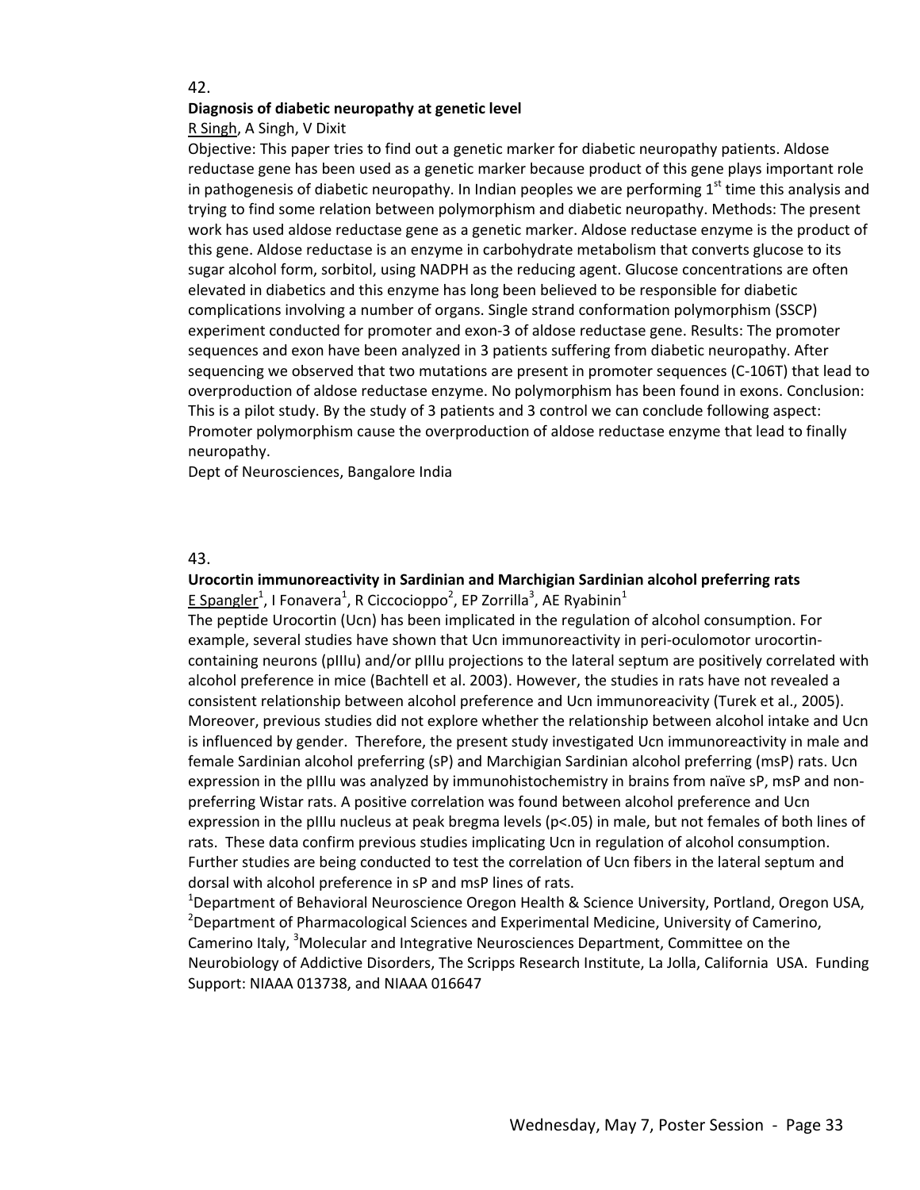42.

**Diagnosis of diabetic neuropathy at genetic level**

R Singh, A Singh, V Dixit

Objective: This paper tries to find out a genetic marker for diabetic neuropathy patients. Aldose reductase gene has been used as a genetic marker because product of this gene plays important role in pathogenesis of diabetic neuropathy. In Indian peoples we are performing 1st time this analysis and trying to find some relation between polymorphism and diabetic neuropathy. Methods: The present work has used aldose reductase gene as a genetic marker. Aldose reductase enzyme is the product of this gene. Aldose reductase is an enzyme in carbohydrate metabolism that converts glucose to its sugar alcohol form, sorbitol, using NADPH as the reducing agent. Glucose concentrations are often elevated in diabetics and this enzyme has long been believed to be responsible for diabetic complications involving a number of organs. Single strand conformation polymorphism (SSCP) experiment conducted for promoter and exon-3 of aldose reductase gene. Results: The promoter sequences and exon have been analyzed in 3 patients suffering from diabetic neuropathy. After sequencing we observed that two mutations are present in promoter sequences (C-106T) that lead to overproduction of aldose reductase enzyme. No polymorphism has been found in exons. Conclusion: This is a pilot study. By the study of 3 patients and 3 control we can conclude following aspect: Promoter polymorphism cause the overproduction of aldose reductase enzyme that lead to finally neuropathy.

Dept of Neurosciences, Bangalore India

43.

**Urocortin immunoreactivity in Sardinian and Marchigian Sardinian alcohol preferring rats**

E Spangler[1], I Fonavera[1], R Ciccocioppo[2], EP Zorrilla[3], AE Ryabinin[1]

The peptide Urocortin (Ucn) has been implicated in the regulation of alcohol consumption. For example, several studies have shown that Ucn immunoreactivity in peri-oculomotor urocortin-containing neurons (pIIIu) and/or pIIIu projections to the lateral septum are positively correlated with alcohol preference in mice (Bachtell et al. 2003). However, the studies in rats have not revealed a consistent relationship between alcohol preference and Ucn immunoreacivity (Turek et al., 2005). Moreover, previous studies did not explore whether the relationship between alcohol intake and Ucn is influenced by gender. Therefore, the present study investigated Ucn immunoreactivity in male and female Sardinian alcohol preferring (sP) and Marchigian Sardinian alcohol preferring (msP) rats. Ucn expression in the pIIIu was analyzed by immunohistochemistry in brains from naïve sP, msP and non-preferring Wistar rats. A positive correlation was found between alcohol preference and Ucn expression in the pIIIu nucleus at peak bregma levels ($p<.05$) in male, but not females of both lines of rats. These data confirm previous studies implicating Ucn in regulation of alcohol consumption. Further studies are being conducted to test the correlation of Ucn fibers in the lateral septum and dorsal with alcohol preference in sP and msP lines of rats.

[1]Department of Behavioral Neuroscience Oregon Health & Science University, Portland, Oregon USA, [2]Department of Pharmacological Sciences and Experimental Medicine, University of Camerino, Camerino Italy, [3]Molecular and Integrative Neurosciences Department, Committee on the Neurobiology of Addictive Disorders, The Scripps Research Institute, La Jolla, California USA. Funding Support: NIAAA 013738, and NIAAA 016647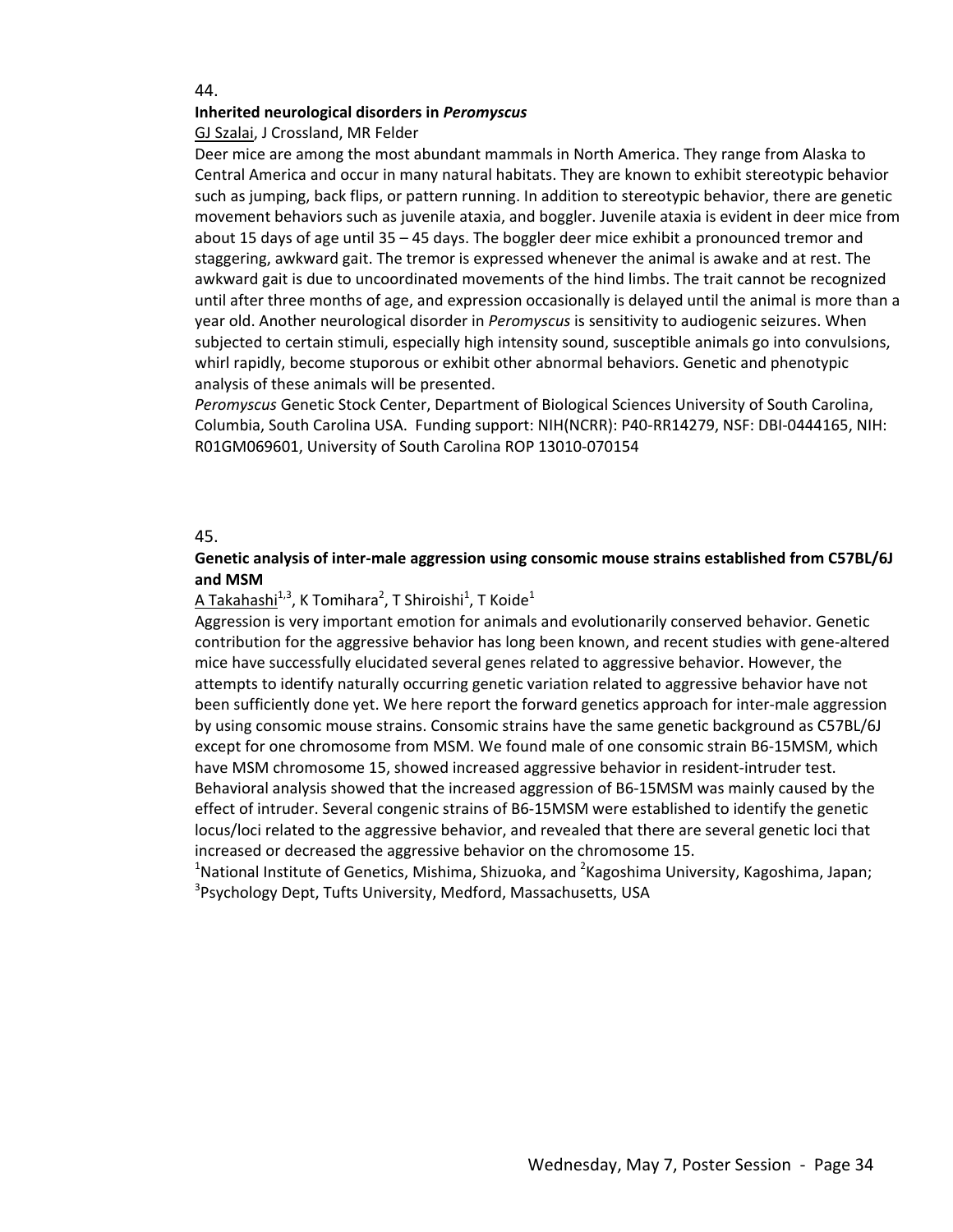44.

**Inherited neurological disorders in *Peromyscus***

GJ Szalai, J Crossland, MR Felder

Deer mice are among the most abundant mammals in North America. They range from Alaska to Central America and occur in many natural habitats. They are known to exhibit stereotypic behavior such as jumping, back flips, or pattern running. In addition to stereotypic behavior, there are genetic movement behaviors such as juvenile ataxia, and boggler. Juvenile ataxia is evident in deer mice from about 15 days of age until 35 – 45 days. The boggler deer mice exhibit a pronounced tremor and staggering, awkward gait. The tremor is expressed whenever the animal is awake and at rest. The awkward gait is due to uncoordinated movements of the hind limbs. The trait cannot be recognized until after three months of age, and expression occasionally is delayed until the animal is more than a year old. Another neurological disorder in *Peromyscus* is sensitivity to audiogenic seizures. When subjected to certain stimuli, especially high intensity sound, susceptible animals go into convulsions, whirl rapidly, become stuporous or exhibit other abnormal behaviors. Genetic and phenotypic analysis of these animals will be presented.

*Peromyscus* Genetic Stock Center, Department of Biological Sciences University of South Carolina, Columbia, South Carolina USA. Funding support: NIH(NCRR): P40-RR14279, NSF: DBI-0444165, NIH: R01GM069601, University of South Carolina ROP 13010-070154

45.

**Genetic analysis of inter-male aggression using consomic mouse strains established from C57BL/6J and MSM**

A Takahashi[1,3], K Tomihara[2], T Shiroishi[1], T Koide[1]

Aggression is very important emotion for animals and evolutionarily conserved behavior. Genetic contribution for the aggressive behavior has long been known, and recent studies with gene-altered mice have successfully elucidated several genes related to aggressive behavior. However, the attempts to identify naturally occurring genetic variation related to aggressive behavior have not been sufficiently done yet. We here report the forward genetics approach for inter-male aggression by using consomic mouse strains. Consomic strains have the same genetic background as C57BL/6J except for one chromosome from MSM. We found male of one consomic strain B6-15MSM, which have MSM chromosome 15, showed increased aggressive behavior in resident-intruder test. Behavioral analysis showed that the increased aggression of B6-15MSM was mainly caused by the effect of intruder. Several congenic strains of B6-15MSM were established to identify the genetic locus/loci related to the aggressive behavior, and revealed that there are several genetic loci that increased or decreased the aggressive behavior on the chromosome 15.

[1]National Institute of Genetics, Mishima, Shizuoka, and [2]Kagoshima University, Kagoshima, Japan; [3]Psychology Dept, Tufts University, Medford, Massachusetts, USA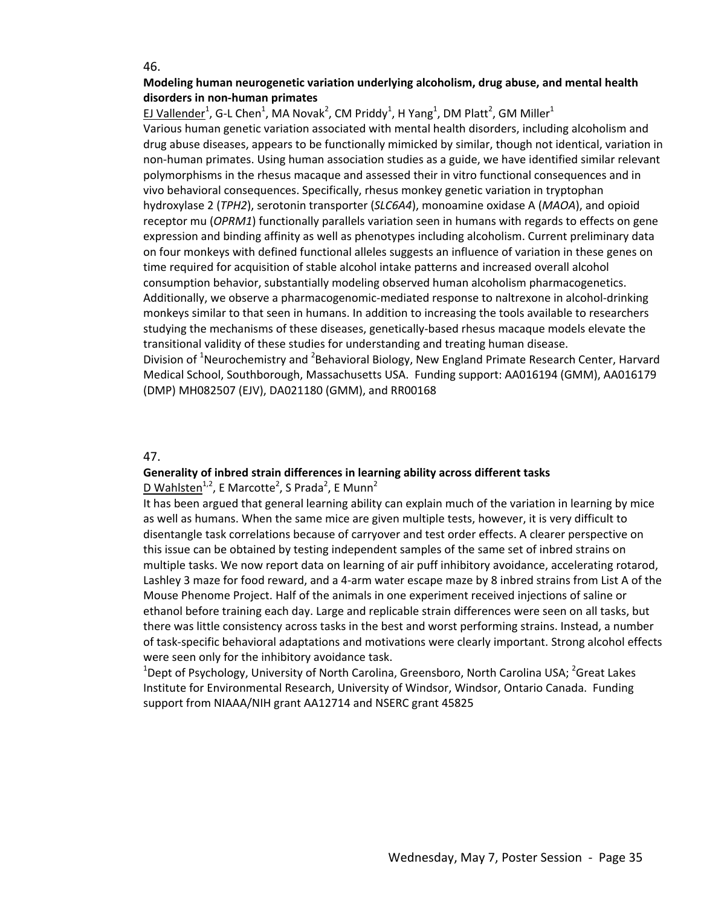46.

**Modeling human neurogenetic variation underlying alcoholism, drug abuse, and mental health disorders in non-human primates**

EJ Vallender[1], G-L Chen[1], MA Novak[2], CM Priddy[1], H Yang[1], DM Platt[2], GM Miller[1]

Various human genetic variation associated with mental health disorders, including alcoholism and drug abuse diseases, appears to be functionally mimicked by similar, though not identical, variation in non-human primates. Using human association studies as a guide, we have identified similar relevant polymorphisms in the rhesus macaque and assessed their in vitro functional consequences and in vivo behavioral consequences. Specifically, rhesus monkey genetic variation in tryptophan hydroxylase 2 (*TPH2*), serotonin transporter (*SLC6A4*), monoamine oxidase A (*MAOA*), and opioid receptor mu (*OPRM1*) functionally parallels variation seen in humans with regards to effects on gene expression and binding affinity as well as phenotypes including alcoholism. Current preliminary data on four monkeys with defined functional alleles suggests an influence of variation in these genes on time required for acquisition of stable alcohol intake patterns and increased overall alcohol consumption behavior, substantially modeling observed human alcoholism pharmacogenetics. Additionally, we observe a pharmacogenomic-mediated response to naltrexone in alcohol-drinking monkeys similar to that seen in humans. In addition to increasing the tools available to researchers studying the mechanisms of these diseases, genetically-based rhesus macaque models elevate the transitional validity of these studies for understanding and treating human disease.

Division of [1]Neurochemistry and [2]Behavioral Biology, New England Primate Research Center, Harvard Medical School, Southborough, Massachusetts USA. Funding support: AA016194 (GMM), AA016179 (DMP) MH082507 (EJV), DA021180 (GMM), and RR00168

47.

**Generality of inbred strain differences in learning ability across different tasks**

D Wahlsten[1,2], E Marcotte[2], S Prada[2], E Munn[2]

It has been argued that general learning ability can explain much of the variation in learning by mice as well as humans. When the same mice are given multiple tests, however, it is very difficult to disentangle task correlations because of carryover and test order effects. A clearer perspective on this issue can be obtained by testing independent samples of the same set of inbred strains on multiple tasks. We now report data on learning of air puff inhibitory avoidance, accelerating rotarod, Lashley 3 maze for food reward, and a 4-arm water escape maze by 8 inbred strains from List A of the Mouse Phenome Project. Half of the animals in one experiment received injections of saline or ethanol before training each day. Large and replicable strain differences were seen on all tasks, but there was little consistency across tasks in the best and worst performing strains. Instead, a number of task-specific behavioral adaptations and motivations were clearly important. Strong alcohol effects were seen only for the inhibitory avoidance task.

[1]Dept of Psychology, University of North Carolina, Greensboro, North Carolina USA; [2]Great Lakes Institute for Environmental Research, University of Windsor, Windsor, Ontario Canada. Funding support from NIAAA/NIH grant AA12714 and NSERC grant 45825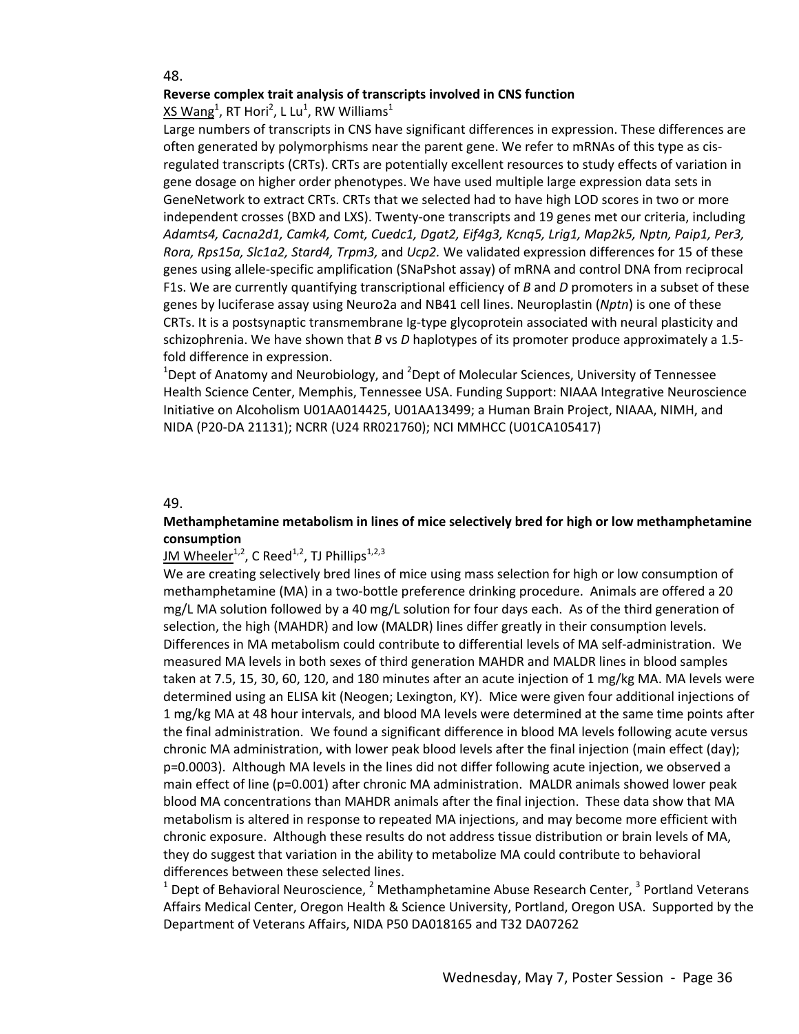48.

**Reverse complex trait analysis of transcripts involved in CNS function**

XS Wang[1], RT Hori[2], L Lu[1], RW Williams[1]

Large numbers of transcripts in CNS have significant differences in expression. These differences are often generated by polymorphisms near the parent gene. We refer to mRNAs of this type as cis-regulated transcripts (CRTs). CRTs are potentially excellent resources to study effects of variation in gene dosage on higher order phenotypes. We have used multiple large expression data sets in GeneNetwork to extract CRTs. CRTs that we selected had to have high LOD scores in two or more independent crosses (BXD and LXS). Twenty-one transcripts and 19 genes met our criteria, including *Adamts4, Cacna2d1, Camk4, Comt, Cuedc1, Dgat2, Eif4g3, Kcnq5, Lrig1, Map2k5, Nptn, Paip1, Per3, Rora, Rps15a, Slc1a2, Stard4, Trpm3,* and *Ucp2.* We validated expression differences for 15 of these genes using allele-specific amplification (SNaPshot assay) of mRNA and control DNA from reciprocal F1s. We are currently quantifying transcriptional efficiency of *B* and *D* promoters in a subset of these genes by luciferase assay using Neuro2a and NB41 cell lines. Neuroplastin (*Nptn*) is one of these CRTs. It is a postsynaptic transmembrane Ig-type glycoprotein associated with neural plasticity and schizophrenia. We have shown that *B* vs *D* haplotypes of its promoter produce approximately a 1.5-fold difference in expression.

[1]Dept of Anatomy and Neurobiology, and [2]Dept of Molecular Sciences, University of Tennessee Health Science Center, Memphis, Tennessee USA. Funding Support: NIAAA Integrative Neuroscience Initiative on Alcoholism U01AA014425, U01AA13499; a Human Brain Project, NIAAA, NIMH, and NIDA (P20-DA 21131); NCRR (U24 RR021760); NCI MMHCC (U01CA105417)

49.

**Methamphetamine metabolism in lines of mice selectively bred for high or low methamphetamine consumption**

JM Wheeler[1,2], C Reed[1,2], TJ Phillips[1,2,3]

We are creating selectively bred lines of mice using mass selection for high or low consumption of methamphetamine (MA) in a two-bottle preference drinking procedure. Animals are offered a 20 mg/L MA solution followed by a 40 mg/L solution for four days each. As of the third generation of selection, the high (MAHDR) and low (MALDR) lines differ greatly in their consumption levels. Differences in MA metabolism could contribute to differential levels of MA self-administration. We measured MA levels in both sexes of third generation MAHDR and MALDR lines in blood samples taken at 7.5, 15, 30, 60, 120, and 180 minutes after an acute injection of 1 mg/kg MA. MA levels were determined using an ELISA kit (Neogen; Lexington, KY). Mice were given four additional injections of 1 mg/kg MA at 48 hour intervals, and blood MA levels were determined at the same time points after the final administration. We found a significant difference in blood MA levels following acute versus chronic MA administration, with lower peak blood levels after the final injection (main effect (day); $p=0.0003$). Although MA levels in the lines did not differ following acute injection, we observed a main effect of line ($p=0.001$) after chronic MA administration. MALDR animals showed lower peak blood MA concentrations than MAHDR animals after the final injection. These data show that MA metabolism is altered in response to repeated MA injections, and may become more efficient with chronic exposure. Although these results do not address tissue distribution or brain levels of MA, they do suggest that variation in the ability to metabolize MA could contribute to behavioral differences between these selected lines.

[1] Dept of Behavioral Neuroscience, [2] Methamphetamine Abuse Research Center, [3] Portland Veterans Affairs Medical Center, Oregon Health & Science University, Portland, Oregon USA. Supported by the Department of Veterans Affairs, NIDA P50 DA018165 and T32 DA07262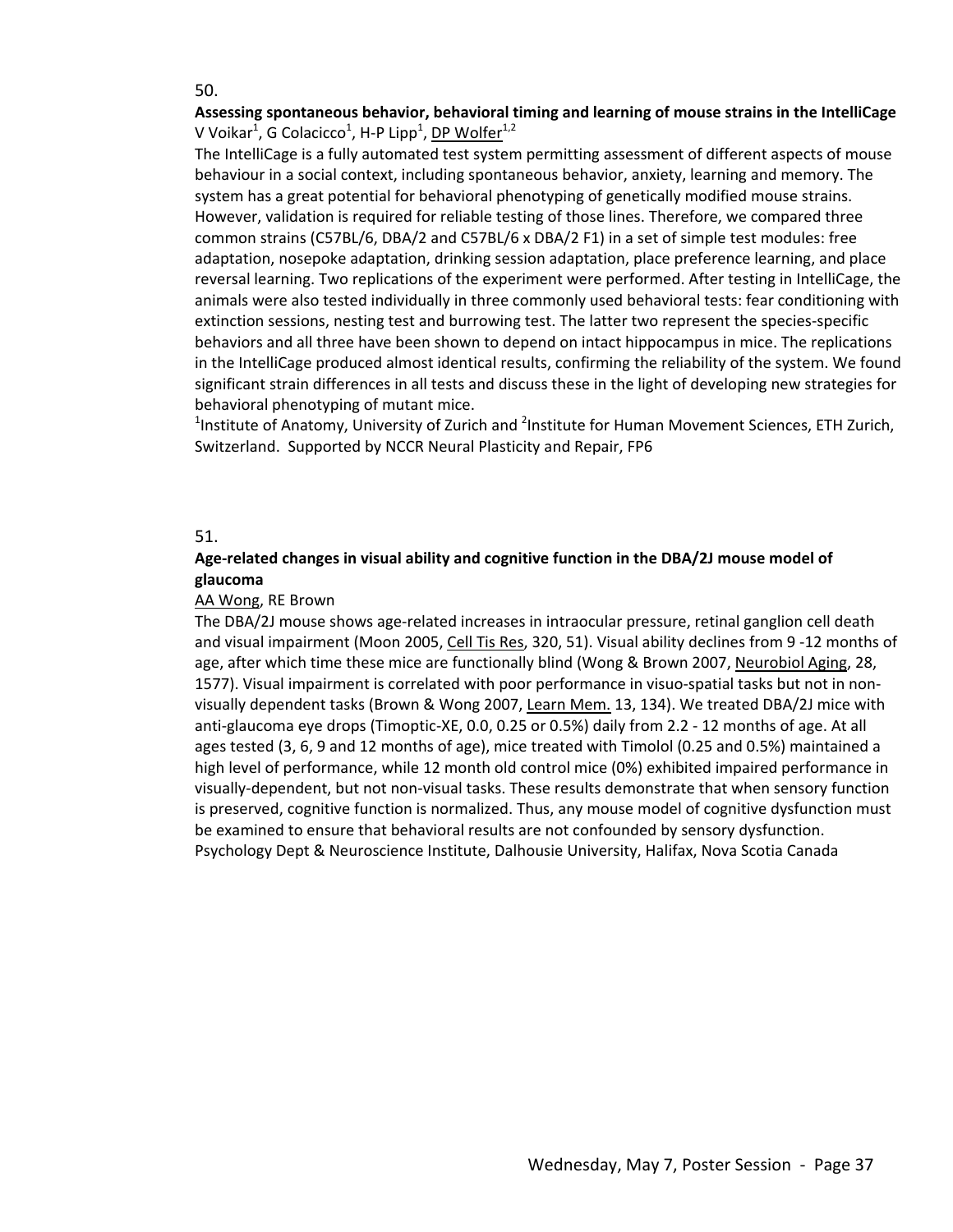50.

**Assessing spontaneous behavior, behavioral timing and learning of mouse strains in the IntelliCage**
V Voikar[1], G Colacicco[1], H-P Lipp[1], DP Wolfer[1,2]

The IntelliCage is a fully automated test system permitting assessment of different aspects of mouse behaviour in a social context, including spontaneous behavior, anxiety, learning and memory. The system has a great potential for behavioral phenotyping of genetically modified mouse strains. However, validation is required for reliable testing of those lines. Therefore, we compared three common strains (C57BL/6, DBA/2 and C57BL/6 x DBA/2 F1) in a set of simple test modules: free adaptation, nosepoke adaptation, drinking session adaptation, place preference learning, and place reversal learning. Two replications of the experiment were performed. After testing in IntelliCage, the animals were also tested individually in three commonly used behavioral tests: fear conditioning with extinction sessions, nesting test and burrowing test. The latter two represent the species-specific behaviors and all three have been shown to depend on intact hippocampus in mice. The replications in the IntelliCage produced almost identical results, confirming the reliability of the system. We found significant strain differences in all tests and discuss these in the light of developing new strategies for behavioral phenotyping of mutant mice.

[1]Institute of Anatomy, University of Zurich and [2]Institute for Human Movement Sciences, ETH Zurich, Switzerland. Supported by NCCR Neural Plasticity and Repair, FP6

51.

**Age-related changes in visual ability and cognitive function in the DBA/2J mouse model of glaucoma**
AA Wong, RE Brown

The DBA/2J mouse shows age-related increases in intraocular pressure, retinal ganglion cell death and visual impairment (Moon 2005, Cell Tis Res, 320, 51). Visual ability declines from 9 -12 months of age, after which time these mice are functionally blind (Wong & Brown 2007, Neurobiol Aging, 28, 1577). Visual impairment is correlated with poor performance in visuo-spatial tasks but not in non-visually dependent tasks (Brown & Wong 2007, Learn Mem. 13, 134). We treated DBA/2J mice with anti-glaucoma eye drops (Timoptic-XE, 0.0, 0.25 or 0.5%) daily from 2.2 - 12 months of age. At all ages tested (3, 6, 9 and 12 months of age), mice treated with Timolol (0.25 and 0.5%) maintained a high level of performance, while 12 month old control mice (0%) exhibited impaired performance in visually-dependent, but not non-visual tasks. These results demonstrate that when sensory function is preserved, cognitive function is normalized. Thus, any mouse model of cognitive dysfunction must be examined to ensure that behavioral results are not confounded by sensory dysfunction.
Psychology Dept & Neuroscience Institute, Dalhousie University, Halifax, Nova Scotia Canada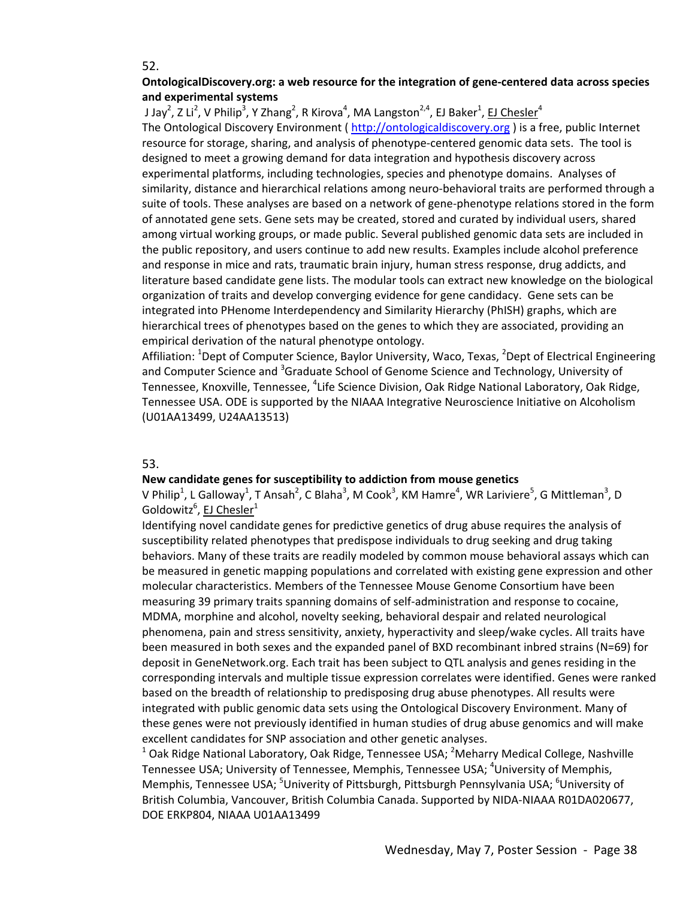52.

**OntologicalDiscovery.org: a web resource for the integration of gene-centered data across species and experimental systems**

J Jay[2], Z Li[2], V Philip[3], Y Zhang[2], R Kirova[4], MA Langston[2,4], EJ Baker[1], EJ Chesler[4]

The Ontological Discovery Environment ( http://ontologicaldiscovery.org ) is a free, public Internet resource for storage, sharing, and analysis of phenotype-centered genomic data sets. The tool is designed to meet a growing demand for data integration and hypothesis discovery across experimental platforms, including technologies, species and phenotype domains. Analyses of similarity, distance and hierarchical relations among neuro-behavioral traits are performed through a suite of tools. These analyses are based on a network of gene-phenotype relations stored in the form of annotated gene sets. Gene sets may be created, stored and curated by individual users, shared among virtual working groups, or made public. Several published genomic data sets are included in the public repository, and users continue to add new results. Examples include alcohol preference and response in mice and rats, traumatic brain injury, human stress response, drug addicts, and literature based candidate gene lists. The modular tools can extract new knowledge on the biological organization of traits and develop converging evidence for gene candidacy. Gene sets can be integrated into PHenome Interdependency and Similarity Hierarchy (PhISH) graphs, which are hierarchical trees of phenotypes based on the genes to which they are associated, providing an empirical derivation of the natural phenotype ontology.

Affiliation: [1]Dept of Computer Science, Baylor University, Waco, Texas, [2]Dept of Electrical Engineering and Computer Science and [3]Graduate School of Genome Science and Technology, University of Tennessee, Knoxville, Tennessee, [4]Life Science Division, Oak Ridge National Laboratory, Oak Ridge, Tennessee USA. ODE is supported by the NIAAA Integrative Neuroscience Initiative on Alcoholism (U01AA13499, U24AA13513)

53.

**New candidate genes for susceptibility to addiction from mouse genetics**

V Philip[1], L Galloway[1], T Ansah[2], C Blaha[3], M Cook[3], KM Hamre[4], WR Lariviere[5], G Mittleman[3], D Goldowitz[6], EJ Chesler[1]

Identifying novel candidate genes for predictive genetics of drug abuse requires the analysis of susceptibility related phenotypes that predispose individuals to drug seeking and drug taking behaviors. Many of these traits are readily modeled by common mouse behavioral assays which can be measured in genetic mapping populations and correlated with existing gene expression and other molecular characteristics. Members of the Tennessee Mouse Genome Consortium have been measuring 39 primary traits spanning domains of self-administration and response to cocaine, MDMA, morphine and alcohol, novelty seeking, behavioral despair and related neurological phenomena, pain and stress sensitivity, anxiety, hyperactivity and sleep/wake cycles. All traits have been measured in both sexes and the expanded panel of BXD recombinant inbred strains (N=69) for deposit in GeneNetwork.org. Each trait has been subject to QTL analysis and genes residing in the corresponding intervals and multiple tissue expression correlates were identified. Genes were ranked based on the breadth of relationship to predisposing drug abuse phenotypes. All results were integrated with public genomic data sets using the Ontological Discovery Environment. Many of these genes were not previously identified in human studies of drug abuse genomics and will make excellent candidates for SNP association and other genetic analyses.

[1] Oak Ridge National Laboratory, Oak Ridge, Tennessee USA; [2]Meharry Medical College, Nashville Tennessee USA; University of Tennessee, Memphis, Tennessee USA; [4]University of Memphis, Memphis, Tennessee USA; [5]Univerity of Pittsburgh, Pittsburgh Pennsylvania USA; [6]University of British Columbia, Vancouver, British Columbia Canada. Supported by NIDA-NIAAA R01DA020677, DOE ERKP804, NIAAA U01AA13499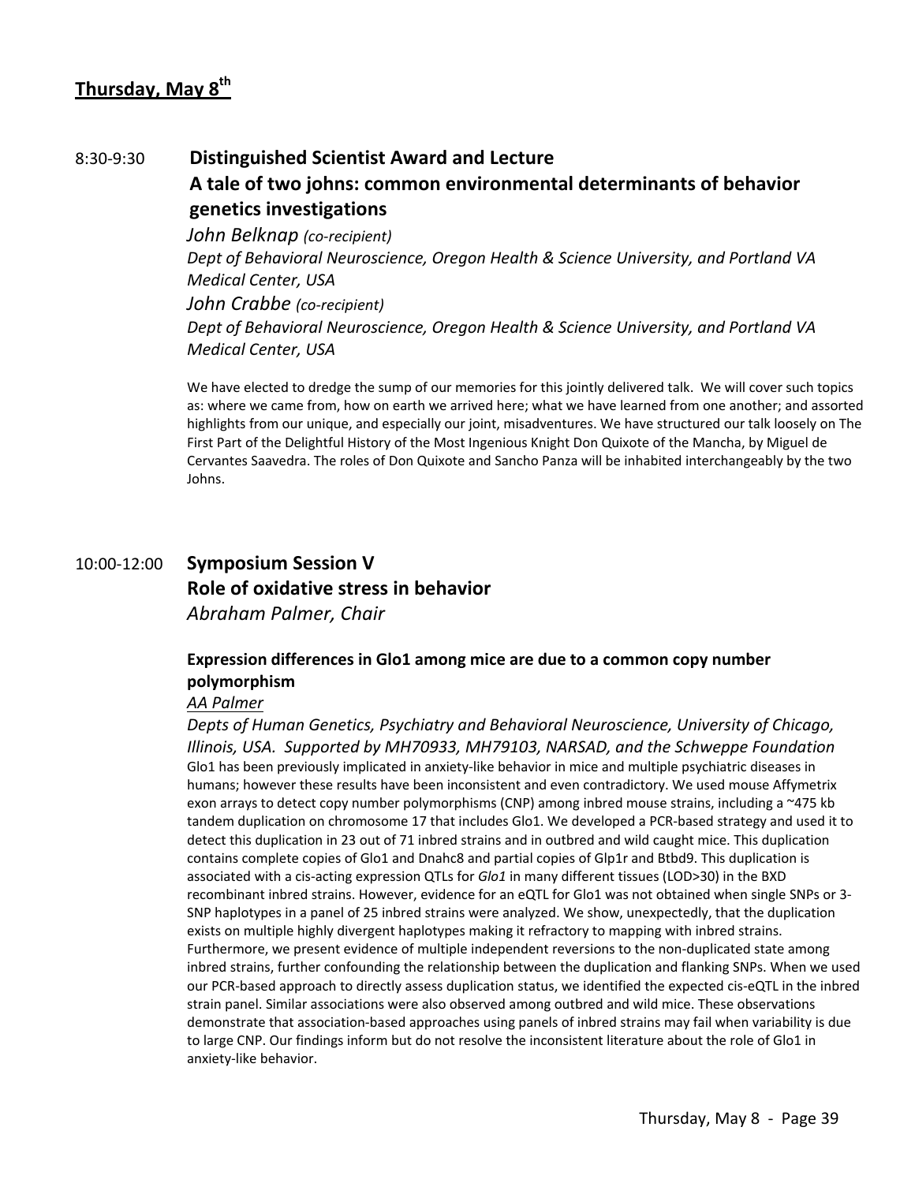## Thursday, May 8th

8:30-9:30 **Distinguished Scientist Award and Lecture**

**A tale of two johns: common environmental determinants of behavior genetics investigations**

*John Belknap (co-recipient)*
*Dept of Behavioral Neuroscience, Oregon Health & Science University, and Portland VA Medical Center, USA*

*John Crabbe (co-recipient)*
*Dept of Behavioral Neuroscience, Oregon Health & Science University, and Portland VA Medical Center, USA*

We have elected to dredge the sump of our memories for this jointly delivered talk. We will cover such topics as: where we came from, how on earth we arrived here; what we have learned from one another; and assorted highlights from our unique, and especially our joint, misadventures. We have structured our talk loosely on The First Part of the Delightful History of the Most Ingenious Knight Don Quixote of the Mancha, by Miguel de Cervantes Saavedra. The roles of Don Quixote and Sancho Panza will be inhabited interchangeably by the two Johns.

10:00-12:00 **Symposium Session V**

**Role of oxidative stress in behavior**

*Abraham Palmer, Chair*

**Expression differences in Glo1 among mice are due to a common copy number polymorphism**

*AA Palmer*

*Depts of Human Genetics, Psychiatry and Behavioral Neuroscience, University of Chicago, Illinois, USA. Supported by MH70933, MH79103, NARSAD, and the Schweppe Foundation*

Glo1 has been previously implicated in anxiety-like behavior in mice and multiple psychiatric diseases in humans; however these results have been inconsistent and even contradictory. We used mouse Affymetrix exon arrays to detect copy number polymorphisms (CNP) among inbred mouse strains, including a ~475 kb tandem duplication on chromosome 17 that includes Glo1. We developed a PCR-based strategy and used it to detect this duplication in 23 out of 71 inbred strains and in outbred and wild caught mice. This duplication contains complete copies of Glo1 and Dnahc8 and partial copies of Glp1r and Btbd9. This duplication is associated with a cis-acting expression QTLs for *Glo1* in many different tissues (LOD>30) in the BXD recombinant inbred strains. However, evidence for an eQTL for Glo1 was not obtained when single SNPs or 3-SNP haplotypes in a panel of 25 inbred strains were analyzed. We show, unexpectedly, that the duplication exists on multiple highly divergent haplotypes making it refractory to mapping with inbred strains. Furthermore, we present evidence of multiple independent reversions to the non-duplicated state among inbred strains, further confounding the relationship between the duplication and flanking SNPs. When we used our PCR-based approach to directly assess duplication status, we identified the expected cis-eQTL in the inbred strain panel. Similar associations were also observed among outbred and wild mice. These observations demonstrate that association-based approaches using panels of inbred strains may fail when variability is due to large CNP. Our findings inform but do not resolve the inconsistent literature about the role of Glo1 in anxiety-like behavior.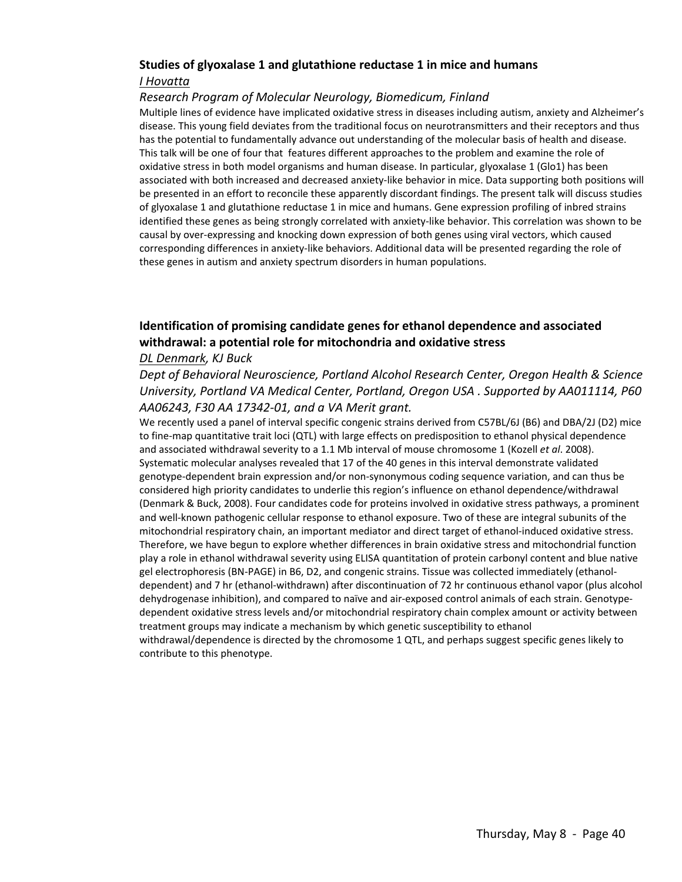### Studies of glyoxalase 1 and glutathione reductase 1 in mice and humans

*I Hovatta*

*Research Program of Molecular Neurology, Biomedicum, Finland*

Multiple lines of evidence have implicated oxidative stress in diseases including autism, anxiety and Alzheimer's disease. This young field deviates from the traditional focus on neurotransmitters and their receptors and thus has the potential to fundamentally advance out understanding of the molecular basis of health and disease. This talk will be one of four that features different approaches to the problem and examine the role of oxidative stress in both model organisms and human disease. In particular, glyoxalase 1 (Glo1) has been associated with both increased and decreased anxiety-like behavior in mice. Data supporting both positions will be presented in an effort to reconcile these apparently discordant findings. The present talk will discuss studies of glyoxalase 1 and glutathione reductase 1 in mice and humans. Gene expression profiling of inbred strains identified these genes as being strongly correlated with anxiety-like behavior. This correlation was shown to be causal by over-expressing and knocking down expression of both genes using viral vectors, which caused corresponding differences in anxiety-like behaviors. Additional data will be presented regarding the role of these genes in autism and anxiety spectrum disorders in human populations.

### Identification of promising candidate genes for ethanol dependence and associated withdrawal: a potential role for mitochondria and oxidative stress

*DL Denmark, KJ Buck*

*Dept of Behavioral Neuroscience, Portland Alcohol Research Center, Oregon Health & Science University, Portland VA Medical Center, Portland, Oregon USA . Supported by AA011114, P60 AA06243, F30 AA 17342-01, and a VA Merit grant.*

We recently used a panel of interval specific congenic strains derived from C57BL/6J (B6) and DBA/2J (D2) mice to fine-map quantitative trait loci (QTL) with large effects on predisposition to ethanol physical dependence and associated withdrawal severity to a 1.1 Mb interval of mouse chromosome 1 (Kozell *et al*. 2008). Systematic molecular analyses revealed that 17 of the 40 genes in this interval demonstrate validated genotype-dependent brain expression and/or non-synonymous coding sequence variation, and can thus be considered high priority candidates to underlie this region's influence on ethanol dependence/withdrawal (Denmark & Buck, 2008). Four candidates code for proteins involved in oxidative stress pathways, a prominent and well-known pathogenic cellular response to ethanol exposure. Two of these are integral subunits of the mitochondrial respiratory chain, an important mediator and direct target of ethanol-induced oxidative stress. Therefore, we have begun to explore whether differences in brain oxidative stress and mitochondrial function play a role in ethanol withdrawal severity using ELISA quantitation of protein carbonyl content and blue native gel electrophoresis (BN-PAGE) in B6, D2, and congenic strains. Tissue was collected immediately (ethanol-dependent) and 7 hr (ethanol-withdrawn) after discontinuation of 72 hr continuous ethanol vapor (plus alcohol dehydrogenase inhibition), and compared to naïve and air-exposed control animals of each strain. Genotype-dependent oxidative stress levels and/or mitochondrial respiratory chain complex amount or activity between treatment groups may indicate a mechanism by which genetic susceptibility to ethanol withdrawal/dependence is directed by the chromosome 1 QTL, and perhaps suggest specific genes likely to contribute to this phenotype.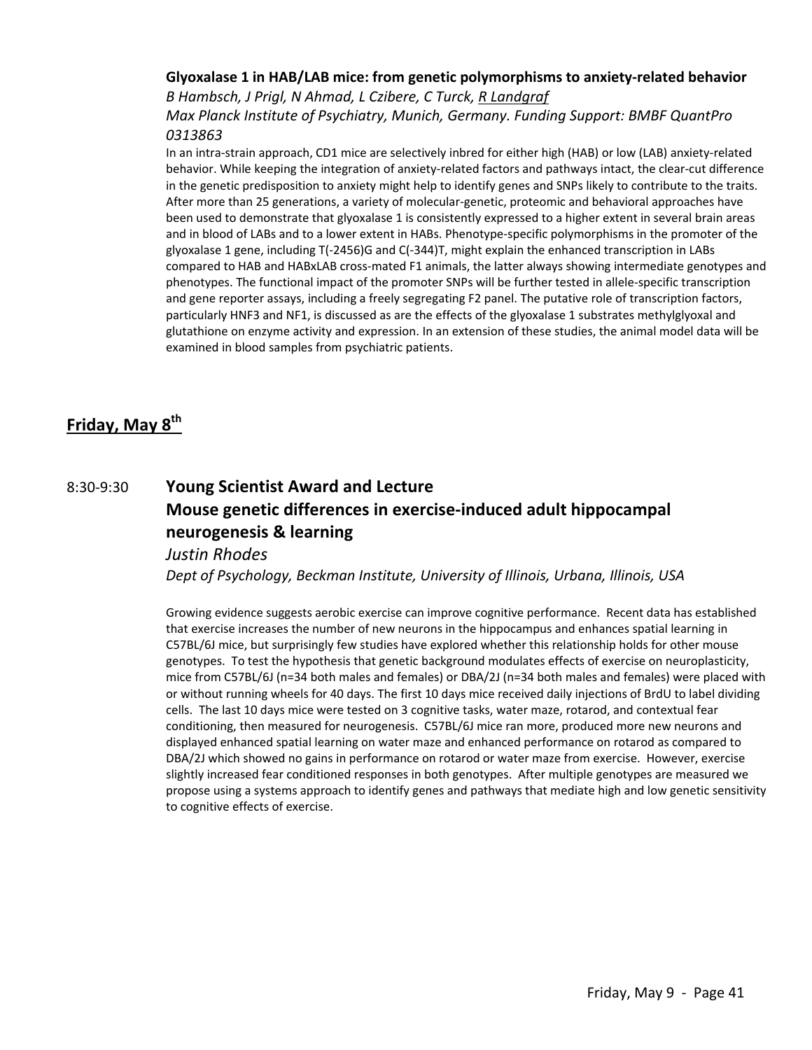**Glyoxalase 1 in HAB/LAB mice: from genetic polymorphisms to anxiety-related behavior**

*B Hambsch, J Prigl, N Ahmad, L Czibere, C Turck, R Landgraf*

*Max Planck Institute of Psychiatry, Munich, Germany. Funding Support: BMBF QuantPro 0313863*

In an intra-strain approach, CD1 mice are selectively inbred for either high (HAB) or low (LAB) anxiety-related behavior. While keeping the integration of anxiety-related factors and pathways intact, the clear-cut difference in the genetic predisposition to anxiety might help to identify genes and SNPs likely to contribute to the traits. After more than 25 generations, a variety of molecular-genetic, proteomic and behavioral approaches have been used to demonstrate that glyoxalase 1 is consistently expressed to a higher extent in several brain areas and in blood of LABs and to a lower extent in HABs. Phenotype-specific polymorphisms in the promoter of the glyoxalase 1 gene, including T(-2456)G and C(-344)T, might explain the enhanced transcription in LABs compared to HAB and HABxLAB cross-mated F1 animals, the latter always showing intermediate genotypes and phenotypes. The functional impact of the promoter SNPs will be further tested in allele-specific transcription and gene reporter assays, including a freely segregating F2 panel. The putative role of transcription factors, particularly HNF3 and NF1, is discussed as are the effects of the glyoxalase 1 substrates methylglyoxal and glutathione on enzyme activity and expression. In an extension of these studies, the animal model data will be examined in blood samples from psychiatric patients.

## Friday, May 8th

8:30-9:30 **Young Scientist Award and Lecture**

### Mouse genetic differences in exercise-induced adult hippocampal neurogenesis & learning

*Justin Rhodes*

*Dept of Psychology, Beckman Institute, University of Illinois, Urbana, Illinois, USA*

Growing evidence suggests aerobic exercise can improve cognitive performance. Recent data has established that exercise increases the number of new neurons in the hippocampus and enhances spatial learning in C57BL/6J mice, but surprisingly few studies have explored whether this relationship holds for other mouse genotypes. To test the hypothesis that genetic background modulates effects of exercise on neuroplasticity, mice from C57BL/6J (n=34 both males and females) or DBA/2J (n=34 both males and females) were placed with or without running wheels for 40 days. The first 10 days mice received daily injections of BrdU to label dividing cells. The last 10 days mice were tested on 3 cognitive tasks, water maze, rotarod, and contextual fear conditioning, then measured for neurogenesis. C57BL/6J mice ran more, produced more new neurons and displayed enhanced spatial learning on water maze and enhanced performance on rotarod as compared to DBA/2J which showed no gains in performance on rotarod or water maze from exercise. However, exercise slightly increased fear conditioned responses in both genotypes. After multiple genotypes are measured we propose using a systems approach to identify genes and pathways that mediate high and low genetic sensitivity to cognitive effects of exercise.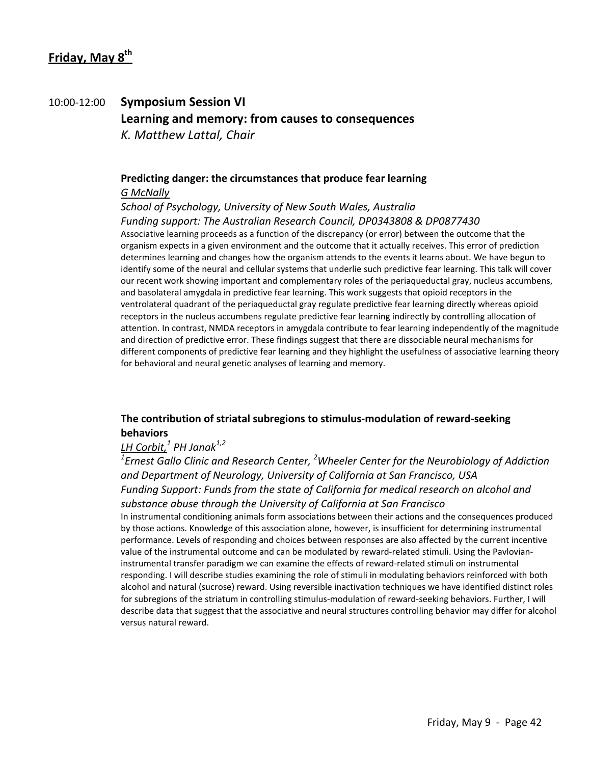## Friday, May 8th

10:00-12:00 **Symposium Session VI**

**Learning and memory: from causes to consequences**

*K. Matthew Lattal, Chair*

**Predicting danger: the circumstances that produce fear learning**

*G McNally*

*School of Psychology, University of New South Wales, Australia*

*Funding support: The Australian Research Council, DP0343808 & DP0877430*

Associative learning proceeds as a function of the discrepancy (or error) between the outcome that the organism expects in a given environment and the outcome that it actually receives. This error of prediction determines learning and changes how the organism attends to the events it learns about. We have begun to identify some of the neural and cellular systems that underlie such predictive fear learning. This talk will cover our recent work showing important and complementary roles of the periaqueductal gray, nucleus accumbens, and basolateral amygdala in predictive fear learning. This work suggests that opioid receptors in the ventrolateral quadrant of the periaqueductal gray regulate predictive fear learning directly whereas opioid receptors in the nucleus accumbens regulate predictive fear learning indirectly by controlling allocation of attention. In contrast, NMDA receptors in amygdala contribute to fear learning independently of the magnitude and direction of predictive error. These findings suggest that there are dissociable neural mechanisms for different components of predictive fear learning and they highlight the usefulness of associative learning theory for behavioral and neural genetic analyses of learning and memory.

**The contribution of striatal subregions to stimulus-modulation of reward-seeking behaviors**

*LH Corbit,[1] PH Janak[1,2]*

*[1]Ernest Gallo Clinic and Research Center, [2]Wheeler Center for the Neurobiology of Addiction and Department of Neurology, University of California at San Francisco, USA*

*Funding Support: Funds from the state of California for medical research on alcohol and substance abuse through the University of California at San Francisco*

In instrumental conditioning animals form associations between their actions and the consequences produced by those actions. Knowledge of this association alone, however, is insufficient for determining instrumental performance. Levels of responding and choices between responses are also affected by the current incentive value of the instrumental outcome and can be modulated by reward-related stimuli. Using the Pavlovian-instrumental transfer paradigm we can examine the effects of reward-related stimuli on instrumental responding. I will describe studies examining the role of stimuli in modulating behaviors reinforced with both alcohol and natural (sucrose) reward. Using reversible inactivation techniques we have identified distinct roles for subregions of the striatum in controlling stimulus-modulation of reward-seeking behaviors. Further, I will describe data that suggest that the associative and neural structures controlling behavior may differ for alcohol versus natural reward.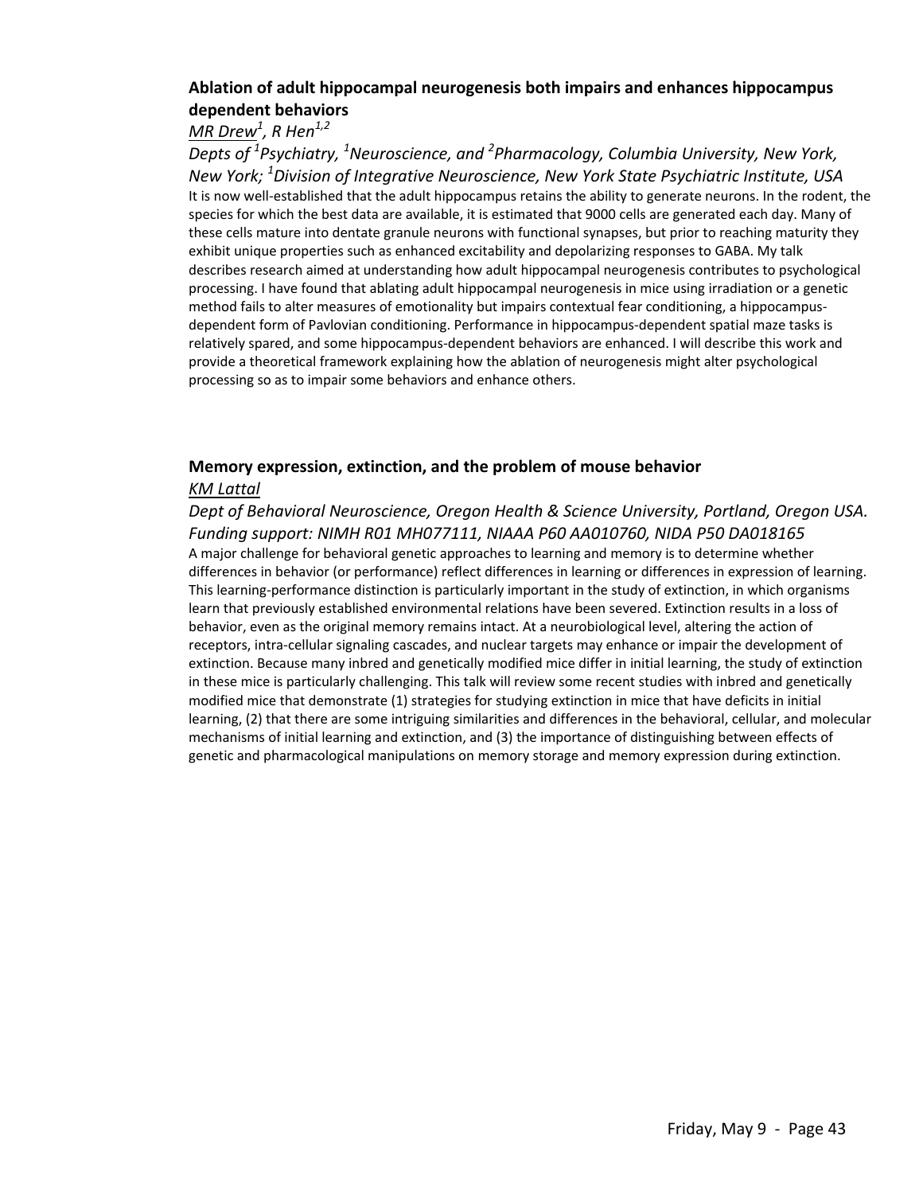### Ablation of adult hippocampal neurogenesis both impairs and enhances hippocampus dependent behaviors

*MR Drew[1], R Hen[1,2]*

*Depts of [1]Psychiatry, [1]Neuroscience, and [2]Pharmacology, Columbia University, New York, New York; [1]Division of Integrative Neuroscience, New York State Psychiatric Institute, USA*

It is now well-established that the adult hippocampus retains the ability to generate neurons. In the rodent, the species for which the best data are available, it is estimated that 9000 cells are generated each day. Many of these cells mature into dentate granule neurons with functional synapses, but prior to reaching maturity they exhibit unique properties such as enhanced excitability and depolarizing responses to GABA. My talk describes research aimed at understanding how adult hippocampal neurogenesis contributes to psychological processing. I have found that ablating adult hippocampal neurogenesis in mice using irradiation or a genetic method fails to alter measures of emotionality but impairs contextual fear conditioning, a hippocampus-dependent form of Pavlovian conditioning. Performance in hippocampus-dependent spatial maze tasks is relatively spared, and some hippocampus-dependent behaviors are enhanced. I will describe this work and provide a theoretical framework explaining how the ablation of neurogenesis might alter psychological processing so as to impair some behaviors and enhance others.

### Memory expression, extinction, and the problem of mouse behavior

*KM Lattal*

*Dept of Behavioral Neuroscience, Oregon Health & Science University, Portland, Oregon USA. Funding support: NIMH R01 MH077111, NIAAA P60 AA010760, NIDA P50 DA018165*

A major challenge for behavioral genetic approaches to learning and memory is to determine whether differences in behavior (or performance) reflect differences in learning or differences in expression of learning. This learning-performance distinction is particularly important in the study of extinction, in which organisms learn that previously established environmental relations have been severed. Extinction results in a loss of behavior, even as the original memory remains intact. At a neurobiological level, altering the action of receptors, intra-cellular signaling cascades, and nuclear targets may enhance or impair the development of extinction. Because many inbred and genetically modified mice differ in initial learning, the study of extinction in these mice is particularly challenging. This talk will review some recent studies with inbred and genetically modified mice that demonstrate (1) strategies for studying extinction in mice that have deficits in initial learning, (2) that there are some intriguing similarities and differences in the behavioral, cellular, and molecular mechanisms of initial learning and extinction, and (3) the importance of distinguishing between effects of genetic and pharmacological manipulations on memory storage and memory expression during extinction.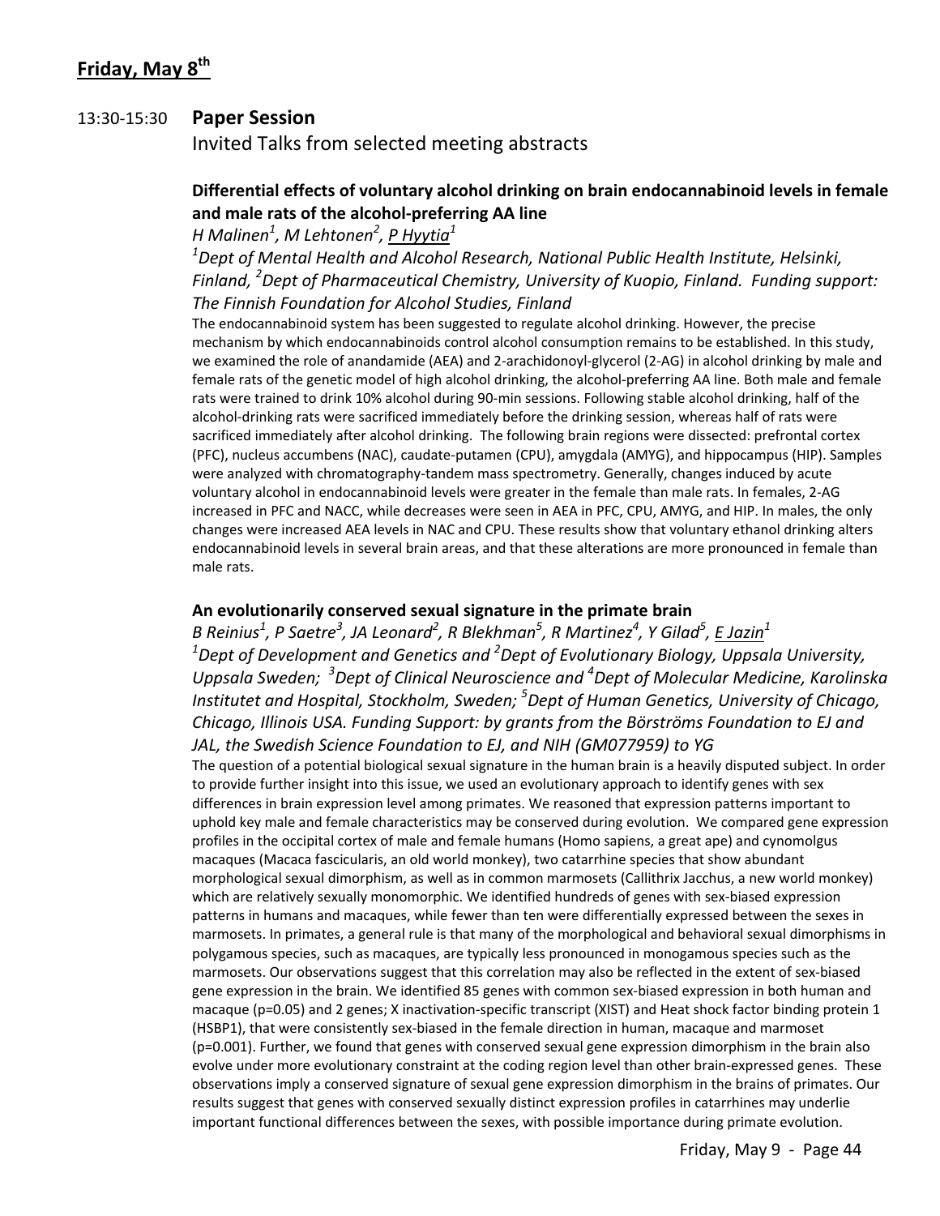## Friday, May 8th

13:30-15:30 **Paper Session**

Invited Talks from selected meeting abstracts

### Differential effects of voluntary alcohol drinking on brain endocannabinoid levels in female and male rats of the alcohol-preferring AA line

*H Malinen[1], M Lehtonen[2], P Hyytia[1]*

*[1]Dept of Mental Health and Alcohol Research, National Public Health Institute, Helsinki, Finland, [2]Dept of Pharmaceutical Chemistry, University of Kuopio, Finland. Funding support: The Finnish Foundation for Alcohol Studies, Finland*

The endocannabinoid system has been suggested to regulate alcohol drinking. However, the precise mechanism by which endocannabinoids control alcohol consumption remains to be established. In this study, we examined the role of anandamide (AEA) and 2-arachidonoyl-glycerol (2-AG) in alcohol drinking by male and female rats of the genetic model of high alcohol drinking, the alcohol-preferring AA line. Both male and female rats were trained to drink 10% alcohol during 90-min sessions. Following stable alcohol drinking, half of the alcohol-drinking rats were sacrificed immediately before the drinking session, whereas half of rats were sacrificed immediately after alcohol drinking. The following brain regions were dissected: prefrontal cortex (PFC), nucleus accumbens (NAC), caudate-putamen (CPU), amygdala (AMYG), and hippocampus (HIP). Samples were analyzed with chromatography-tandem mass spectrometry. Generally, changes induced by acute voluntary alcohol in endocannabinoid levels were greater in the female than male rats. In females, 2-AG increased in PFC and NACC, while decreases were seen in AEA in PFC, CPU, AMYG, and HIP. In males, the only changes were increased AEA levels in NAC and CPU. These results show that voluntary ethanol drinking alters endocannabinoid levels in several brain areas, and that these alterations are more pronounced in female than male rats.

### An evolutionarily conserved sexual signature in the primate brain

*B Reinius[1], P Saetre[3], JA Leonard[2], R Blekhman[5], R Martinez[4], Y Gilad[5], E Jazin[1]*

*[1]Dept of Development and Genetics and [2]Dept of Evolutionary Biology, Uppsala University, Uppsala Sweden; [3]Dept of Clinical Neuroscience and [4]Dept of Molecular Medicine, Karolinska Institutet and Hospital, Stockholm, Sweden; [5]Dept of Human Genetics, University of Chicago, Chicago, Illinois USA. Funding Support: by grants from the Börströms Foundation to EJ and JAL, the Swedish Science Foundation to EJ, and NIH (GM077959) to YG*

The question of a potential biological sexual signature in the human brain is a heavily disputed subject. In order to provide further insight into this issue, we used an evolutionary approach to identify genes with sex differences in brain expression level among primates. We reasoned that expression patterns important to uphold key male and female characteristics may be conserved during evolution. We compared gene expression profiles in the occipital cortex of male and female humans (Homo sapiens, a great ape) and cynomolgus macaques (Macaca fascicularis, an old world monkey), two catarrhine species that show abundant morphological sexual dimorphism, as well as in common marmosets (Callithrix Jacchus, a new world monkey) which are relatively sexually monomorphic. We identified hundreds of genes with sex-biased expression patterns in humans and macaques, while fewer than ten were differentially expressed between the sexes in marmosets. In primates, a general rule is that many of the morphological and behavioral sexual dimorphisms in polygamous species, such as macaques, are typically less pronounced in monogamous species such as the marmosets. Our observations suggest that this correlation may also be reflected in the extent of sex-biased gene expression in the brain. We identified 85 genes with common sex-biased expression in both human and macaque ($p=0.05$) and 2 genes; X inactivation-specific transcript (XIST) and Heat shock factor binding protein 1 (HSBP1), that were consistently sex-biased in the female direction in human, macaque and marmoset ($p=0.001$). Further, we found that genes with conserved sexual gene expression dimorphism in the brain also evolve under more evolutionary constraint at the coding region level than other brain-expressed genes. These observations imply a conserved signature of sexual gene expression dimorphism in the brains of primates. Our results suggest that genes with conserved sexually distinct expression profiles in catarrhines may underlie important functional differences between the sexes, with possible importance during primate evolution.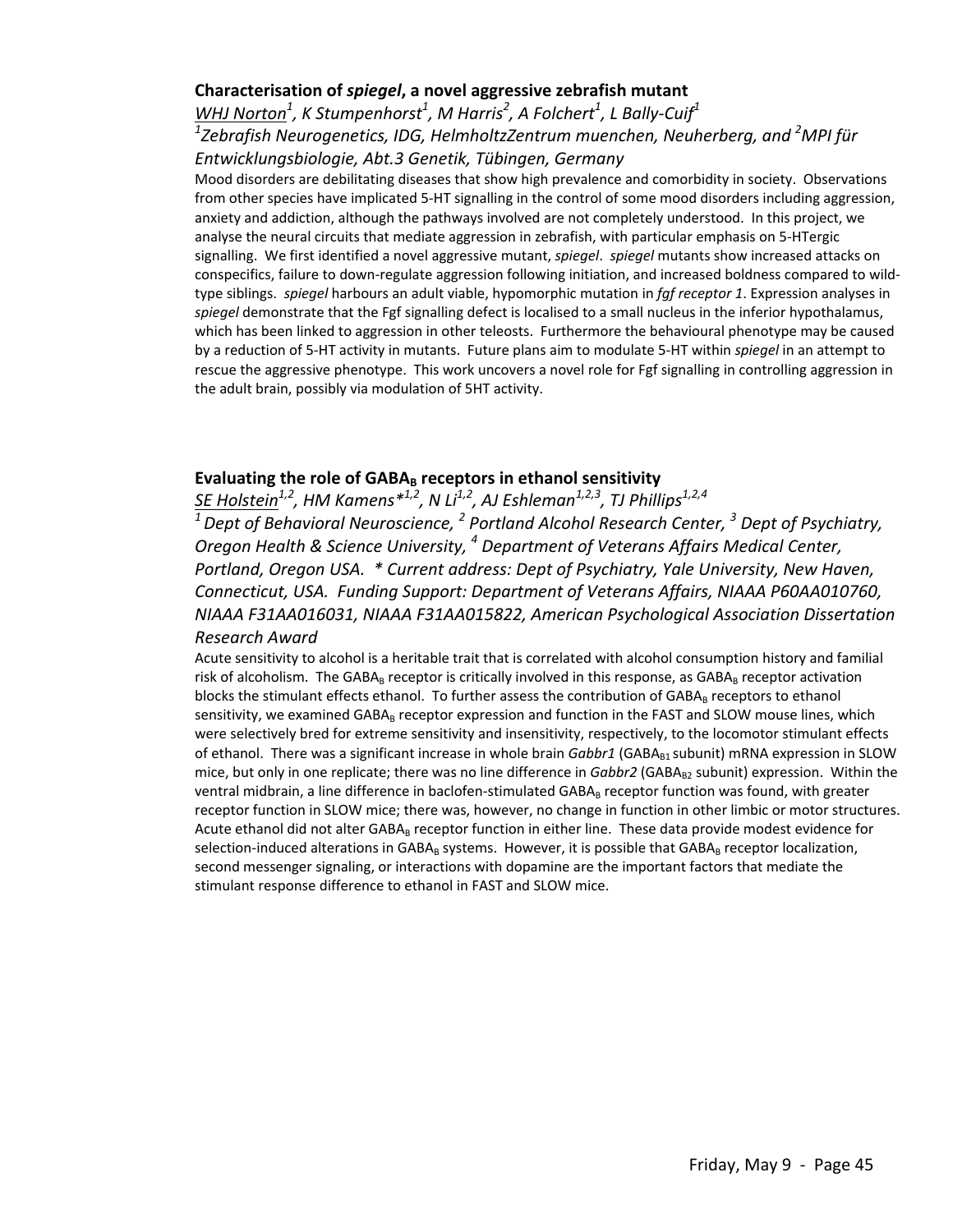### Characterisation of *spiegel*, a novel aggressive zebrafish mutant

*WHJ Norton[1], K Stumpenhorst[1], M Harris[2], A Folchert[1], L Bally-Cuif[1]*

*[1]Zebrafish Neurogenetics, IDG, HelmholtzZentrum muenchen, Neuherberg, and [2]MPI für Entwicklungsbiologie, Abt.3 Genetik, Tübingen, Germany*

Mood disorders are debilitating diseases that show high prevalence and comorbidity in society. Observations from other species have implicated 5-HT signalling in the control of some mood disorders including aggression, anxiety and addiction, although the pathways involved are not completely understood. In this project, we analyse the neural circuits that mediate aggression in zebrafish, with particular emphasis on 5-HTergic signalling. We first identified a novel aggressive mutant, *spiegel*. *spiegel* mutants show increased attacks on conspecifics, failure to down-regulate aggression following initiation, and increased boldness compared to wild-type siblings. *spiegel* harbours an adult viable, hypomorphic mutation in *fgf receptor 1*. Expression analyses in *spiegel* demonstrate that the Fgf signalling defect is localised to a small nucleus in the inferior hypothalamus, which has been linked to aggression in other teleosts. Furthermore the behavioural phenotype may be caused by a reduction of 5-HT activity in mutants. Future plans aim to modulate 5-HT within *spiegel* in an attempt to rescue the aggressive phenotype. This work uncovers a novel role for Fgf signalling in controlling aggression in the adult brain, possibly via modulation of 5HT activity.

### Evaluating the role of $GABA_B$ receptors in ethanol sensitivity

*SE Holstein[1,2], HM Kamens*[1,2], N Li[1,2], AJ Eshleman[1,2,3], TJ Phillips[1,2,4]*

*[1] Dept of Behavioral Neuroscience, [2] Portland Alcohol Research Center, [3] Dept of Psychiatry, Oregon Health & Science University, [4] Department of Veterans Affairs Medical Center, Portland, Oregon USA. * Current address: Dept of Psychiatry, Yale University, New Haven, Connecticut, USA. Funding Support: Department of Veterans Affairs, NIAAA P60AA010760, NIAAA F31AA016031, NIAAA F31AA015822, American Psychological Association Dissertation Research Award*

Acute sensitivity to alcohol is a heritable trait that is correlated with alcohol consumption history and familial risk of alcoholism. The $GABA_B$ receptor is critically involved in this response, as $GABA_B$ receptor activation blocks the stimulant effects ethanol. To further assess the contribution of $GABA_B$ receptors to ethanol sensitivity, we examined $GABA_B$ receptor expression and function in the FAST and SLOW mouse lines, which were selectively bred for extreme sensitivity and insensitivity, respectively, to the locomotor stimulant effects of ethanol. There was a significant increase in whole brain *Gabbr1* ($GABA_{B1}$ subunit) mRNA expression in SLOW mice, but only in one replicate; there was no line difference in *Gabbr2* ($GABA_{B2}$ subunit) expression. Within the ventral midbrain, a line difference in baclofen-stimulated $GABA_B$ receptor function was found, with greater receptor function in SLOW mice; there was, however, no change in function in other limbic or motor structures. Acute ethanol did not alter $GABA_B$ receptor function in either line. These data provide modest evidence for selection-induced alterations in $GABA_B$ systems. However, it is possible that $GABA_B$ receptor localization, second messenger signaling, or interactions with dopamine are the important factors that mediate the stimulant response difference to ethanol in FAST and SLOW mice.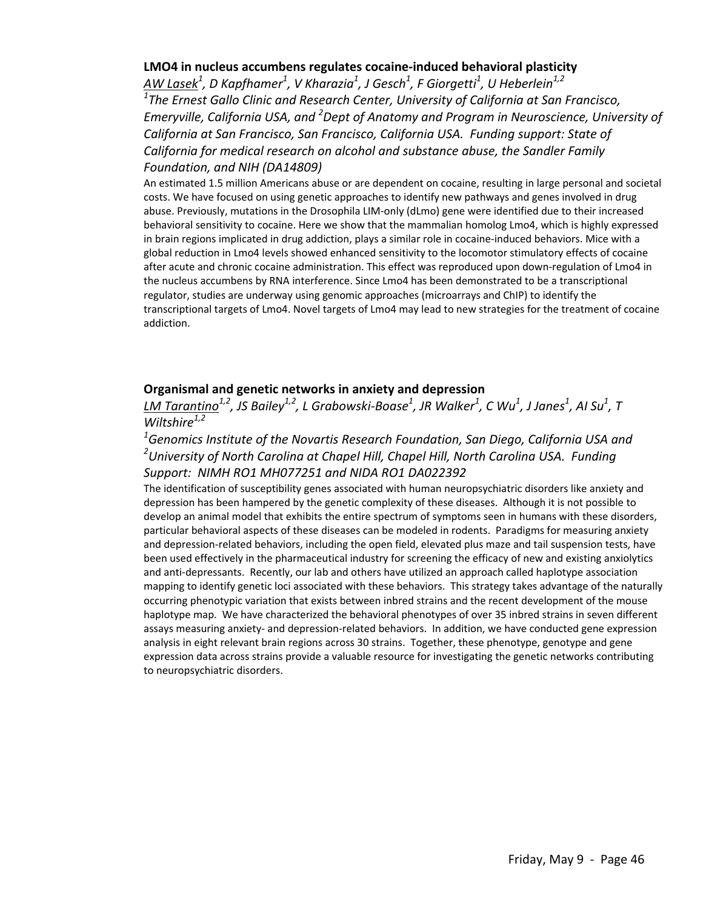### LMO4 in nucleus accumbens regulates cocaine-induced behavioral plasticity

*AW Lasek[1], D Kapfhamer[1], V Kharazia[1], J Gesch[1], F Giorgetti[1], U Heberlein[1,2]*

*[1]The Ernest Gallo Clinic and Research Center, University of California at San Francisco, Emeryville, California USA, and [2]Dept of Anatomy and Program in Neuroscience, University of California at San Francisco, San Francisco, California USA. Funding support: State of California for medical research on alcohol and substance abuse, the Sandler Family Foundation, and NIH (DA14809)*

An estimated 1.5 million Americans abuse or are dependent on cocaine, resulting in large personal and societal costs. We have focused on using genetic approaches to identify new pathways and genes involved in drug abuse. Previously, mutations in the Drosophila LIM-only (dLmo) gene were identified due to their increased behavioral sensitivity to cocaine. Here we show that the mammalian homolog Lmo4, which is highly expressed in brain regions implicated in drug addiction, plays a similar role in cocaine-induced behaviors. Mice with a global reduction in Lmo4 levels showed enhanced sensitivity to the locomotor stimulatory effects of cocaine after acute and chronic cocaine administration. This effect was reproduced upon down-regulation of Lmo4 in the nucleus accumbens by RNA interference. Since Lmo4 has been demonstrated to be a transcriptional regulator, studies are underway using genomic approaches (microarrays and ChIP) to identify the transcriptional targets of Lmo4. Novel targets of Lmo4 may lead to new strategies for the treatment of cocaine addiction.

### Organismal and genetic networks in anxiety and depression

*LM Tarantino[1,2], JS Bailey[1,2], L Grabowski-Boase[1], JR Walker[1], C Wu[1], J Janes[1], AI Su[1], T Wiltshire[1,2]*

*[1]Genomics Institute of the Novartis Research Foundation, San Diego, California USA and [2]University of North Carolina at Chapel Hill, Chapel Hill, North Carolina USA. Funding Support: NIMH RO1 MH077251 and NIDA RO1 DA022392*

The identification of susceptibility genes associated with human neuropsychiatric disorders like anxiety and depression has been hampered by the genetic complexity of these diseases. Although it is not possible to develop an animal model that exhibits the entire spectrum of symptoms seen in humans with these disorders, particular behavioral aspects of these diseases can be modeled in rodents. Paradigms for measuring anxiety and depression-related behaviors, including the open field, elevated plus maze and tail suspension tests, have been used effectively in the pharmaceutical industry for screening the efficacy of new and existing anxiolytics and anti-depressants. Recently, our lab and others have utilized an approach called haplotype association mapping to identify genetic loci associated with these behaviors. This strategy takes advantage of the naturally occurring phenotypic variation that exists between inbred strains and the recent development of the mouse haplotype map. We have characterized the behavioral phenotypes of over 35 inbred strains in seven different assays measuring anxiety- and depression-related behaviors. In addition, we have conducted gene expression analysis in eight relevant brain regions across 30 strains. Together, these phenotype, genotype and gene expression data across strains provide a valuable resource for investigating the genetic networks contributing to neuropsychiatric disorders.